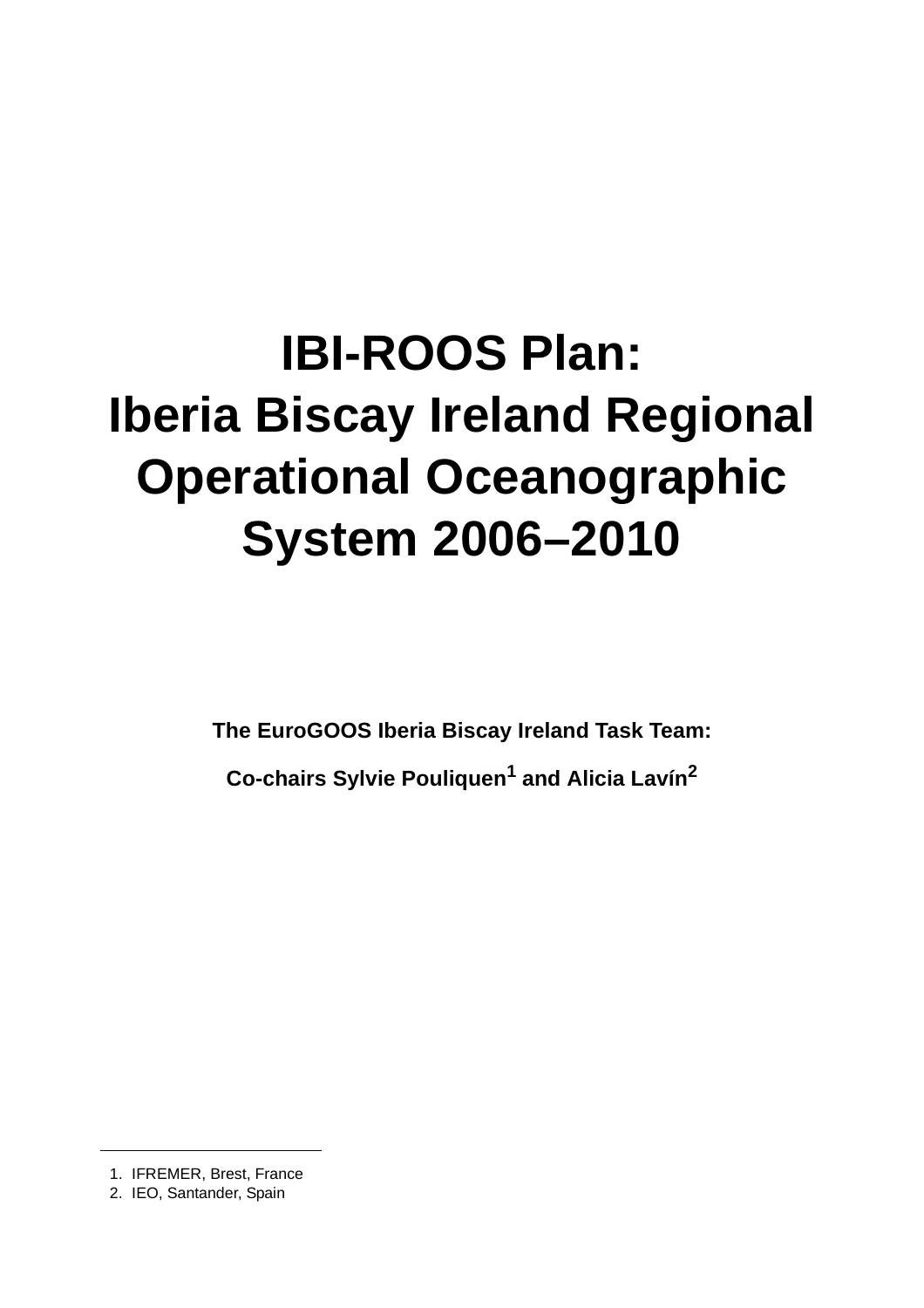# IBI-ROOS Plan: Iberia Biscay Ireland Regional Operational Oceanographic System 2006–2010

**The EuroGOOS Iberia Biscay Ireland Task Team:**

**Co-chairs Sylvie Pouliquen[1] and Alicia Lavín[2]**

---

1. IFREMER, Brest, France
2. IEO, Santander, Spain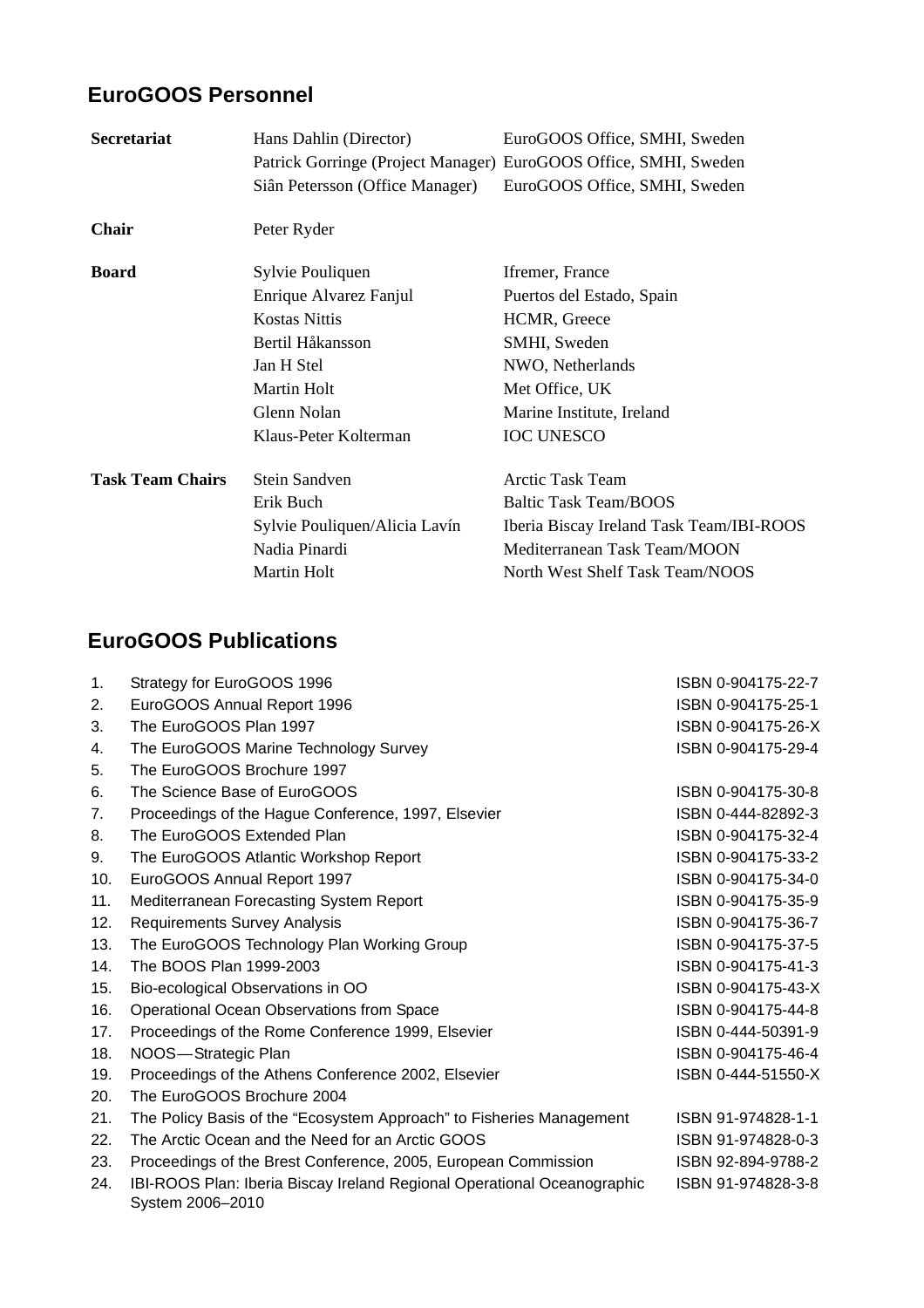## EuroGOOS Personnel

| | | |
|---|---|---|
| **Secretariat** | Hans Dahlin (Director) | EuroGOOS Office, SMHI, Sweden |
| | Patrick Gorringe (Project Manager) | EuroGOOS Office, SMHI, Sweden |
| | Siân Petersson (Office Manager) | EuroGOOS Office, SMHI, Sweden |
| **Chair** | Peter Ryder | |
| **Board** | Sylvie Pouliquen | Ifremer, France |
| | Enrique Alvarez Fanjul | Puertos del Estado, Spain |
| | Kostas Nittis | HCMR, Greece |
| | Bertil Håkansson | SMHI, Sweden |
| | Jan H Stel | NWO, Netherlands |
| | Martin Holt | Met Office, UK |
| | Glenn Nolan | Marine Institute, Ireland |
| | Klaus-Peter Kolterman | IOC UNESCO |
| **Task Team Chairs** | Stein Sandven | Arctic Task Team |
| | Erik Buch | Baltic Task Team/BOOS |
| | Sylvie Pouliquen/Alicia Lavín | Iberia Biscay Ireland Task Team/IBI-ROOS |
| | Nadia Pinardi | Mediterranean Task Team/MOON |
| | Martin Holt | North West Shelf Task Team/NOOS |

## EuroGOOS Publications

| | | |
|---|---|---|
| 1. | Strategy for EuroGOOS 1996 | ISBN 0-904175-22-7 |
| 2. | EuroGOOS Annual Report 1996 | ISBN 0-904175-25-1 |
| 3. | The EuroGOOS Plan 1997 | ISBN 0-904175-26-X |
| 4. | The EuroGOOS Marine Technology Survey | ISBN 0-904175-29-4 |
| 5. | The EuroGOOS Brochure 1997 | |
| 6. | The Science Base of EuroGOOS | ISBN 0-904175-30-8 |
| 7. | Proceedings of the Hague Conference, 1997, Elsevier | ISBN 0-444-82892-3 |
| 8. | The EuroGOOS Extended Plan | ISBN 0-904175-32-4 |
| 9. | The EuroGOOS Atlantic Workshop Report | ISBN 0-904175-33-2 |
| 10. | EuroGOOS Annual Report 1997 | ISBN 0-904175-34-0 |
| 11. | Mediterranean Forecasting System Report | ISBN 0-904175-35-9 |
| 12. | Requirements Survey Analysis | ISBN 0-904175-36-7 |
| 13. | The EuroGOOS Technology Plan Working Group | ISBN 0-904175-37-5 |
| 14. | The BOOS Plan 1999-2003 | ISBN 0-904175-41-3 |
| 15. | Bio-ecological Observations in OO | ISBN 0-904175-43-X |
| 16. | Operational Ocean Observations from Space | ISBN 0-904175-44-8 |
| 17. | Proceedings of the Rome Conference 1999, Elsevier | ISBN 0-444-50391-9 |
| 18. | NOOS—Strategic Plan | ISBN 0-904175-46-4 |
| 19. | Proceedings of the Athens Conference 2002, Elsevier | ISBN 0-444-51550-X |
| 20. | The EuroGOOS Brochure 2004 | |
| 21. | The Policy Basis of the “Ecosystem Approach” to Fisheries Management | ISBN 91-974828-1-1 |
| 22. | The Arctic Ocean and the Need for an Arctic GOOS | ISBN 91-974828-0-3 |
| 23. | Proceedings of the Brest Conference, 2005, European Commission | ISBN 92-894-9788-2 |
| 24. | IBI-ROOS Plan: Iberia Biscay Ireland Regional Operational Oceanographic System 2006–2010 | ISBN 91-974828-3-8 |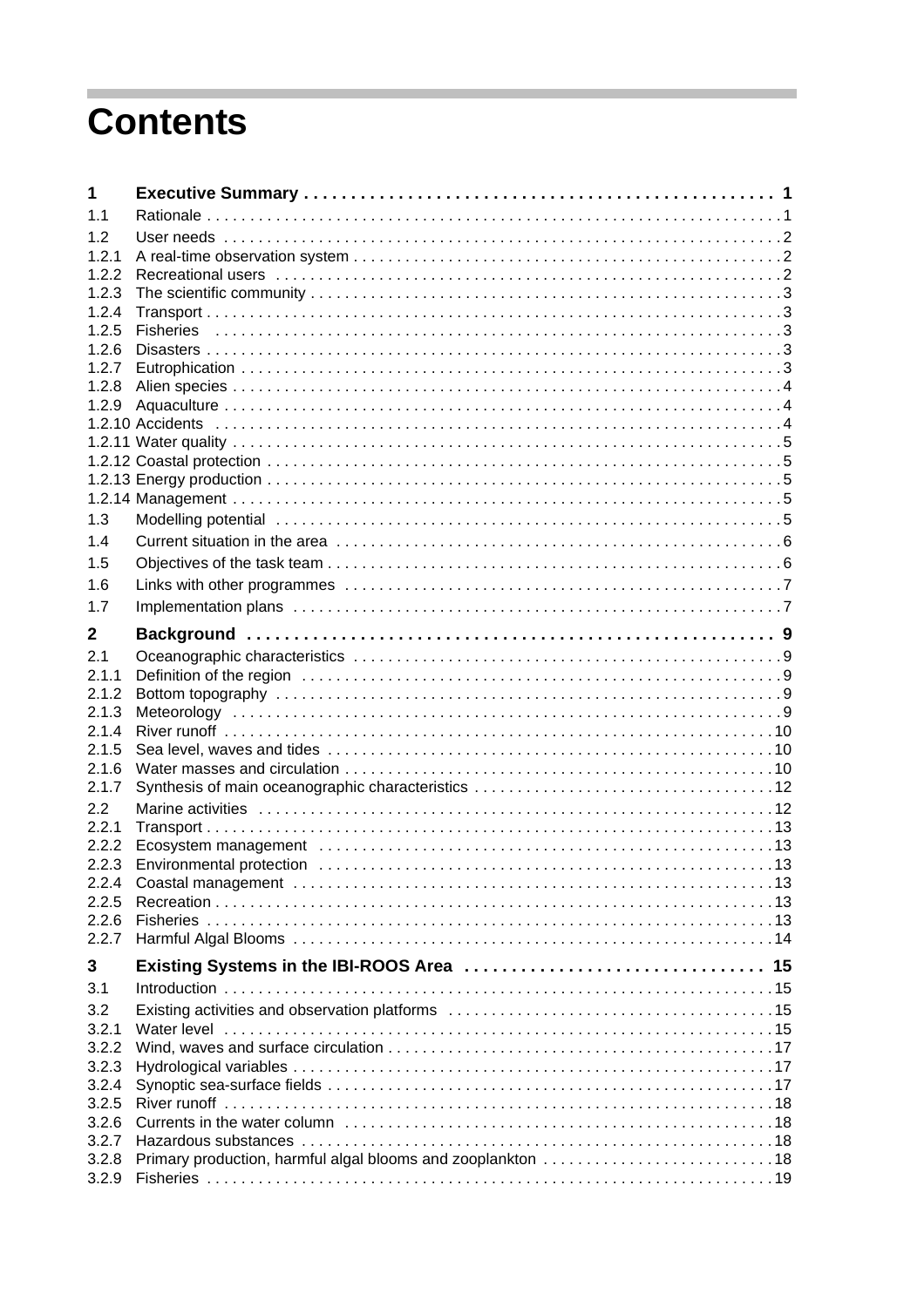# Contents

| | | |
|---|---|---|
| **1** | **Executive Summary** | **1** |
| 1.1 | Rationale | 1 |
| 1.2 | User needs | 2 |
| 1.2.1 | A real-time observation system | 2 |
| 1.2.2 | Recreational users | 2 |
| 1.2.3 | The scientific community | 3 |
| 1.2.4 | Transport | 3 |
| 1.2.5 | Fisheries | 3 |
| 1.2.6 | Disasters | 3 |
| 1.2.7 | Eutrophication | 3 |
| 1.2.8 | Alien species | 4 |
| 1.2.9 | Aquaculture | 4 |
| 1.2.10 | Accidents | 4 |
| 1.2.11 | Water quality | 5 |
| 1.2.12 | Coastal protection | 5 |
| 1.2.13 | Energy production | 5 |
| 1.2.14 | Management | 5 |
| 1.3 | Modelling potential | 5 |
| 1.4 | Current situation in the area | 6 |
| 1.5 | Objectives of the task team | 6 |
| 1.6 | Links with other programmes | 7 |
| 1.7 | Implementation plans | 7 |
| **2** | **Background** | **9** |
| 2.1 | Oceanographic characteristics | 9 |
| 2.1.1 | Definition of the region | 9 |
| 2.1.2 | Bottom topography | 9 |
| 2.1.3 | Meteorology | 9 |
| 2.1.4 | River runoff | 10 |
| 2.1.5 | Sea level, waves and tides | 10 |
| 2.1.6 | Water masses and circulation | 10 |
| 2.1.7 | Synthesis of main oceanographic characteristics | 12 |
| 2.2 | Marine activities | 12 |
| 2.2.1 | Transport | 13 |
| 2.2.2 | Ecosystem management | 13 |
| 2.2.3 | Environmental protection | 13 |
| 2.2.4 | Coastal management | 13 |
| 2.2.5 | Recreation | 13 |
| 2.2.6 | Fisheries | 13 |
| 2.2.7 | Harmful Algal Blooms | 14 |
| **3** | **Existing Systems in the IBI-ROOS Area** | **15** |
| 3.1 | Introduction | 15 |
| 3.2 | Existing activities and observation platforms | 15 |
| 3.2.1 | Water level | 15 |
| 3.2.2 | Wind, waves and surface circulation | 17 |
| 3.2.3 | Hydrological variables | 17 |
| 3.2.4 | Synoptic sea-surface fields | 17 |
| 3.2.5 | River runoff | 18 |
| 3.2.6 | Currents in the water column | 18 |
| 3.2.7 | Hazardous substances | 18 |
| 3.2.8 | Primary production, harmful algal blooms and zooplankton | 18 |
| 3.2.9 | Fisheries | 19 |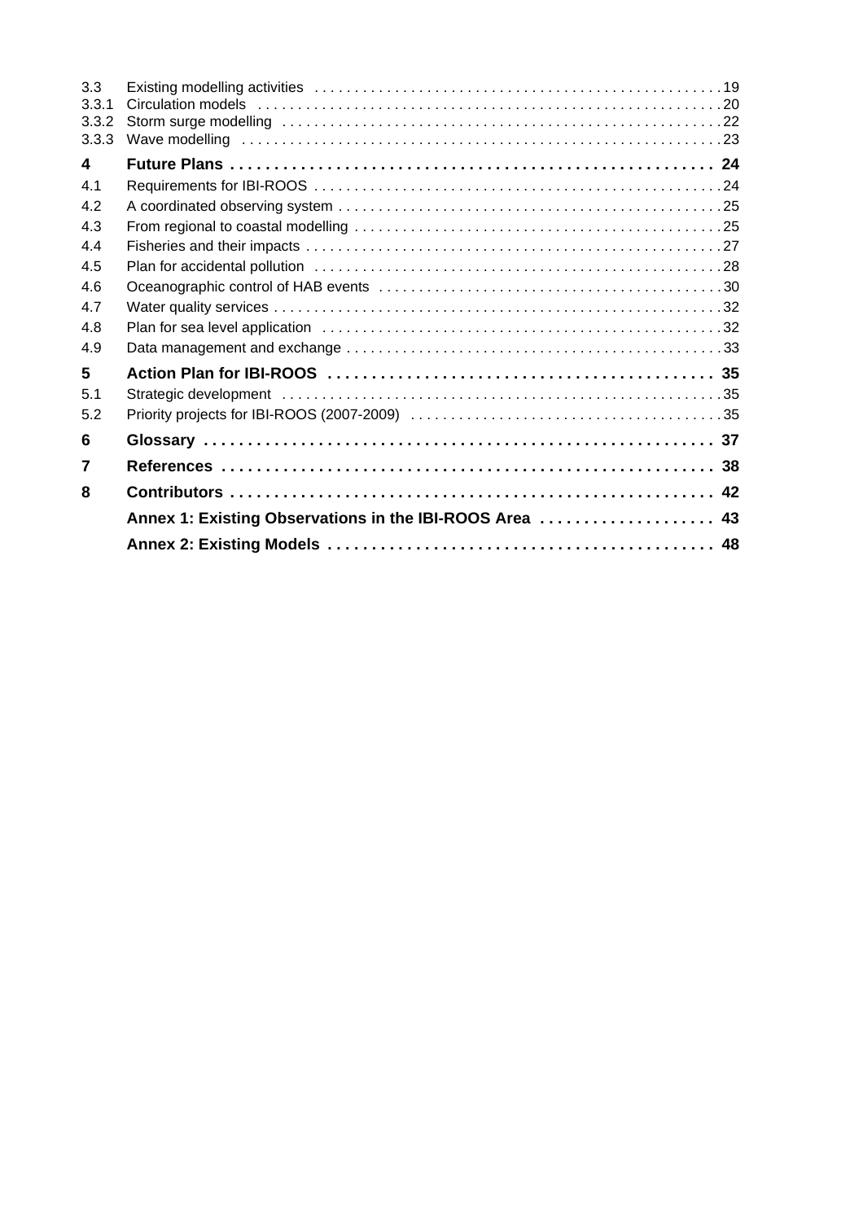| | | |
|---|---|---|
| 3.3 | Existing modelling activities | 19 |
| 3.3.1 | Circulation models | 20 |
| 3.3.2 | Storm surge modelling | 22 |
| 3.3.3 | Wave modelling | 23 |
| **4** | **Future Plans** | **24** |
| 4.1 | Requirements for IBI-ROOS | 24 |
| 4.2 | A coordinated observing system | 25 |
| 4.3 | From regional to coastal modelling | 25 |
| 4.4 | Fisheries and their impacts | 27 |
| 4.5 | Plan for accidental pollution | 28 |
| 4.6 | Oceanographic control of HAB events | 30 |
| 4.7 | Water quality services | 32 |
| 4.8 | Plan for sea level application | 32 |
| 4.9 | Data management and exchange | 33 |
| **5** | **Action Plan for IBI-ROOS** | **35** |
| 5.1 | Strategic development | 35 |
| 5.2 | Priority projects for IBI-ROOS (2007-2009) | 35 |
| **6** | **Glossary** | **37** |
| **7** | **References** | **38** |
| **8** | **Contributors** | **42** |
| | **Annex 1: Existing Observations in the IBI-ROOS Area** | **43** |
| | **Annex 2: Existing Models** | **48** |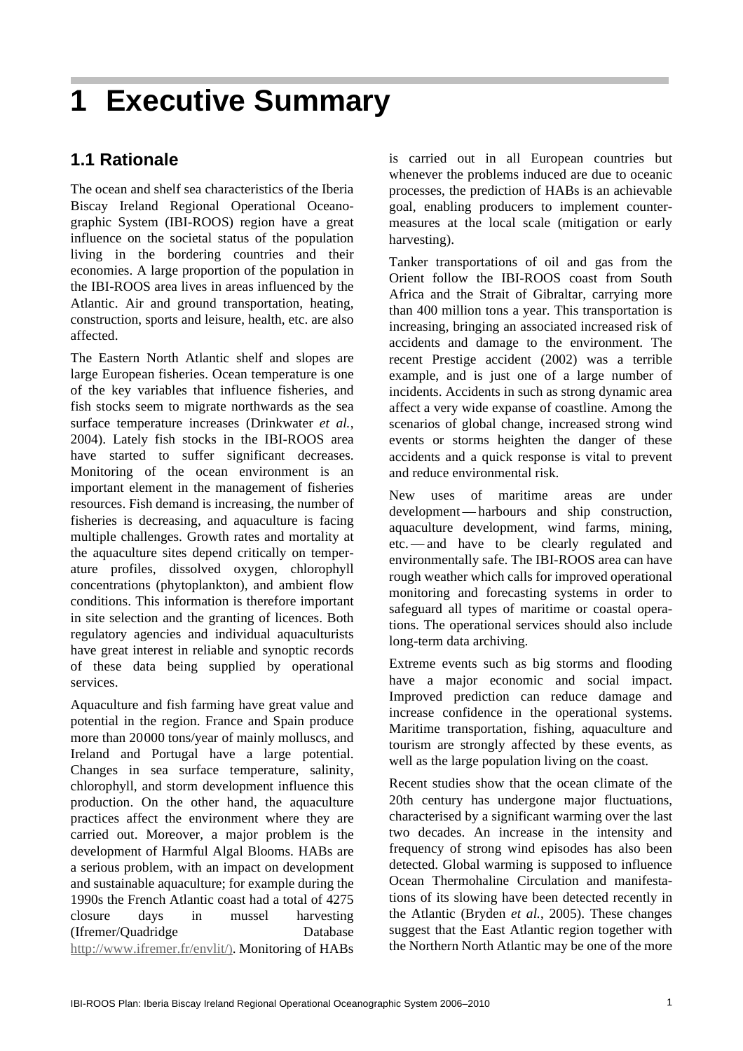# 1 Executive Summary

## 1.1 Rationale

The ocean and shelf sea characteristics of the Iberia Biscay Ireland Regional Operational Oceanographic System (IBI-ROOS) region have a great influence on the societal status of the population living in the bordering countries and their economies. A large proportion of the population in the IBI-ROOS area lives in areas influenced by the Atlantic. Air and ground transportation, heating, construction, sports and leisure, health, etc. are also affected.

The Eastern North Atlantic shelf and slopes are large European fisheries. Ocean temperature is one of the key variables that influence fisheries, and fish stocks seem to migrate northwards as the sea surface temperature increases (Drinkwater *et al.*, 2004). Lately fish stocks in the IBI-ROOS area have started to suffer significant decreases. Monitoring of the ocean environment is an important element in the management of fisheries resources. Fish demand is increasing, the number of fisheries is decreasing, and aquaculture is facing multiple challenges. Growth rates and mortality at the aquaculture sites depend critically on temperature profiles, dissolved oxygen, chlorophyll concentrations (phytoplankton), and ambient flow conditions. This information is therefore important in site selection and the granting of licences. Both regulatory agencies and individual aquaculturists have great interest in reliable and synoptic records of these data being supplied by operational services.

Aquaculture and fish farming have great value and potential in the region. France and Spain produce more than 20000 tons/year of mainly molluscs, and Ireland and Portugal have a large potential. Changes in sea surface temperature, salinity, chlorophyll, and storm development influence this production. On the other hand, the aquaculture practices affect the environment where they are carried out. Moreover, a major problem is the development of Harmful Algal Blooms. HABs are a serious problem, with an impact on development and sustainable aquaculture; for example during the 1990s the French Atlantic coast had a total of 4275 closure days in mussel harvesting (Ifremer/Quadridge Database http://www.ifremer.fr/envlit/). Monitoring of HABs is carried out in all European countries but whenever the problems induced are due to oceanic processes, the prediction of HABs is an achievable goal, enabling producers to implement counter-measures at the local scale (mitigation or early harvesting).

Tanker transportations of oil and gas from the Orient follow the IBI-ROOS coast from South Africa and the Strait of Gibraltar, carrying more than 400 million tons a year. This transportation is increasing, bringing an associated increased risk of accidents and damage to the environment. The recent Prestige accident (2002) was a terrible example, and is just one of a large number of incidents. Accidents in such as strong dynamic area affect a very wide expanse of coastline. Among the scenarios of global change, increased strong wind events or storms heighten the danger of these accidents and a quick response is vital to prevent and reduce environmental risk.

New uses of maritime areas are under development — harbours and ship construction, aquaculture development, wind farms, mining, etc. — and have to be clearly regulated and environmentally safe. The IBI-ROOS area can have rough weather which calls for improved operational monitoring and forecasting systems in order to safeguard all types of maritime or coastal operations. The operational services should also include long-term data archiving.

Extreme events such as big storms and flooding have a major economic and social impact. Improved prediction can reduce damage and increase confidence in the operational systems. Maritime transportation, fishing, aquaculture and tourism are strongly affected by these events, as well as the large population living on the coast.

Recent studies show that the ocean climate of the 20th century has undergone major fluctuations, characterised by a significant warming over the last two decades. An increase in the intensity and frequency of strong wind episodes has also been detected. Global warming is supposed to influence Ocean Thermohaline Circulation and manifestations of its slowing have been detected recently in the Atlantic (Bryden *et al.*, 2005). These changes suggest that the East Atlantic region together with the Northern North Atlantic may be one of the more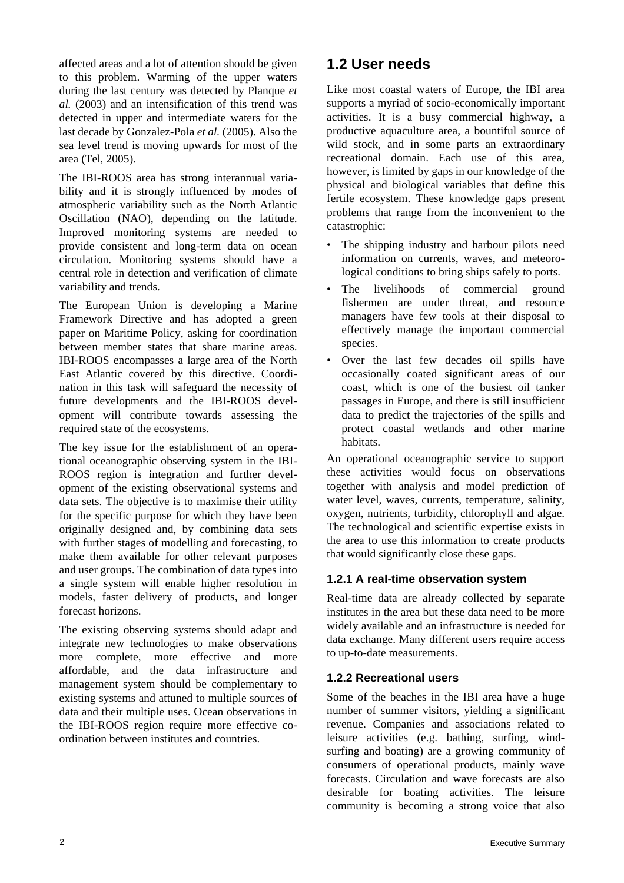affected areas and a lot of attention should be given to this problem. Warming of the upper waters during the last century was detected by Planque *et al.* (2003) and an intensification of this trend was detected in upper and intermediate waters for the last decade by Gonzalez-Pola *et al.* (2005). Also the sea level trend is moving upwards for most of the area (Tel, 2005).

The IBI-ROOS area has strong interannual variability and it is strongly influenced by modes of atmospheric variability such as the North Atlantic Oscillation (NAO), depending on the latitude. Improved monitoring systems are needed to provide consistent and long-term data on ocean circulation. Monitoring systems should have a central role in detection and verification of climate variability and trends.

The European Union is developing a Marine Framework Directive and has adopted a green paper on Maritime Policy, asking for coordination between member states that share marine areas. IBI-ROOS encompasses a large area of the North East Atlantic covered by this directive. Coordination in this task will safeguard the necessity of future developments and the IBI-ROOS development will contribute towards assessing the required state of the ecosystems.

The key issue for the establishment of an operational oceanographic observing system in the IBI-ROOS region is integration and further development of the existing observational systems and data sets. The objective is to maximise their utility for the specific purpose for which they have been originally designed and, by combining data sets with further stages of modelling and forecasting, to make them available for other relevant purposes and user groups. The combination of data types into a single system will enable higher resolution in models, faster delivery of products, and longer forecast horizons.

The existing observing systems should adapt and integrate new technologies to make observations more complete, more effective and more affordable, and the data infrastructure and management system should be complementary to existing systems and attuned to multiple sources of data and their multiple uses. Ocean observations in the IBI-ROOS region require more effective co-ordination between institutes and countries.

## 1.2 User needs

Like most coastal waters of Europe, the IBI area supports a myriad of socio-economically important activities. It is a busy commercial highway, a productive aquaculture area, a bountiful source of wild stock, and in some parts an extraordinary recreational domain. Each use of this area, however, is limited by gaps in our knowledge of the physical and biological variables that define this fertile ecosystem. These knowledge gaps present problems that range from the inconvenient to the catastrophic:

- The shipping industry and harbour pilots need information on currents, waves, and meteorological conditions to bring ships safely to ports.
- The livelihoods of commercial ground fishermen are under threat, and resource managers have few tools at their disposal to effectively manage the important commercial species.
- Over the last few decades oil spills have occasionally coated significant areas of our coast, which is one of the busiest oil tanker passages in Europe, and there is still insufficient data to predict the trajectories of the spills and protect coastal wetlands and other marine habitats.

An operational oceanographic service to support these activities would focus on observations together with analysis and model prediction of water level, waves, currents, temperature, salinity, oxygen, nutrients, turbidity, chlorophyll and algae. The technological and scientific expertise exists in the area to use this information to create products that would significantly close these gaps.

### 1.2.1 A real-time observation system

Real-time data are already collected by separate institutes in the area but these data need to be more widely available and an infrastructure is needed for data exchange. Many different users require access to up-to-date measurements.

### 1.2.2 Recreational users

Some of the beaches in the IBI area have a huge number of summer visitors, yielding a significant revenue. Companies and associations related to leisure activities (e.g. bathing, surfing, windsurfing and boating) are a growing community of consumers of operational products, mainly wave forecasts. Circulation and wave forecasts are also desirable for boating activities. The leisure community is becoming a strong voice that also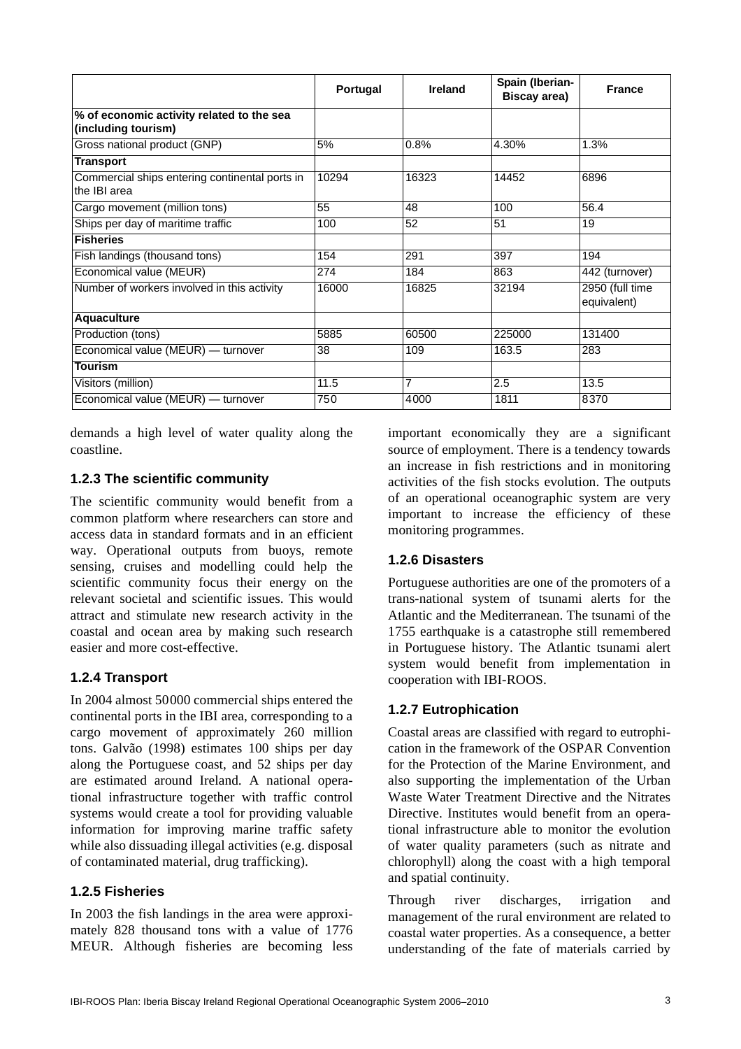| | Portugal | Ireland | Spain (Iberian-Biscay area) | France |
|---|---|---|---|---|
| **% of economic activity related to the sea (including tourism)** | | | | |
| Gross national product (GNP) | 5% | 0.8% | 4.30% | 1.3% |
| **Transport** | | | | |
| Commercial ships entering continental ports in the IBI area | 10294 | 16323 | 14452 | 6896 |
| Cargo movement (million tons) | 55 | 48 | 100 | 56.4 |
| Ships per day of maritime traffic | 100 | 52 | 51 | 19 |
| **Fisheries** | | | | |
| Fish landings (thousand tons) | 154 | 291 | 397 | 194 |
| Economical value (MEUR) | 274 | 184 | 863 | 442 (turnover) |
| Number of workers involved in this activity | 16000 | 16825 | 32194 | 2950 (full time equivalent) |
| **Aquaculture** | | | | |
| Production (tons) | 5885 | 60500 | 225000 | 131400 |
| Economical value (MEUR) — turnover | 38 | 109 | 163.5 | 283 |
| **Tourism** | | | | |
| Visitors (million) | 11.5 | 7 | 2.5 | 13.5 |
| Economical value (MEUR) — turnover | 750 | 4000 | 1811 | 8370 |

demands a high level of water quality along the coastline.

### 1.2.3 The scientific community

The scientific community would benefit from a common platform where researchers can store and access data in standard formats and in an efficient way. Operational outputs from buoys, remote sensing, cruises and modelling could help the scientific community focus their energy on the relevant societal and scientific issues. This would attract and stimulate new research activity in the coastal and ocean area by making such research easier and more cost-effective.

### 1.2.4 Transport

In 2004 almost 50000 commercial ships entered the continental ports in the IBI area, corresponding to a cargo movement of approximately 260 million tons. Galvão (1998) estimates 100 ships per day along the Portuguese coast, and 52 ships per day are estimated around Ireland. A national operational infrastructure together with traffic control systems would create a tool for providing valuable information for improving marine traffic safety while also dissuading illegal activities (e.g. disposal of contaminated material, drug trafficking).

### 1.2.5 Fisheries

In 2003 the fish landings in the area were approximately 828 thousand tons with a value of 1776 MEUR. Although fisheries are becoming less important economically they are a significant source of employment. There is a tendency towards an increase in fish restrictions and in monitoring activities of the fish stocks evolution. The outputs of an operational oceanographic system are very important to increase the efficiency of these monitoring programmes.

### 1.2.6 Disasters

Portuguese authorities are one of the promoters of a trans-national system of tsunami alerts for the Atlantic and the Mediterranean. The tsunami of the 1755 earthquake is a catastrophe still remembered in Portuguese history. The Atlantic tsunami alert system would benefit from implementation in cooperation with IBI-ROOS.

### 1.2.7 Eutrophication

Coastal areas are classified with regard to eutrophication in the framework of the OSPAR Convention for the Protection of the Marine Environment, and also supporting the implementation of the Urban Waste Water Treatment Directive and the Nitrates Directive. Institutes would benefit from an operational infrastructure able to monitor the evolution of water quality parameters (such as nitrate and chlorophyll) along the coast with a high temporal and spatial continuity.

Through river discharges, irrigation and management of the rural environment are related to coastal water properties. As a consequence, a better understanding of the fate of materials carried by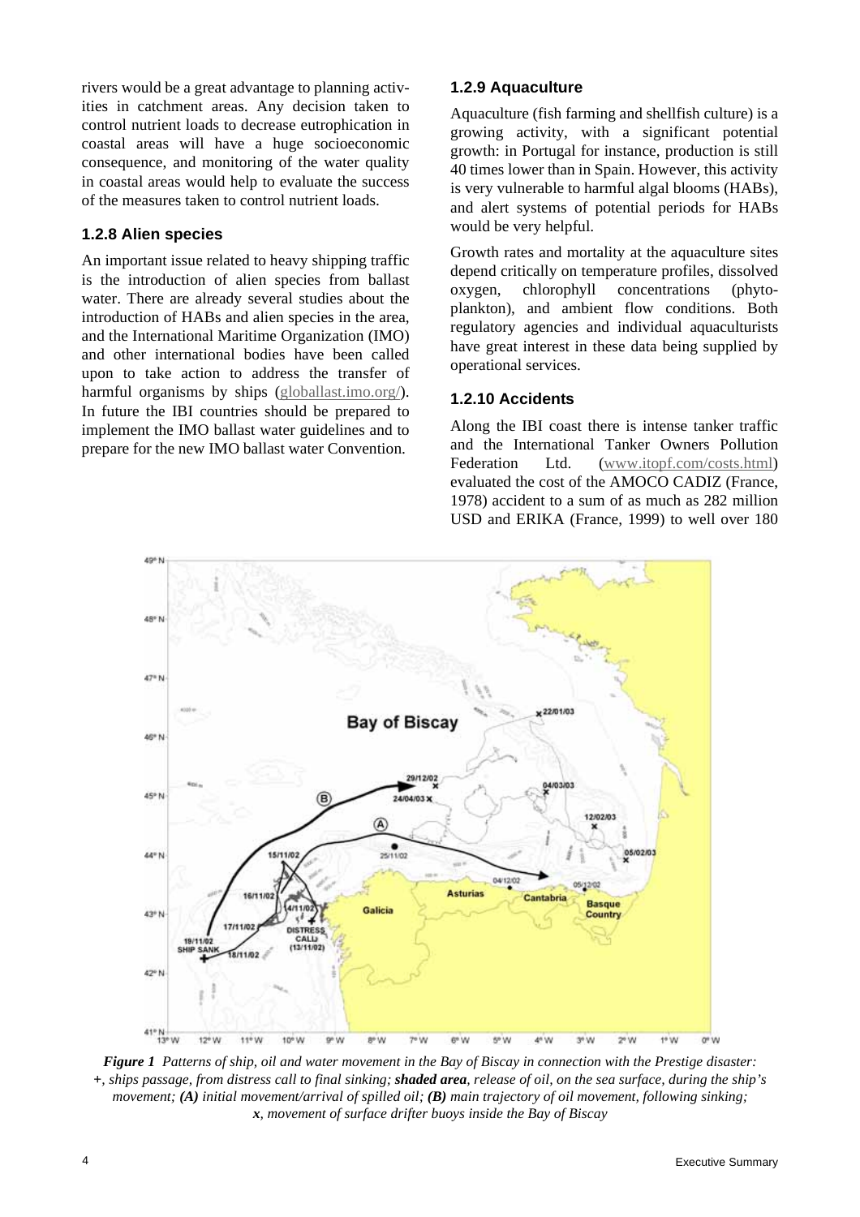rivers would be a great advantage to planning activities in catchment areas. Any decision taken to control nutrient loads to decrease eutrophication in coastal areas will have a huge socioeconomic consequence, and monitoring of the water quality in coastal areas would help to evaluate the success of the measures taken to control nutrient loads.

### 1.2.8 Alien species

An important issue related to heavy shipping traffic is the introduction of alien species from ballast water. There are already several studies about the introduction of HABs and alien species in the area, and the International Maritime Organization (IMO) and other international bodies have been called upon to take action to address the transfer of harmful organisms by ships (globallast.imo.org/). In future the IBI countries should be prepared to implement the IMO ballast water guidelines and to prepare for the new IMO ballast water Convention.

### 1.2.9 Aquaculture

Aquaculture (fish farming and shellfish culture) is a growing activity, with a significant potential growth: in Portugal for instance, production is still 40 times lower than in Spain. However, this activity is very vulnerable to harmful algal blooms (HABs), and alert systems of potential periods for HABs would be very helpful.

Growth rates and mortality at the aquaculture sites depend critically on temperature profiles, dissolved oxygen, chlorophyll concentrations (phytoplankton), and ambient flow conditions. Both regulatory agencies and individual aquaculturists have great interest in these data being supplied by operational services.

### 1.2.10 Accidents

Along the IBI coast there is intense tanker traffic and the International Tanker Owners Pollution Federation Ltd. (www.itopf.com/costs.html) evaluated the cost of the AMOCO CADIZ (France, 1978) accident to a sum of as much as 282 million USD and ERIKA (France, 1999) to well over 180

***Figure 1*** *Patterns of ship, oil and water movement in the Bay of Biscay in connection with the Prestige disaster: +, ships passage, from distress call to final sinking;* ***shaded area****, release of oil, on the sea surface, during the ship's movement;* ***(A)*** *initial movement/arrival of spilled oil;* ***(B)*** *main trajectory of oil movement, following sinking; x, movement of surface drifter buoys inside the Bay of Biscay*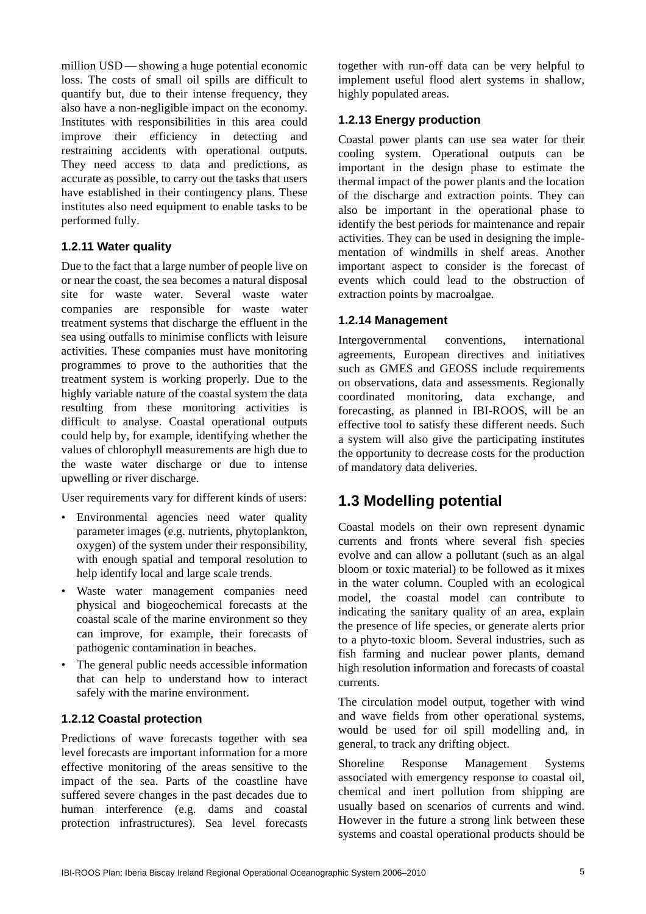million USD — showing a huge potential economic loss. The costs of small oil spills are difficult to quantify but, due to their intense frequency, they also have a non-negligible impact on the economy. Institutes with responsibilities in this area could improve their efficiency in detecting and restraining accidents with operational outputs. They need access to data and predictions, as accurate as possible, to carry out the tasks that users have established in their contingency plans. These institutes also need equipment to enable tasks to be performed fully.

### 1.2.11 Water quality

Due to the fact that a large number of people live on or near the coast, the sea becomes a natural disposal site for waste water. Several waste water companies are responsible for waste water treatment systems that discharge the effluent in the sea using outfalls to minimise conflicts with leisure activities. These companies must have monitoring programmes to prove to the authorities that the treatment system is working properly. Due to the highly variable nature of the coastal system the data resulting from these monitoring activities is difficult to analyse. Coastal operational outputs could help by, for example, identifying whether the values of chlorophyll measurements are high due to the waste water discharge or due to intense upwelling or river discharge.

User requirements vary for different kinds of users:

- Environmental agencies need water quality parameter images (e.g. nutrients, phytoplankton, oxygen) of the system under their responsibility, with enough spatial and temporal resolution to help identify local and large scale trends.
- Waste water management companies need physical and biogeochemical forecasts at the coastal scale of the marine environment so they can improve, for example, their forecasts of pathogenic contamination in beaches.
- The general public needs accessible information that can help to understand how to interact safely with the marine environment.

### 1.2.12 Coastal protection

Predictions of wave forecasts together with sea level forecasts are important information for a more effective monitoring of the areas sensitive to the impact of the sea. Parts of the coastline have suffered severe changes in the past decades due to human interference (e.g. dams and coastal protection infrastructures). Sea level forecasts together with run-off data can be very helpful to implement useful flood alert systems in shallow, highly populated areas.

### 1.2.13 Energy production

Coastal power plants can use sea water for their cooling system. Operational outputs can be important in the design phase to estimate the thermal impact of the power plants and the location of the discharge and extraction points. They can also be important in the operational phase to identify the best periods for maintenance and repair activities. They can be used in designing the implementation of windmills in shelf areas. Another important aspect to consider is the forecast of events which could lead to the obstruction of extraction points by macroalgae.

### 1.2.14 Management

Intergovernmental conventions, international agreements, European directives and initiatives such as GMES and GEOSS include requirements on observations, data and assessments. Regionally coordinated monitoring, data exchange, and forecasting, as planned in IBI-ROOS, will be an effective tool to satisfy these different needs. Such a system will also give the participating institutes the opportunity to decrease costs for the production of mandatory data deliveries.

## 1.3 Modelling potential

Coastal models on their own represent dynamic currents and fronts where several fish species evolve and can allow a pollutant (such as an algal bloom or toxic material) to be followed as it mixes in the water column. Coupled with an ecological model, the coastal model can contribute to indicating the sanitary quality of an area, explain the presence of life species, or generate alerts prior to a phyto-toxic bloom. Several industries, such as fish farming and nuclear power plants, demand high resolution information and forecasts of coastal currents.

The circulation model output, together with wind and wave fields from other operational systems, would be used for oil spill modelling and, in general, to track any drifting object.

Shoreline Response Management Systems associated with emergency response to coastal oil, chemical and inert pollution from shipping are usually based on scenarios of currents and wind. However in the future a strong link between these systems and coastal operational products should be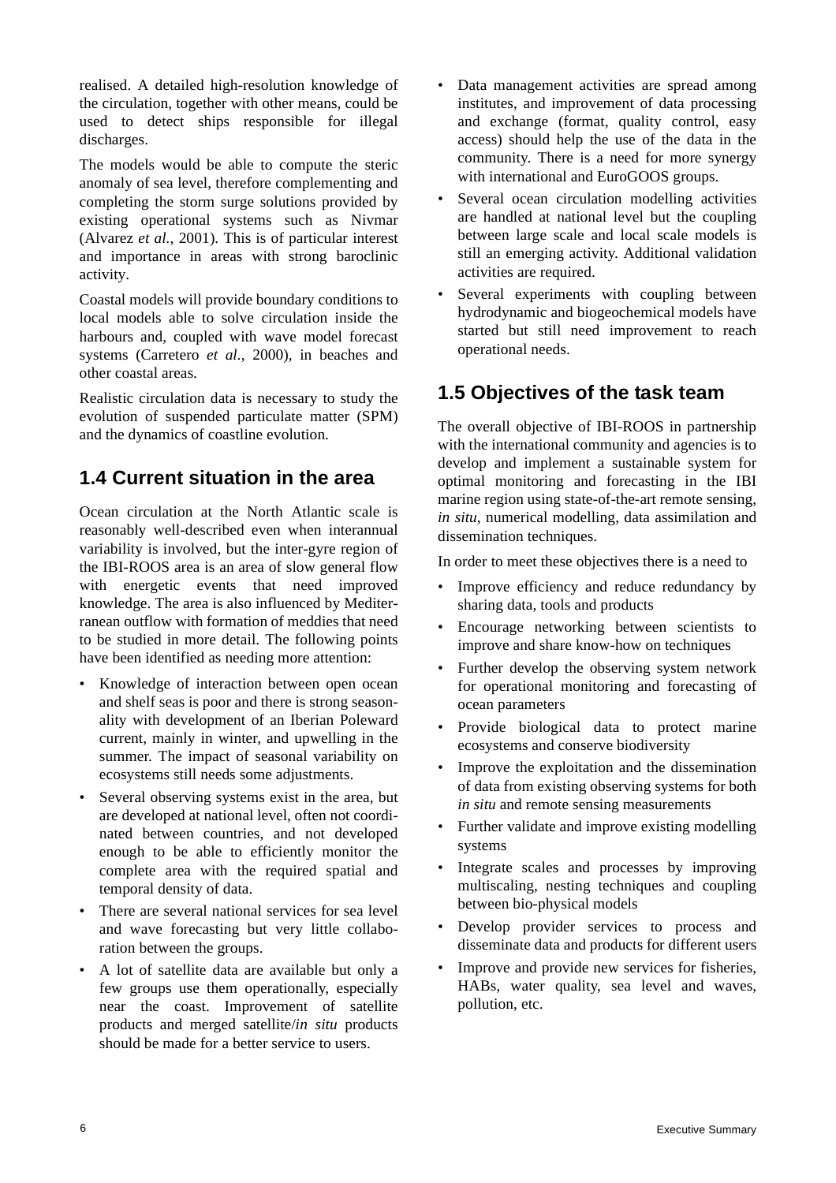realised. A detailed high-resolution knowledge of the circulation, together with other means, could be used to detect ships responsible for illegal discharges.

The models would be able to compute the steric anomaly of sea level, therefore complementing and completing the storm surge solutions provided by existing operational systems such as Nivmar (Alvarez *et al.*, 2001). This is of particular interest and importance in areas with strong baroclinic activity.

Coastal models will provide boundary conditions to local models able to solve circulation inside the harbours and, coupled with wave model forecast systems (Carretero *et al.*, 2000), in beaches and other coastal areas.

Realistic circulation data is necessary to study the evolution of suspended particulate matter (SPM) and the dynamics of coastline evolution.

## 1.4 Current situation in the area

Ocean circulation at the North Atlantic scale is reasonably well-described even when interannual variability is involved, but the inter-gyre region of the IBI-ROOS area is an area of slow general flow with energetic events that need improved knowledge. The area is also influenced by Mediterranean outflow with formation of meddies that need to be studied in more detail. The following points have been identified as needing more attention:

- Knowledge of interaction between open ocean and shelf seas is poor and there is strong seasonality with development of an Iberian Poleward current, mainly in winter, and upwelling in the summer. The impact of seasonal variability on ecosystems still needs some adjustments.
- Several observing systems exist in the area, but are developed at national level, often not coordinated between countries, and not developed enough to be able to efficiently monitor the complete area with the required spatial and temporal density of data.
- There are several national services for sea level and wave forecasting but very little collaboration between the groups.
- A lot of satellite data are available but only a few groups use them operationally, especially near the coast. Improvement of satellite products and merged satellite/*in situ* products should be made for a better service to users.
- Data management activities are spread among institutes, and improvement of data processing and exchange (format, quality control, easy access) should help the use of the data in the community. There is a need for more synergy with international and EuroGOOS groups.
- Several ocean circulation modelling activities are handled at national level but the coupling between large scale and local scale models is still an emerging activity. Additional validation activities are required.
- Several experiments with coupling between hydrodynamic and biogeochemical models have started but still need improvement to reach operational needs.

## 1.5 Objectives of the task team

The overall objective of IBI-ROOS in partnership with the international community and agencies is to develop and implement a sustainable system for optimal monitoring and forecasting in the IBI marine region using state-of-the-art remote sensing, *in situ*, numerical modelling, data assimilation and dissemination techniques.

In order to meet these objectives there is a need to

- Improve efficiency and reduce redundancy by sharing data, tools and products
- Encourage networking between scientists to improve and share know-how on techniques
- Further develop the observing system network for operational monitoring and forecasting of ocean parameters
- Provide biological data to protect marine ecosystems and conserve biodiversity
- Improve the exploitation and the dissemination of data from existing observing systems for both *in situ* and remote sensing measurements
- Further validate and improve existing modelling systems
- Integrate scales and processes by improving multiscaling, nesting techniques and coupling between bio-physical models
- Develop provider services to process and disseminate data and products for different users
- Improve and provide new services for fisheries, HABs, water quality, sea level and waves, pollution, etc.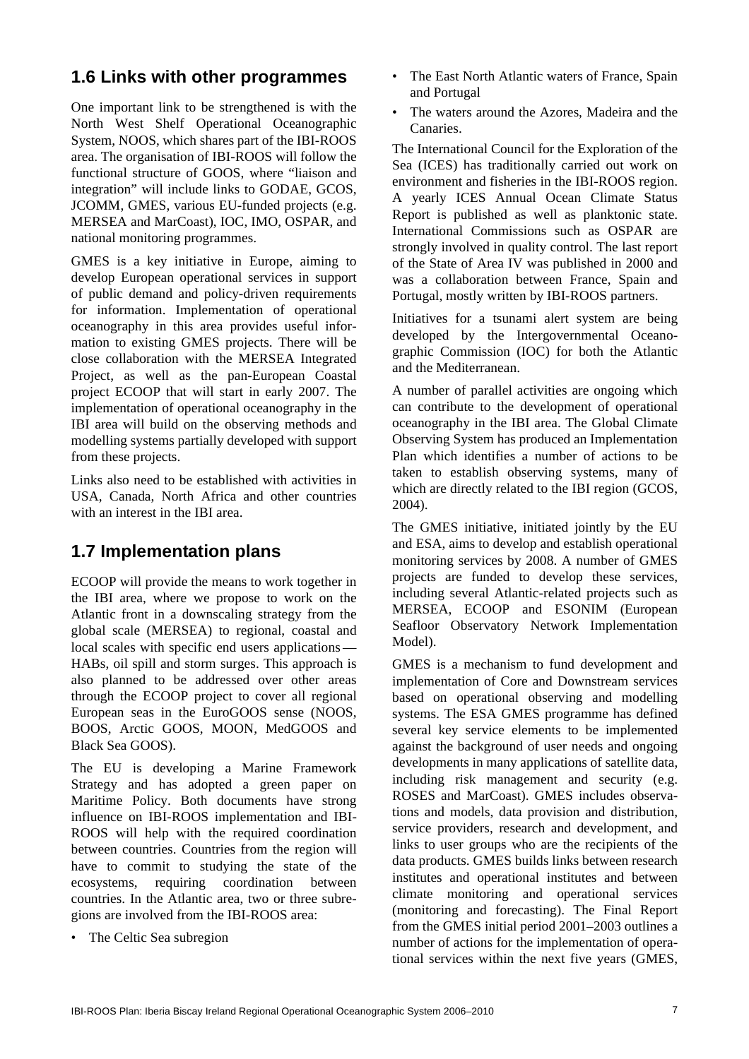## 1.6 Links with other programmes

One important link to be strengthened is with the North West Shelf Operational Oceanographic System, NOOS, which shares part of the IBI-ROOS area. The organisation of IBI-ROOS will follow the functional structure of GOOS, where "liaison and integration" will include links to GODAE, GCOS, JCOMM, GMES, various EU-funded projects (e.g. MERSEA and MarCoast), IOC, IMO, OSPAR, and national monitoring programmes.

GMES is a key initiative in Europe, aiming to develop European operational services in support of public demand and policy-driven requirements for information. Implementation of operational oceanography in this area provides useful information to existing GMES projects. There will be close collaboration with the MERSEA Integrated Project, as well as the pan-European Coastal project ECOOP that will start in early 2007. The implementation of operational oceanography in the IBI area will build on the observing methods and modelling systems partially developed with support from these projects.

Links also need to be established with activities in USA, Canada, North Africa and other countries with an interest in the IBI area.

## 1.7 Implementation plans

ECOOP will provide the means to work together in the IBI area, where we propose to work on the Atlantic front in a downscaling strategy from the global scale (MERSEA) to regional, coastal and local scales with specific end users applications — HABs, oil spill and storm surges. This approach is also planned to be addressed over other areas through the ECOOP project to cover all regional European seas in the EuroGOOS sense (NOOS, BOOS, Arctic GOOS, MOON, MedGOOS and Black Sea GOOS).

The EU is developing a Marine Framework Strategy and has adopted a green paper on Maritime Policy. Both documents have strong influence on IBI-ROOS implementation and IBI-ROOS will help with the required coordination between countries. Countries from the region will have to commit to studying the state of the ecosystems, requiring coordination between countries. In the Atlantic area, two or three subregions are involved from the IBI-ROOS area:

- The Celtic Sea subregion
- The East North Atlantic waters of France, Spain and Portugal
- The waters around the Azores, Madeira and the Canaries.

The International Council for the Exploration of the Sea (ICES) has traditionally carried out work on environment and fisheries in the IBI-ROOS region. A yearly ICES Annual Ocean Climate Status Report is published as well as planktonic state. International Commissions such as OSPAR are strongly involved in quality control. The last report of the State of Area IV was published in 2000 and was a collaboration between France, Spain and Portugal, mostly written by IBI-ROOS partners.

Initiatives for a tsunami alert system are being developed by the Intergovernmental Oceanographic Commission (IOC) for both the Atlantic and the Mediterranean.

A number of parallel activities are ongoing which can contribute to the development of operational oceanography in the IBI area. The Global Climate Observing System has produced an Implementation Plan which identifies a number of actions to be taken to establish observing systems, many of which are directly related to the IBI region (GCOS, 2004).

The GMES initiative, initiated jointly by the EU and ESA, aims to develop and establish operational monitoring services by 2008. A number of GMES projects are funded to develop these services, including several Atlantic-related projects such as MERSEA, ECOOP and ESONIM (European Seafloor Observatory Network Implementation Model).

GMES is a mechanism to fund development and implementation of Core and Downstream services based on operational observing and modelling systems. The ESA GMES programme has defined several key service elements to be implemented against the background of user needs and ongoing developments in many applications of satellite data, including risk management and security (e.g. ROSES and MarCoast). GMES includes observations and models, data provision and distribution, service providers, research and development, and links to user groups who are the recipients of the data products. GMES builds links between research institutes and operational institutes and between climate monitoring and operational services (monitoring and forecasting). The Final Report from the GMES initial period 2001–2003 outlines a number of actions for the implementation of operational services within the next five years (GMES,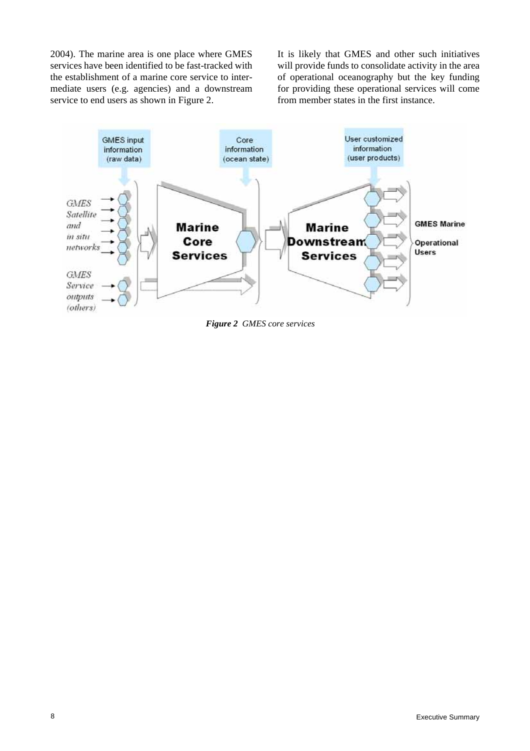2004). The marine area is one place where GMES services have been identified to be fast-tracked with the establishment of a marine core service to intermediate users (e.g. agencies) and a downstream service to end users as shown in Figure 2.

It is likely that GMES and other such initiatives will provide funds to consolidate activity in the area of operational oceanography but the key funding for providing these operational services will come from member states in the first instance.

***Figure 2** GMES core services*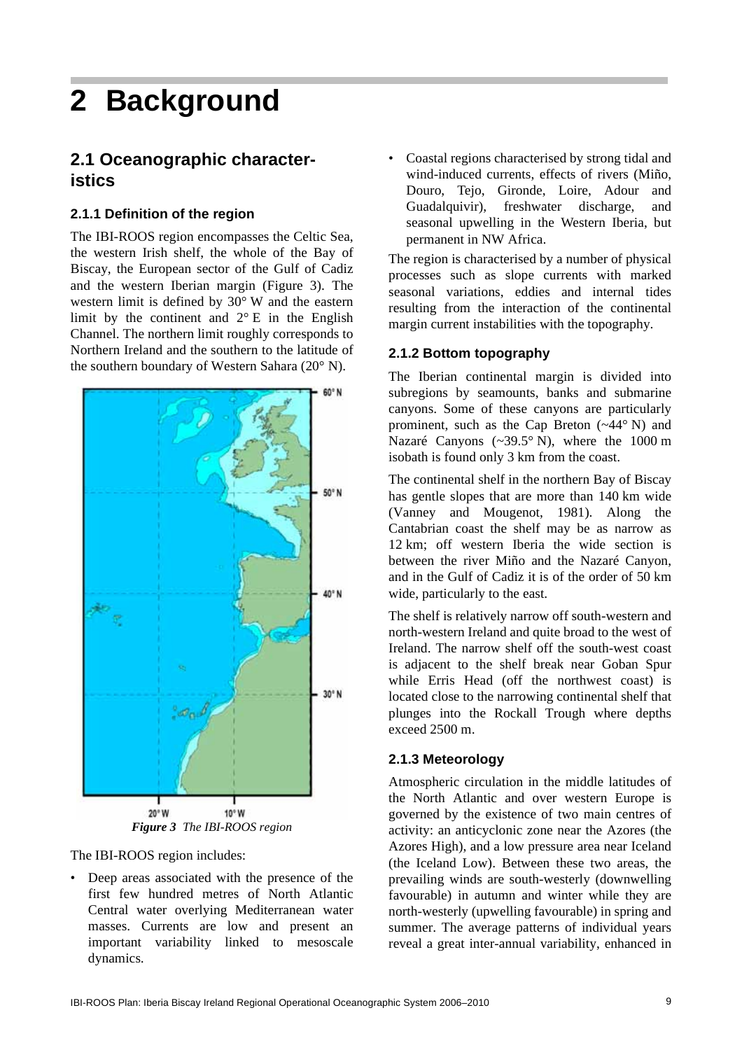# 2 Background

## 2.1 Oceanographic characteristics

### 2.1.1 Definition of the region

The IBI-ROOS region encompasses the Celtic Sea, the western Irish shelf, the whole of the Bay of Biscay, the European sector of the Gulf of Cadiz and the western Iberian margin (Figure 3). The western limit is defined by 30° W and the eastern limit by the continent and 2° E in the English Channel. The northern limit roughly corresponds to Northern Ireland and the southern to the latitude of the southern boundary of Western Sahara (20° N).

***Figure 3*** *The IBI-ROOS region*

The IBI-ROOS region includes:

- Deep areas associated with the presence of the first few hundred metres of North Atlantic Central water overlying Mediterranean water masses. Currents are low and present an important variability linked to mesoscale dynamics.
- Coastal regions characterised by strong tidal and wind-induced currents, effects of rivers (Miño, Douro, Tejo, Gironde, Loire, Adour and Guadalquivir), freshwater discharge, and seasonal upwelling in the Western Iberia, but permanent in NW Africa.

The region is characterised by a number of physical processes such as slope currents with marked seasonal variations, eddies and internal tides resulting from the interaction of the continental margin current instabilities with the topography.

### 2.1.2 Bottom topography

The Iberian continental margin is divided into subregions by seamounts, banks and submarine canyons. Some of these canyons are particularly prominent, such as the Cap Breton (~44° N) and Nazaré Canyons (~39.5° N), where the 1000 m isobath is found only 3 km from the coast.

The continental shelf in the northern Bay of Biscay has gentle slopes that are more than 140 km wide (Vanney and Mougenot, 1981). Along the Cantabrian coast the shelf may be as narrow as 12 km; off western Iberia the wide section is between the river Miño and the Nazaré Canyon, and in the Gulf of Cadiz it is of the order of 50 km wide, particularly to the east.

The shelf is relatively narrow off south-western and north-western Ireland and quite broad to the west of Ireland. The narrow shelf off the south-west coast is adjacent to the shelf break near Goban Spur while Erris Head (off the northwest coast) is located close to the narrowing continental shelf that plunges into the Rockall Trough where depths exceed 2500 m.

### 2.1.3 Meteorology

Atmospheric circulation in the middle latitudes of the North Atlantic and over western Europe is governed by the existence of two main centres of activity: an anticyclonic zone near the Azores (the Azores High), and a low pressure area near Iceland (the Iceland Low). Between these two areas, the prevailing winds are south-westerly (downwelling favourable) in autumn and winter while they are north-westerly (upwelling favourable) in spring and summer. The average patterns of individual years reveal a great inter-annual variability, enhanced in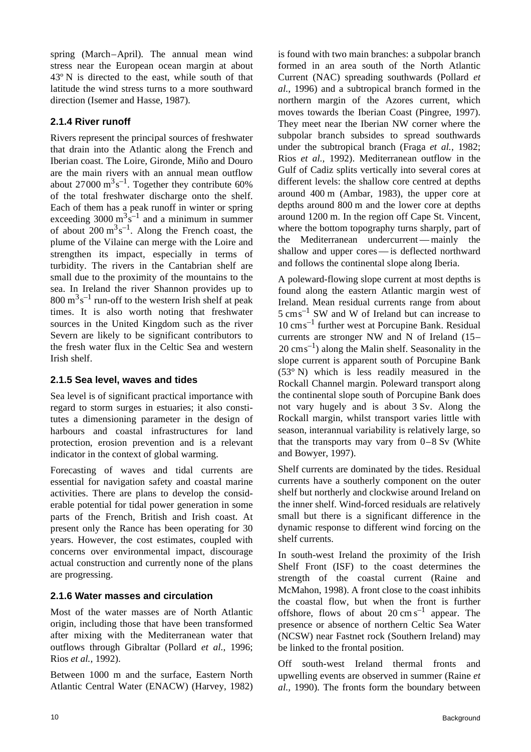spring (March–April). The annual mean wind stress near the European ocean margin at about 43º N is directed to the east, while south of that latitude the wind stress turns to a more southward direction (Isemer and Hasse, 1987).

### 2.1.4 River runoff

Rivers represent the principal sources of freshwater that drain into the Atlantic along the French and Iberian coast. The Loire, Gironde, Miño and Douro are the main rivers with an annual mean outflow about 27000 $m^3 s^{-1}$. Together they contribute 60% of the total freshwater discharge onto the shelf. Each of them has a peak runoff in winter or spring exceeding 3000 $m^3 s^{-1}$ and a minimum in summer of about 200 $m^3 s^{-1}$. Along the French coast, the plume of the Vilaine can merge with the Loire and strengthen its impact, especially in terms of turbidity. The rivers in the Cantabrian shelf are small due to the proximity of the mountains to the sea. In Ireland the river Shannon provides up to 800 $m^3 s^{-1}$ run-off to the western Irish shelf at peak times. It is also worth noting that freshwater sources in the United Kingdom such as the river Severn are likely to be significant contributors to the fresh water flux in the Celtic Sea and western Irish shelf.

### 2.1.5 Sea level, waves and tides

Sea level is of significant practical importance with regard to storm surges in estuaries; it also constitutes a dimensioning parameter in the design of harbours and coastal infrastructures for land protection, erosion prevention and is a relevant indicator in the context of global warming.

Forecasting of waves and tidal currents are essential for navigation safety and coastal marine activities. There are plans to develop the considerable potential for tidal power generation in some parts of the French, British and Irish coast. At present only the Rance has been operating for 30 years. However, the cost estimates, coupled with concerns over environmental impact, discourage actual construction and currently none of the plans are progressing.

### 2.1.6 Water masses and circulation

Most of the water masses are of North Atlantic origin, including those that have been transformed after mixing with the Mediterranean water that outflows through Gibraltar (Pollard *et al.*, 1996; Rios *et al.*, 1992).

Between 1000 m and the surface, Eastern North Atlantic Central Water (ENACW) (Harvey, 1982) is found with two main branches: a subpolar branch formed in an area south of the North Atlantic Current (NAC) spreading southwards (Pollard *et al.*, 1996) and a subtropical branch formed in the northern margin of the Azores current, which moves towards the Iberian Coast (Pingree, 1997). They meet near the Iberian NW corner where the subpolar branch subsides to spread southwards under the subtropical branch (Fraga *et al.*, 1982; Rios *et al.*, 1992). Mediterranean outflow in the Gulf of Cadiz splits vertically into several cores at different levels: the shallow core centred at depths around 400 m (Ambar, 1983), the upper core at depths around 800 m and the lower core at depths around 1200 m. In the region off Cape St. Vincent, where the bottom topography turns sharply, part of the Mediterranean undercurrent — mainly the shallow and upper cores — is deflected northward and follows the continental slope along Iberia.

A poleward-flowing slope current at most depths is found along the eastern Atlantic margin west of Ireland. Mean residual currents range from about 5 $cm s^{-1}$ SW and W of Ireland but can increase to 10 $cm s^{-1}$ further west at Porcupine Bank. Residual currents are stronger NW and N of Ireland (15–20 $cm s^{-1}$) along the Malin shelf. Seasonality in the slope current is apparent south of Porcupine Bank (53° N) which is less readily measured in the Rockall Channel margin. Poleward transport along the continental slope south of Porcupine Bank does not vary hugely and is about 3 Sv. Along the Rockall margin, whilst transport varies little with season, interannual variability is relatively large, so that the transports may vary from 0–8 Sv (White and Bowyer, 1997).

Shelf currents are dominated by the tides. Residual currents have a southerly component on the outer shelf but northerly and clockwise around Ireland on the inner shelf. Wind-forced residuals are relatively small but there is a significant difference in the dynamic response to different wind forcing on the shelf currents.

In south-west Ireland the proximity of the Irish Shelf Front (ISF) to the coast determines the strength of the coastal current (Raine and McMahon, 1998). A front close to the coast inhibits the coastal flow, but when the front is further offshore, flows of about 20 $cm s^{-1}$ appear. The presence or absence of northern Celtic Sea Water (NCSW) near Fastnet rock (Southern Ireland) may be linked to the frontal position.

Off south-west Ireland thermal fronts and upwelling events are observed in summer (Raine *et al.*, 1990). The fronts form the boundary between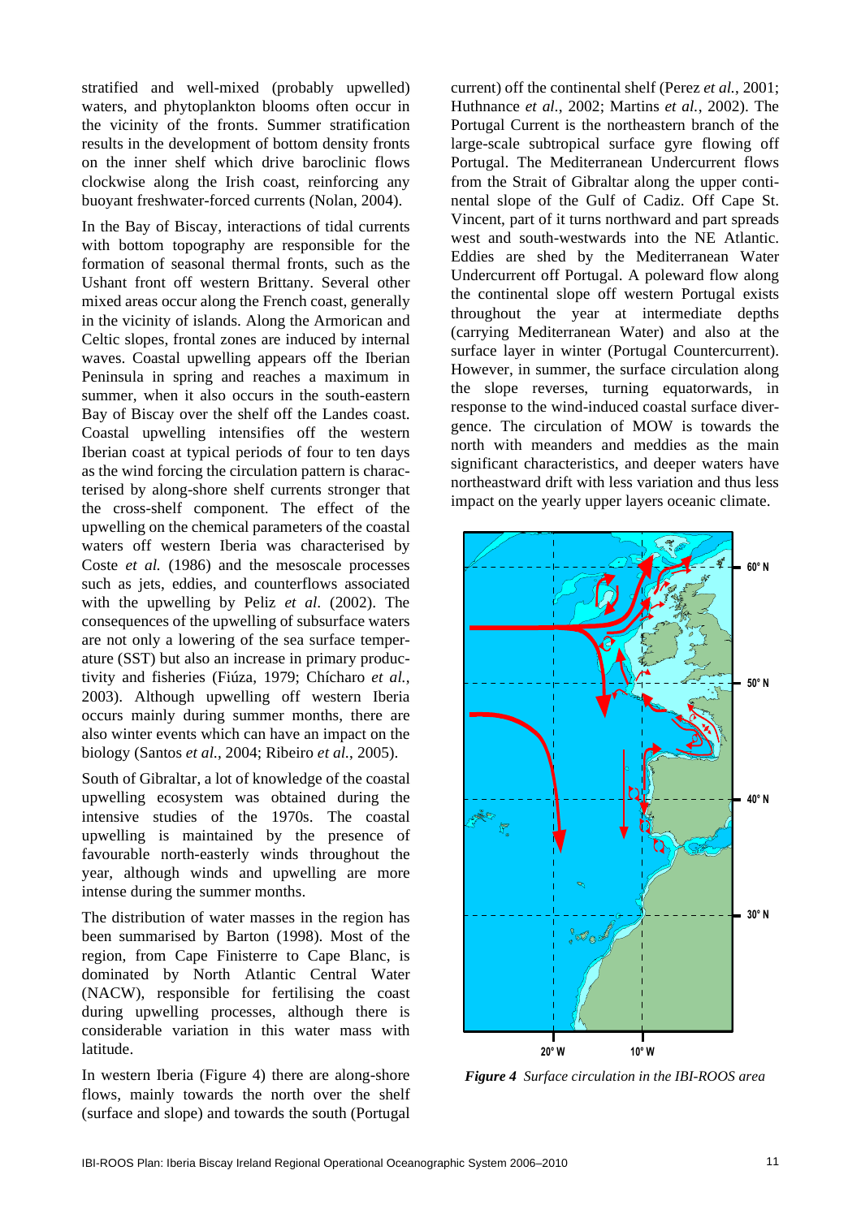stratified and well-mixed (probably upwelled) waters, and phytoplankton blooms often occur in the vicinity of the fronts. Summer stratification results in the development of bottom density fronts on the inner shelf which drive baroclinic flows clockwise along the Irish coast, reinforcing any buoyant freshwater-forced currents (Nolan, 2004).

In the Bay of Biscay, interactions of tidal currents with bottom topography are responsible for the formation of seasonal thermal fronts, such as the Ushant front off western Brittany. Several other mixed areas occur along the French coast, generally in the vicinity of islands. Along the Armorican and Celtic slopes, frontal zones are induced by internal waves. Coastal upwelling appears off the Iberian Peninsula in spring and reaches a maximum in summer, when it also occurs in the south-eastern Bay of Biscay over the shelf off the Landes coast. Coastal upwelling intensifies off the western Iberian coast at typical periods of four to ten days as the wind forcing the circulation pattern is characterised by along-shore shelf currents stronger that the cross-shelf component. The effect of the upwelling on the chemical parameters of the coastal waters off western Iberia was characterised by Coste *et al.* (1986) and the mesoscale processes such as jets, eddies, and counterflows associated with the upwelling by Peliz *et al.* (2002). The consequences of the upwelling of subsurface waters are not only a lowering of the sea surface temperature (SST) but also an increase in primary productivity and fisheries (Fiúza, 1979; Chícharo *et al.*, 2003). Although upwelling off western Iberia occurs mainly during summer months, there are also winter events which can have an impact on the biology (Santos *et al.*, 2004; Ribeiro *et al.*, 2005).

South of Gibraltar, a lot of knowledge of the coastal upwelling ecosystem was obtained during the intensive studies of the 1970s. The coastal upwelling is maintained by the presence of favourable north-easterly winds throughout the year, although winds and upwelling are more intense during the summer months.

The distribution of water masses in the region has been summarised by Barton (1998). Most of the region, from Cape Finisterre to Cape Blanc, is dominated by North Atlantic Central Water (NACW), responsible for fertilising the coast during upwelling processes, although there is considerable variation in this water mass with latitude.

In western Iberia (Figure 4) there are along-shore flows, mainly towards the north over the shelf (surface and slope) and towards the south (Portugal current) off the continental shelf (Perez *et al.*, 2001; Huthnance *et al.*, 2002; Martins *et al.*, 2002). The Portugal Current is the northeastern branch of the large-scale subtropical surface gyre flowing off Portugal. The Mediterranean Undercurrent flows from the Strait of Gibraltar along the upper continental slope of the Gulf of Cadiz. Off Cape St. Vincent, part of it turns northward and part spreads west and south-westwards into the NE Atlantic. Eddies are shed by the Mediterranean Water Undercurrent off Portugal. A poleward flow along the continental slope off western Portugal exists throughout the year at intermediate depths (carrying Mediterranean Water) and also at the surface layer in winter (Portugal Countercurrent). However, in summer, the surface circulation along the slope reverses, turning equatorwards, in response to the wind-induced coastal surface divergence. The circulation of MOW is towards the north with meanders and meddies as the main significant characteristics, and deeper waters have northeastward drift with less variation and thus less impact on the yearly upper layers oceanic climate.

***Figure 4*** *Surface circulation in the IBI-ROOS area*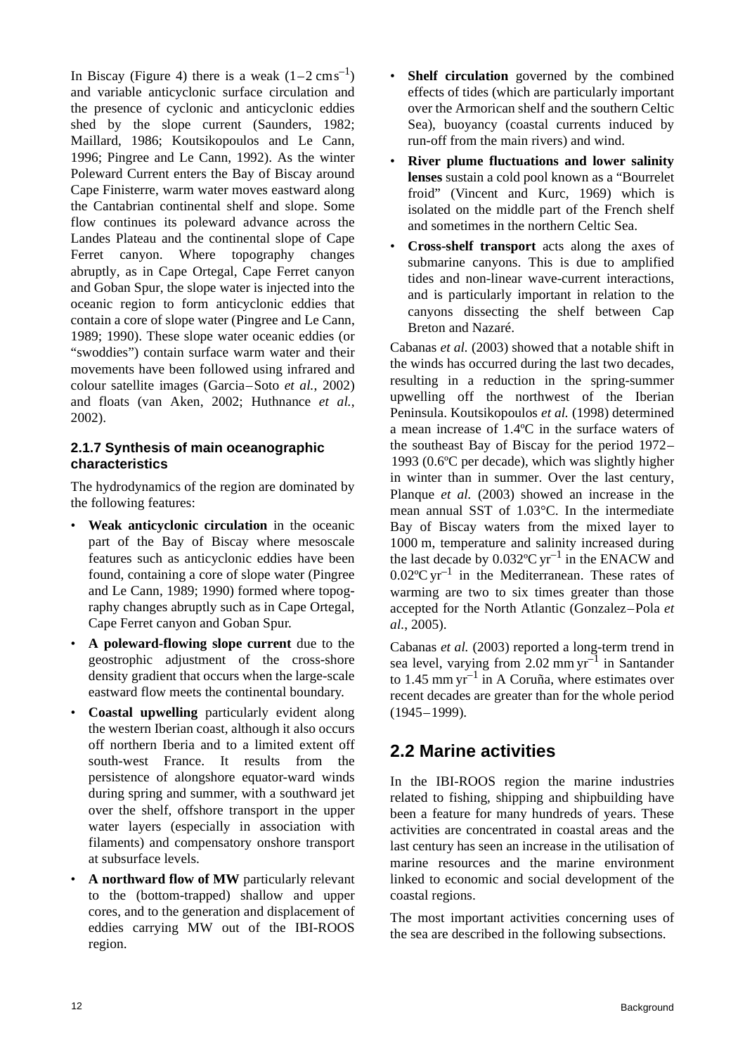In Biscay (Figure 4) there is a weak ($1–2\ \mathrm{cm\,s^{-1}}$) and variable anticyclonic surface circulation and the presence of cyclonic and anticyclonic eddies shed by the slope current (Saunders, 1982; Maillard, 1986; Koutsikopoulos and Le Cann, 1996; Pingree and Le Cann, 1992). As the winter Poleward Current enters the Bay of Biscay around Cape Finisterre, warm water moves eastward along the Cantabrian continental shelf and slope. Some flow continues its poleward advance across the Landes Plateau and the continental slope of Cape Ferret canyon. Where topography changes abruptly, as in Cape Ortegal, Cape Ferret canyon and Goban Spur, the slope water is injected into the oceanic region to form anticyclonic eddies that contain a core of slope water (Pingree and Le Cann, 1989; 1990). These slope water oceanic eddies (or "swoddies") contain surface warm water and their movements have been followed using infrared and colour satellite images (Garcia–Soto *et al.*, 2002) and floats (van Aken, 2002; Huthnance *et al.*, 2002).

### 2.1.7 Synthesis of main oceanographic characteristics

The hydrodynamics of the region are dominated by the following features:

- **Weak anticyclonic circulation** in the oceanic part of the Bay of Biscay where mesoscale features such as anticyclonic eddies have been found, containing a core of slope water (Pingree and Le Cann, 1989; 1990) formed where topography changes abruptly such as in Cape Ortegal, Cape Ferret canyon and Goban Spur.
- **A poleward-flowing slope current** due to the geostrophic adjustment of the cross-shore density gradient that occurs when the large-scale eastward flow meets the continental boundary.
- **Coastal upwelling** particularly evident along the western Iberian coast, although it also occurs off northern Iberia and to a limited extent off south-west France. It results from the persistence of alongshore equator-ward winds during spring and summer, with a southward jet over the shelf, offshore transport in the upper water layers (especially in association with filaments) and compensatory onshore transport at subsurface levels.
- **A northward flow of MW** particularly relevant to the (bottom-trapped) shallow and upper cores, and to the generation and displacement of eddies carrying MW out of the IBI-ROOS region.
- **Shelf circulation** governed by the combined effects of tides (which are particularly important over the Armorican shelf and the southern Celtic Sea), buoyancy (coastal currents induced by run-off from the main rivers) and wind.
- **River plume fluctuations and lower salinity lenses** sustain a cold pool known as a "Bourrelet froid" (Vincent and Kurc, 1969) which is isolated on the middle part of the French shelf and sometimes in the northern Celtic Sea.
- **Cross-shelf transport** acts along the axes of submarine canyons. This is due to amplified tides and non-linear wave-current interactions, and is particularly important in relation to the canyons dissecting the shelf between Cap Breton and Nazaré.

Cabanas *et al.* (2003) showed that a notable shift in the winds has occurred during the last two decades, resulting in a reduction in the spring-summer upwelling off the northwest of the Iberian Peninsula. Koutsikopoulos *et al.* (1998) determined a mean increase of 1.4ºC in the surface waters of the southeast Bay of Biscay for the period 1972–1993 (0.6ºC per decade), which was slightly higher in winter than in summer. Over the last century, Planque *et al.* (2003) showed an increase in the mean annual SST of 1.03°C. In the intermediate Bay of Biscay waters from the mixed layer to 1000 m, temperature and salinity increased during the last decade by $0.032\mathrm{ºC\,yr^{-1}}$ in the ENACW and $0.02\mathrm{ºC\,yr^{-1}}$ in the Mediterranean. These rates of warming are two to six times greater than those accepted for the North Atlantic (Gonzalez–Pola *et al.*, 2005).

Cabanas *et al.* (2003) reported a long-term trend in sea level, varying from $2.02\ \mathrm{mm\,yr^{-1}}$ in Santander to $1.45\ \mathrm{mm\,yr^{-1}}$ in A Coruña, where estimates over recent decades are greater than for the whole period (1945–1999).

## 2.2 Marine activities

In the IBI-ROOS region the marine industries related to fishing, shipping and shipbuilding have been a feature for many hundreds of years. These activities are concentrated in coastal areas and the last century has seen an increase in the utilisation of marine resources and the marine environment linked to economic and social development of the coastal regions.

The most important activities concerning uses of the sea are described in the following subsections.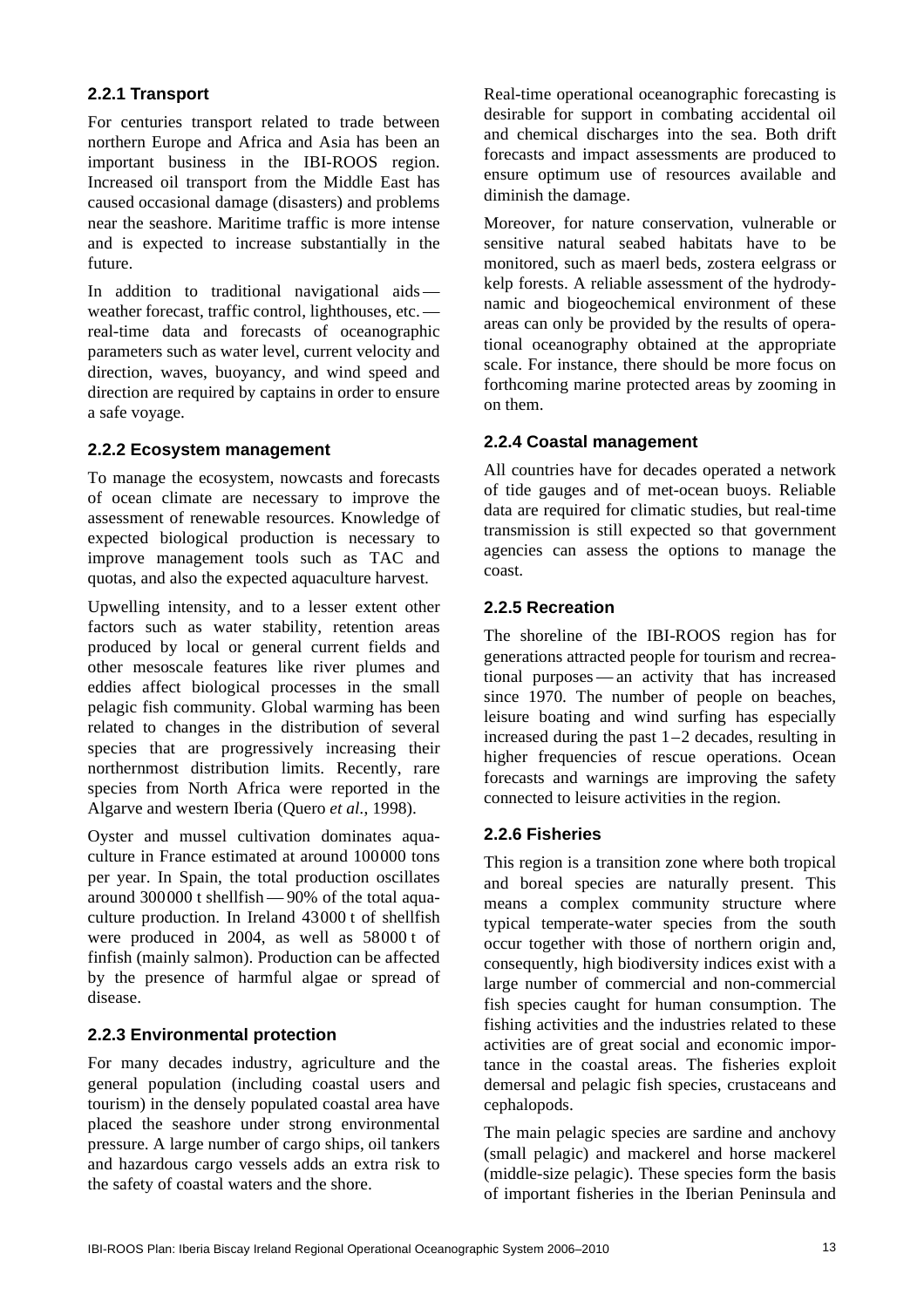### 2.2.1 Transport

For centuries transport related to trade between northern Europe and Africa and Asia has been an important business in the IBI-ROOS region. Increased oil transport from the Middle East has caused occasional damage (disasters) and problems near the seashore. Maritime traffic is more intense and is expected to increase substantially in the future.

In addition to traditional navigational aids — weather forecast, traffic control, lighthouses, etc. — real-time data and forecasts of oceanographic parameters such as water level, current velocity and direction, waves, buoyancy, and wind speed and direction are required by captains in order to ensure a safe voyage.

### 2.2.2 Ecosystem management

To manage the ecosystem, nowcasts and forecasts of ocean climate are necessary to improve the assessment of renewable resources. Knowledge of expected biological production is necessary to improve management tools such as TAC and quotas, and also the expected aquaculture harvest.

Upwelling intensity, and to a lesser extent other factors such as water stability, retention areas produced by local or general current fields and other mesoscale features like river plumes and eddies affect biological processes in the small pelagic fish community. Global warming has been related to changes in the distribution of several species that are progressively increasing their northernmost distribution limits. Recently, rare species from North Africa were reported in the Algarve and western Iberia (Quero *et al.*, 1998).

Oyster and mussel cultivation dominates aquaculture in France estimated at around 100000 tons per year. In Spain, the total production oscillates around 300000 t shellfish — 90% of the total aquaculture production. In Ireland 43000 t of shellfish were produced in 2004, as well as 58000 t of finfish (mainly salmon). Production can be affected by the presence of harmful algae or spread of disease.

### 2.2.3 Environmental protection

For many decades industry, agriculture and the general population (including coastal users and tourism) in the densely populated coastal area have placed the seashore under strong environmental pressure. A large number of cargo ships, oil tankers and hazardous cargo vessels adds an extra risk to the safety of coastal waters and the shore.

Real-time operational oceanographic forecasting is desirable for support in combating accidental oil and chemical discharges into the sea. Both drift forecasts and impact assessments are produced to ensure optimum use of resources available and diminish the damage.

Moreover, for nature conservation, vulnerable or sensitive natural seabed habitats have to be monitored, such as maerl beds, zostera eelgrass or kelp forests. A reliable assessment of the hydrodynamic and biogeochemical environment of these areas can only be provided by the results of operational oceanography obtained at the appropriate scale. For instance, there should be more focus on forthcoming marine protected areas by zooming in on them.

### 2.2.4 Coastal management

All countries have for decades operated a network of tide gauges and of met-ocean buoys. Reliable data are required for climatic studies, but real-time transmission is still expected so that government agencies can assess the options to manage the coast.

### 2.2.5 Recreation

The shoreline of the IBI-ROOS region has for generations attracted people for tourism and recreational purposes — an activity that has increased since 1970. The number of people on beaches, leisure boating and wind surfing has especially increased during the past 1–2 decades, resulting in higher frequencies of rescue operations. Ocean forecasts and warnings are improving the safety connected to leisure activities in the region.

### 2.2.6 Fisheries

This region is a transition zone where both tropical and boreal species are naturally present. This means a complex community structure where typical temperate-water species from the south occur together with those of northern origin and, consequently, high biodiversity indices exist with a large number of commercial and non-commercial fish species caught for human consumption. The fishing activities and the industries related to these activities are of great social and economic importance in the coastal areas. The fisheries exploit demersal and pelagic fish species, crustaceans and cephalopods.

The main pelagic species are sardine and anchovy (small pelagic) and mackerel and horse mackerel (middle-size pelagic). These species form the basis of important fisheries in the Iberian Peninsula and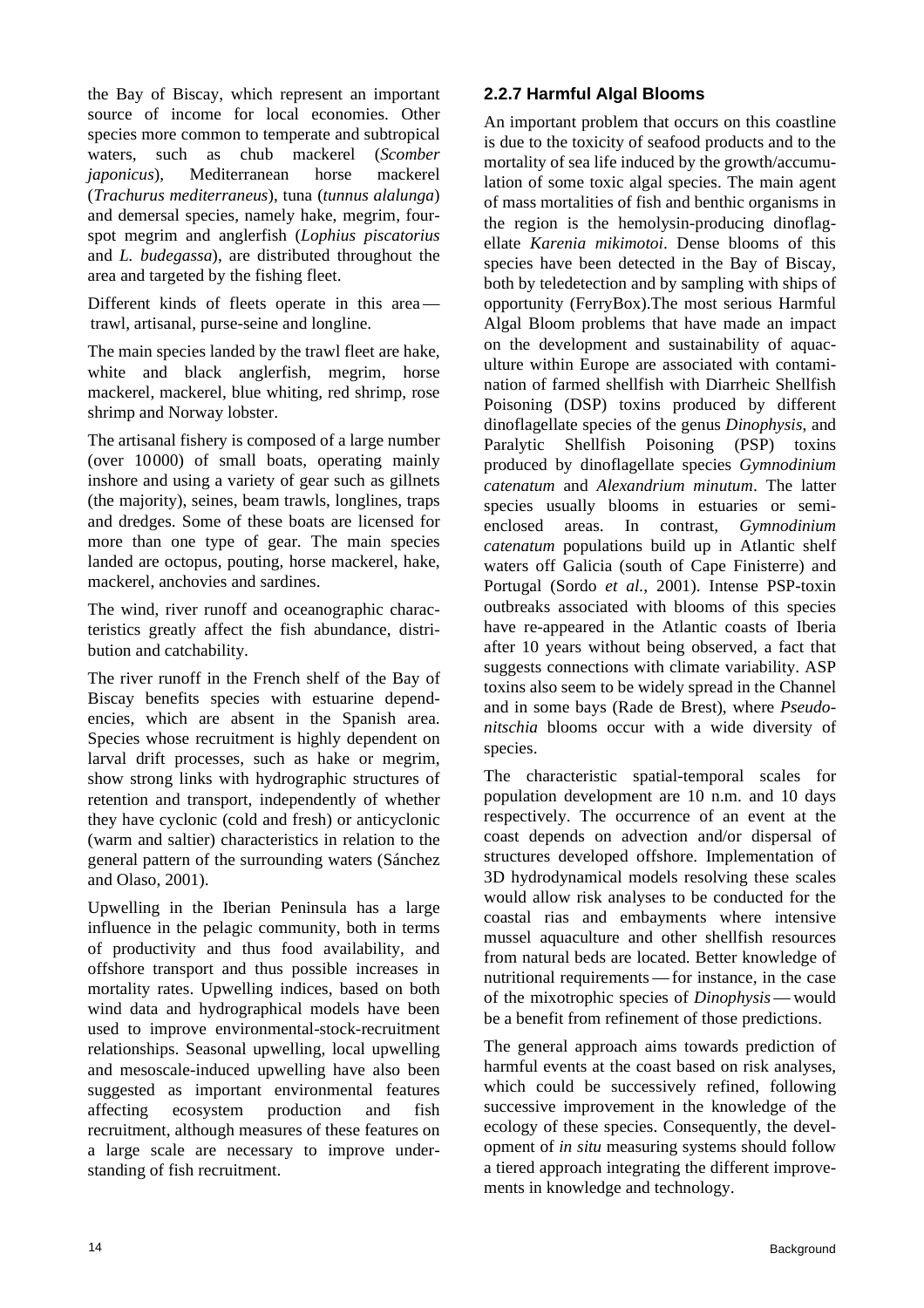the Bay of Biscay, which represent an important source of income for local economies. Other species more common to temperate and subtropical waters, such as chub mackerel (*Scomber japonicus*), Mediterranean horse mackerel (*Trachurus mediterraneus*), tuna (*tunnus alalunga*) and demersal species, namely hake, megrim, four-spot megrim and anglerfish (*Lophius piscatorius* and *L. budegassa*), are distributed throughout the area and targeted by the fishing fleet.

Different kinds of fleets operate in this area — trawl, artisanal, purse-seine and longline.

The main species landed by the trawl fleet are hake, white and black anglerfish, megrim, horse mackerel, mackerel, blue whiting, red shrimp, rose shrimp and Norway lobster.

The artisanal fishery is composed of a large number (over 10000) of small boats, operating mainly inshore and using a variety of gear such as gillnets (the majority), seines, beam trawls, longlines, traps and dredges. Some of these boats are licensed for more than one type of gear. The main species landed are octopus, pouting, horse mackerel, hake, mackerel, anchovies and sardines.

The wind, river runoff and oceanographic characteristics greatly affect the fish abundance, distribution and catchability.

The river runoff in the French shelf of the Bay of Biscay benefits species with estuarine dependencies, which are absent in the Spanish area. Species whose recruitment is highly dependent on larval drift processes, such as hake or megrim, show strong links with hydrographic structures of retention and transport, independently of whether they have cyclonic (cold and fresh) or anticyclonic (warm and saltier) characteristics in relation to the general pattern of the surrounding waters (Sánchez and Olaso, 2001).

Upwelling in the Iberian Peninsula has a large influence in the pelagic community, both in terms of productivity and thus food availability, and offshore transport and thus possible increases in mortality rates. Upwelling indices, based on both wind data and hydrographical models have been used to improve environmental-stock-recruitment relationships. Seasonal upwelling, local upwelling and mesoscale-induced upwelling have also been suggested as important environmental features affecting ecosystem production and fish recruitment, although measures of these features on a large scale are necessary to improve understanding of fish recruitment.

### 2.2.7 Harmful Algal Blooms

An important problem that occurs on this coastline is due to the toxicity of seafood products and to the mortality of sea life induced by the growth/accumulation of some toxic algal species. The main agent of mass mortalities of fish and benthic organisms in the region is the hemolysin-producing dinoflagellate *Karenia mikimotoi*. Dense blooms of this species have been detected in the Bay of Biscay, both by teledetection and by sampling with ships of opportunity (FerryBox).The most serious Harmful Algal Bloom problems that have made an impact on the development and sustainability of aquaculture within Europe are associated with contamination of farmed shellfish with Diarrheic Shellfish Poisoning (DSP) toxins produced by different dinoflagellate species of the genus *Dinophysis*, and Paralytic Shellfish Poisoning (PSP) toxins produced by dinoflagellate species *Gymnodinium catenatum* and *Alexandrium minutum*. The latter species usually blooms in estuaries or semi-enclosed areas. In contrast, *Gymnodinium catenatum* populations build up in Atlantic shelf waters off Galicia (south of Cape Finisterre) and Portugal (Sordo *et al.*, 2001). Intense PSP-toxin outbreaks associated with blooms of this species have re-appeared in the Atlantic coasts of Iberia after 10 years without being observed, a fact that suggests connections with climate variability. ASP toxins also seem to be widely spread in the Channel and in some bays (Rade de Brest), where *Pseudo-nitschia* blooms occur with a wide diversity of species.

The characteristic spatial-temporal scales for population development are 10 n.m. and 10 days respectively. The occurrence of an event at the coast depends on advection and/or dispersal of structures developed offshore. Implementation of 3D hydrodynamical models resolving these scales would allow risk analyses to be conducted for the coastal rias and embayments where intensive mussel aquaculture and other shellfish resources from natural beds are located. Better knowledge of nutritional requirements — for instance, in the case of the mixotrophic species of *Dinophysis* — would be a benefit from refinement of those predictions.

The general approach aims towards prediction of harmful events at the coast based on risk analyses, which could be successively refined, following successive improvement in the knowledge of the ecology of these species. Consequently, the development of *in situ* measuring systems should follow a tiered approach integrating the different improvements in knowledge and technology.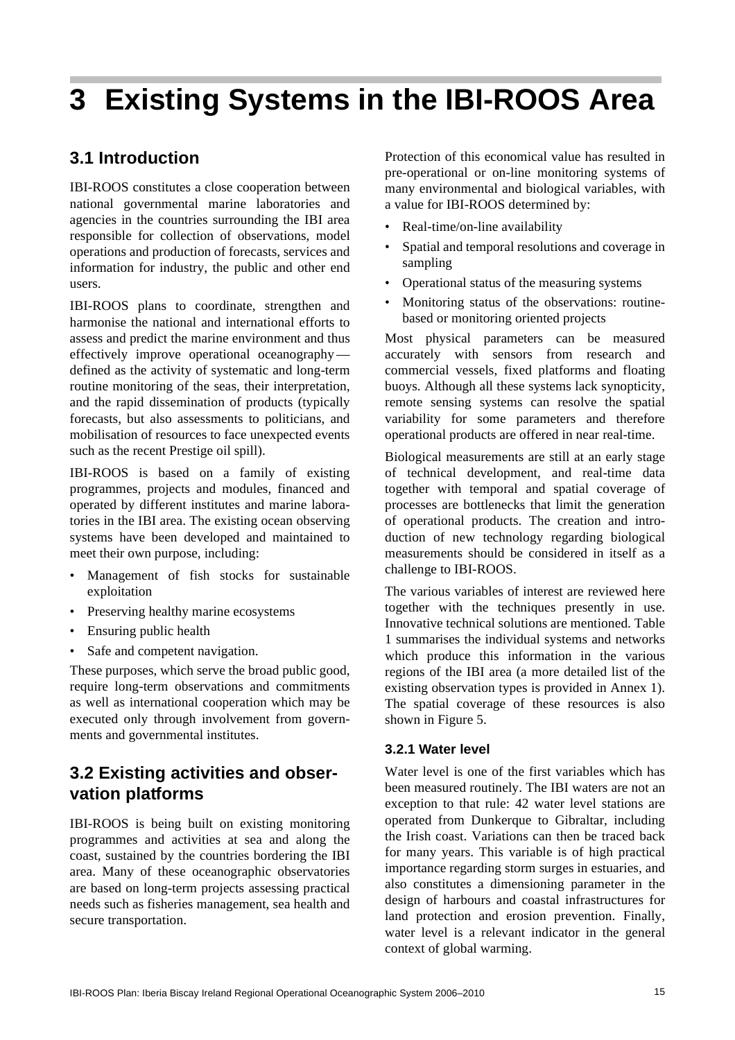# 3 Existing Systems in the IBI-ROOS Area

## 3.1 Introduction

IBI-ROOS constitutes a close cooperation between national governmental marine laboratories and agencies in the countries surrounding the IBI area responsible for collection of observations, model operations and production of forecasts, services and information for industry, the public and other end users.

IBI-ROOS plans to coordinate, strengthen and harmonise the national and international efforts to assess and predict the marine environment and thus effectively improve operational oceanography — defined as the activity of systematic and long-term routine monitoring of the seas, their interpretation, and the rapid dissemination of products (typically forecasts, but also assessments to politicians, and mobilisation of resources to face unexpected events such as the recent Prestige oil spill).

IBI-ROOS is based on a family of existing programmes, projects and modules, financed and operated by different institutes and marine laboratories in the IBI area. The existing ocean observing systems have been developed and maintained to meet their own purpose, including:

- Management of fish stocks for sustainable exploitation
- Preserving healthy marine ecosystems
- Ensuring public health
- Safe and competent navigation.

These purposes, which serve the broad public good, require long-term observations and commitments as well as international cooperation which may be executed only through involvement from governments and governmental institutes.

## 3.2 Existing activities and observation platforms

IBI-ROOS is being built on existing monitoring programmes and activities at sea and along the coast, sustained by the countries bordering the IBI area. Many of these oceanographic observatories are based on long-term projects assessing practical needs such as fisheries management, sea health and secure transportation.

Protection of this economical value has resulted in pre-operational or on-line monitoring systems of many environmental and biological variables, with a value for IBI-ROOS determined by:

- Real-time/on-line availability
- Spatial and temporal resolutions and coverage in sampling
- Operational status of the measuring systems
- Monitoring status of the observations: routine-based or monitoring oriented projects

Most physical parameters can be measured accurately with sensors from research and commercial vessels, fixed platforms and floating buoys. Although all these systems lack synopticity, remote sensing systems can resolve the spatial variability for some parameters and therefore operational products are offered in near real-time.

Biological measurements are still at an early stage of technical development, and real-time data together with temporal and spatial coverage of processes are bottlenecks that limit the generation of operational products. The creation and introduction of new technology regarding biological measurements should be considered in itself as a challenge to IBI-ROOS.

The various variables of interest are reviewed here together with the techniques presently in use. Innovative technical solutions are mentioned. Table 1 summarises the individual systems and networks which produce this information in the various regions of the IBI area (a more detailed list of the existing observation types is provided in Annex 1). The spatial coverage of these resources is also shown in Figure 5.

### 3.2.1 Water level

Water level is one of the first variables which has been measured routinely. The IBI waters are not an exception to that rule: 42 water level stations are operated from Dunkerque to Gibraltar, including the Irish coast. Variations can then be traced back for many years. This variable is of high practical importance regarding storm surges in estuaries, and also constitutes a dimensioning parameter in the design of harbours and coastal infrastructures for land protection and erosion prevention. Finally, water level is a relevant indicator in the general context of global warming.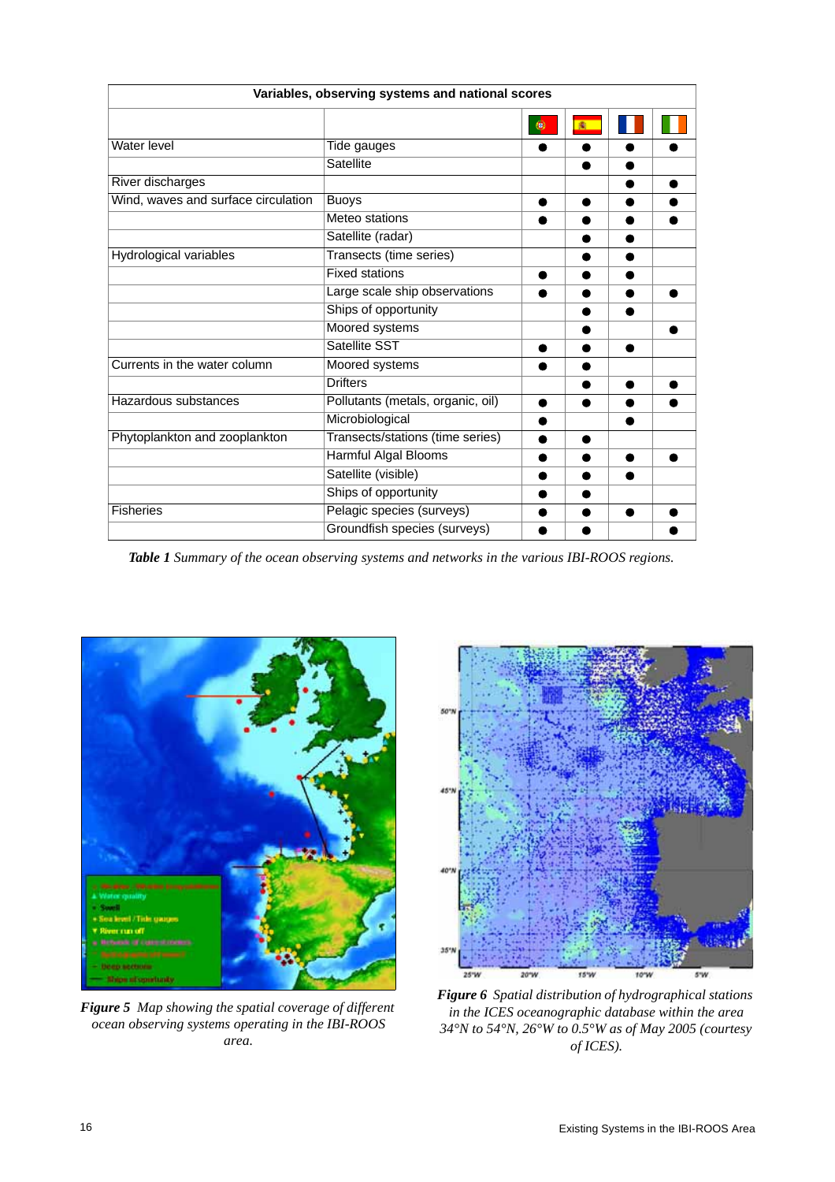| Variables, observing systems and national scores | | | | | |
|---|---|---|---|---|---|
| | | Portugal | Spain | France | Ireland |
| Water level | Tide gauges | ● | ● | ● | ● |
| | Satellite | | ● | ● | |
| River discharges | | | | ● | ● |
| Wind, waves and surface circulation | Buoys | ● | ● | ● | ● |
| | Meteo stations | ● | ● | ● | ● |
| | Satellite (radar) | | ● | ● | |
| Hydrological variables | Transects (time series) | | ● | ● | |
| | Fixed stations | ● | ● | ● | |
| | Large scale ship observations | ● | ● | ● | ● |
| | Ships of opportunity | | ● | ● | |
| | Moored systems | | ● | | ● |
| | Satellite SST | ● | ● | ● | |
| Currents in the water column | Moored systems | ● | ● | | |
| | Drifters | | ● | ● | ● |
| Hazardous substances | Pollutants (metals, organic, oil) | ● | ● | ● | ● |
| | Microbiological | ● | | ● | |
| Phytoplankton and zooplankton | Transects/stations (time series) | ● | ● | | |
| | Harmful Algal Blooms | ● | ● | ● | ● |
| | Satellite (visible) | ● | ● | ● | |
| | Ships of opportunity | ● | ● | | |
| Fisheries | Pelagic species (surveys) | ● | ● | ● | ● |
| | Groundfish species (surveys) | ● | ● | | ● |

***Table 1*** *Summary of the ocean observing systems and networks in the various IBI-ROOS regions.*

***Figure 5*** *Map showing the spatial coverage of different ocean observing systems operating in the IBI-ROOS area.*

***Figure 6*** *Spatial distribution of hydrographical stations in the ICES oceanographic database within the area 34°N to 54°N, 26°W to 0.5°W as of May 2005 (courtesy of ICES).*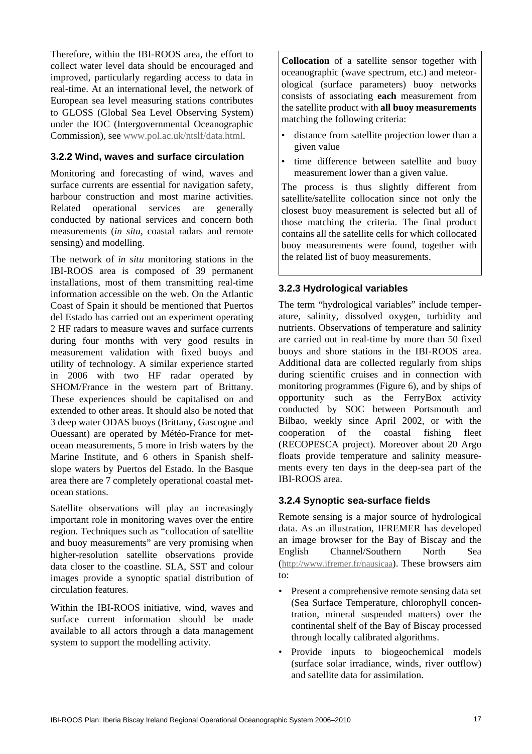Therefore, within the IBI-ROOS area, the effort to collect water level data should be encouraged and improved, particularly regarding access to data in real-time. At an international level, the network of European sea level measuring stations contributes to GLOSS (Global Sea Level Observing System) under the IOC (Intergovernmental Oceanographic Commission), see www.pol.ac.uk/ntslf/data.html.

### 3.2.2 Wind, waves and surface circulation

Monitoring and forecasting of wind, waves and surface currents are essential for navigation safety, harbour construction and most marine activities. Related operational services are generally conducted by national services and concern both measurements (*in situ*, coastal radars and remote sensing) and modelling.

The network of *in situ* monitoring stations in the IBI-ROOS area is composed of 39 permanent installations, most of them transmitting real-time information accessible on the web. On the Atlantic Coast of Spain it should be mentioned that Puertos del Estado has carried out an experiment operating 2 HF radars to measure waves and surface currents during four months with very good results in measurement validation with fixed buoys and utility of technology. A similar experience started in 2006 with two HF radar operated by SHOM/France in the western part of Brittany. These experiences should be capitalised on and extended to other areas. It should also be noted that 3 deep water ODAS buoys (Brittany, Gascogne and Ouessant) are operated by Météo-France for met-ocean measurements, 5 more in Irish waters by the Marine Institute, and 6 others in Spanish shelf-slope waters by Puertos del Estado. In the Basque area there are 7 completely operational coastal met-ocean stations.

Satellite observations will play an increasingly important role in monitoring waves over the entire region. Techniques such as "collocation of satellite and buoy measurements" are very promising when higher-resolution satellite observations provide data closer to the coastline. SLA, SST and colour images provide a synoptic spatial distribution of circulation features.

Within the IBI-ROOS initiative, wind, waves and surface current information should be made available to all actors through a data management system to support the modelling activity.

**Collocation** of a satellite sensor together with oceanographic (wave spectrum, etc.) and meteorological (surface parameters) buoy networks consists of associating **each** measurement from the satellite product with **all buoy measurements** matching the following criteria:

- distance from satellite projection lower than a given value
- time difference between satellite and buoy measurement lower than a given value.

The process is thus slightly different from satellite/satellite collocation since not only the closest buoy measurement is selected but all of those matching the criteria. The final product contains all the satellite cells for which collocated buoy measurements were found, together with the related list of buoy measurements.

### 3.2.3 Hydrological variables

The term "hydrological variables" include temperature, salinity, dissolved oxygen, turbidity and nutrients. Observations of temperature and salinity are carried out in real-time by more than 50 fixed buoys and shore stations in the IBI-ROOS area. Additional data are collected regularly from ships during scientific cruises and in connection with monitoring programmes (Figure 6), and by ships of opportunity such as the FerryBox activity conducted by SOC between Portsmouth and Bilbao, weekly since April 2002, or with the cooperation of the coastal fishing fleet (RECOPESCA project). Moreover about 20 Argo floats provide temperature and salinity measurements every ten days in the deep-sea part of the IBI-ROOS area.

### 3.2.4 Synoptic sea-surface fields

Remote sensing is a major source of hydrological data. As an illustration, IFREMER has developed an image browser for the Bay of Biscay and the English Channel/Southern North Sea (http://www.ifremer.fr/nausicaa). These browsers aim to:

- Present a comprehensive remote sensing data set (Sea Surface Temperature, chlorophyll concentration, mineral suspended matters) over the continental shelf of the Bay of Biscay processed through locally calibrated algorithms.
- Provide inputs to biogeochemical models (surface solar irradiance, winds, river outflow) and satellite data for assimilation.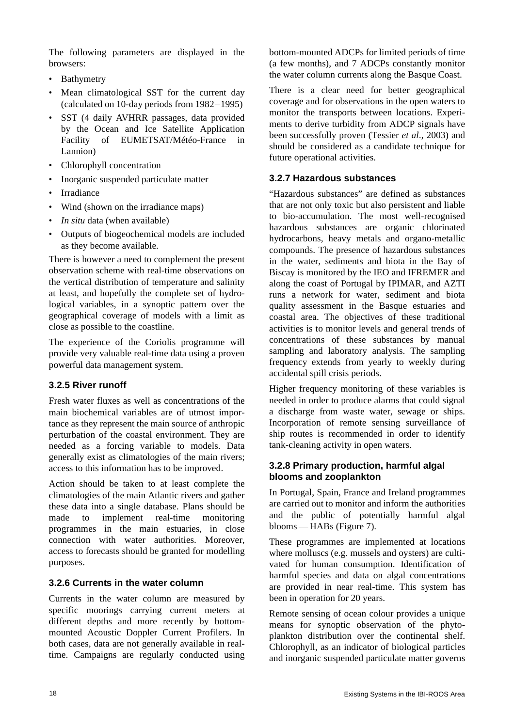The following parameters are displayed in the browsers:

- Bathymetry
- Mean climatological SST for the current day (calculated on 10-day periods from 1982–1995)
- SST (4 daily AVHRR passages, data provided by the Ocean and Ice Satellite Application Facility of EUMETSAT/Météo-France in Lannion)
- Chlorophyll concentration
- Inorganic suspended particulate matter
- Irradiance
- Wind (shown on the irradiance maps)
- *In situ* data (when available)
- Outputs of biogeochemical models are included as they become available.

There is however a need to complement the present observation scheme with real-time observations on the vertical distribution of temperature and salinity at least, and hopefully the complete set of hydrological variables, in a synoptic pattern over the geographical coverage of models with a limit as close as possible to the coastline.

The experience of the Coriolis programme will provide very valuable real-time data using a proven powerful data management system.

### 3.2.5 River runoff

Fresh water fluxes as well as concentrations of the main biochemical variables are of utmost importance as they represent the main source of anthropic perturbation of the coastal environment. They are needed as a forcing variable to models. Data generally exist as climatologies of the main rivers; access to this information has to be improved.

Action should be taken to at least complete the climatologies of the main Atlantic rivers and gather these data into a single database. Plans should be made to implement real-time monitoring programmes in the main estuaries, in close connection with water authorities. Moreover, access to forecasts should be granted for modelling purposes.

### 3.2.6 Currents in the water column

Currents in the water column are measured by specific moorings carrying current meters at different depths and more recently by bottom-mounted Acoustic Doppler Current Profilers. In both cases, data are not generally available in real-time. Campaigns are regularly conducted using bottom-mounted ADCPs for limited periods of time (a few months), and 7 ADCPs constantly monitor the water column currents along the Basque Coast.

There is a clear need for better geographical coverage and for observations in the open waters to monitor the transports between locations. Experiments to derive turbidity from ADCP signals have been successfully proven (Tessier *et al*., 2003) and should be considered as a candidate technique for future operational activities.

### 3.2.7 Hazardous substances

"Hazardous substances" are defined as substances that are not only toxic but also persistent and liable to bio-accumulation. The most well-recognised hazardous substances are organic chlorinated hydrocarbons, heavy metals and organo-metallic compounds. The presence of hazardous substances in the water, sediments and biota in the Bay of Biscay is monitored by the IEO and IFREMER and along the coast of Portugal by IPIMAR, and AZTI runs a network for water, sediment and biota quality assessment in the Basque estuaries and coastal area. The objectives of these traditional activities is to monitor levels and general trends of concentrations of these substances by manual sampling and laboratory analysis. The sampling frequency extends from yearly to weekly during accidental spill crisis periods.

Higher frequency monitoring of these variables is needed in order to produce alarms that could signal a discharge from waste water, sewage or ships. Incorporation of remote sensing surveillance of ship routes is recommended in order to identify tank-cleaning activity in open waters.

### 3.2.8 Primary production, harmful algal blooms and zooplankton

In Portugal, Spain, France and Ireland programmes are carried out to monitor and inform the authorities and the public of potentially harmful algal blooms — HABs (Figure 7).

These programmes are implemented at locations where molluscs (e.g. mussels and oysters) are cultivated for human consumption. Identification of harmful species and data on algal concentrations are provided in near real-time. This system has been in operation for 20 years.

Remote sensing of ocean colour provides a unique means for synoptic observation of the phytoplankton distribution over the continental shelf. Chlorophyll, as an indicator of biological particles and inorganic suspended particulate matter governs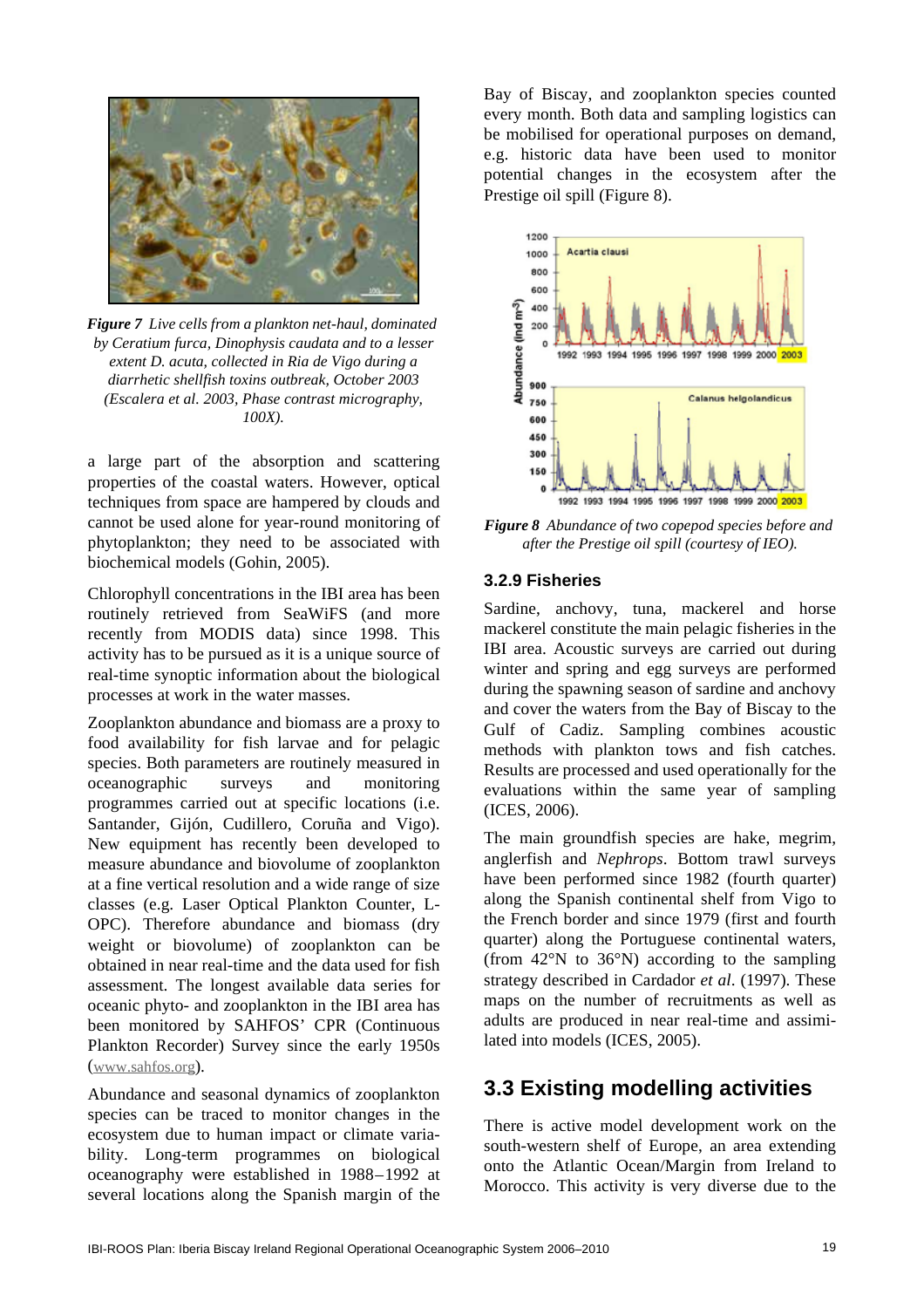*Figure 7 Live cells from a plankton net-haul, dominated by Ceratium furca, Dinophysis caudata and to a lesser extent D. acuta, collected in Ria de Vigo during a diarrhetic shellfish toxins outbreak, October 2003 (Escalera et al. 2003, Phase contrast micrography, 100X).*

a large part of the absorption and scattering properties of the coastal waters. However, optical techniques from space are hampered by clouds and cannot be used alone for year-round monitoring of phytoplankton; they need to be associated with biochemical models (Gohin, 2005).

Chlorophyll concentrations in the IBI area has been routinely retrieved from SeaWiFS (and more recently from MODIS data) since 1998. This activity has to be pursued as it is a unique source of real-time synoptic information about the biological processes at work in the water masses.

Zooplankton abundance and biomass are a proxy to food availability for fish larvae and for pelagic species. Both parameters are routinely measured in oceanographic surveys and monitoring programmes carried out at specific locations (i.e. Santander, Gijón, Cudillero, Coruña and Vigo). New equipment has recently been developed to measure abundance and biovolume of zooplankton at a fine vertical resolution and a wide range of size classes (e.g. Laser Optical Plankton Counter, L-OPC). Therefore abundance and biomass (dry weight or biovolume) of zooplankton can be obtained in near real-time and the data used for fish assessment. The longest available data series for oceanic phyto- and zooplankton in the IBI area has been monitored by SAHFOS' CPR (Continuous Plankton Recorder) Survey since the early 1950s (www.sahfos.org).

Abundance and seasonal dynamics of zooplankton species can be traced to monitor changes in the ecosystem due to human impact or climate variability. Long-term programmes on biological oceanography were established in 1988–1992 at several locations along the Spanish margin of the Bay of Biscay, and zooplankton species counted every month. Both data and sampling logistics can be mobilised for operational purposes on demand, e.g. historic data have been used to monitor potential changes in the ecosystem after the Prestige oil spill (Figure 8).

*Figure 8 Abundance of two copepod species before and after the Prestige oil spill (courtesy of IEO).*

### 3.2.9 Fisheries

Sardine, anchovy, tuna, mackerel and horse mackerel constitute the main pelagic fisheries in the IBI area. Acoustic surveys are carried out during winter and spring and egg surveys are performed during the spawning season of sardine and anchovy and cover the waters from the Bay of Biscay to the Gulf of Cadiz. Sampling combines acoustic methods with plankton tows and fish catches. Results are processed and used operationally for the evaluations within the same year of sampling (ICES, 2006).

The main groundfish species are hake, megrim, anglerfish and *Nephrops*. Bottom trawl surveys have been performed since 1982 (fourth quarter) along the Spanish continental shelf from Vigo to the French border and since 1979 (first and fourth quarter) along the Portuguese continental waters, (from 42°N to 36°N) according to the sampling strategy described in Cardador *et al*. (1997). These maps on the number of recruitments as well as adults are produced in near real-time and assimilated into models (ICES, 2005).

## 3.3 Existing modelling activities

There is active model development work on the south-western shelf of Europe, an area extending onto the Atlantic Ocean/Margin from Ireland to Morocco. This activity is very diverse due to the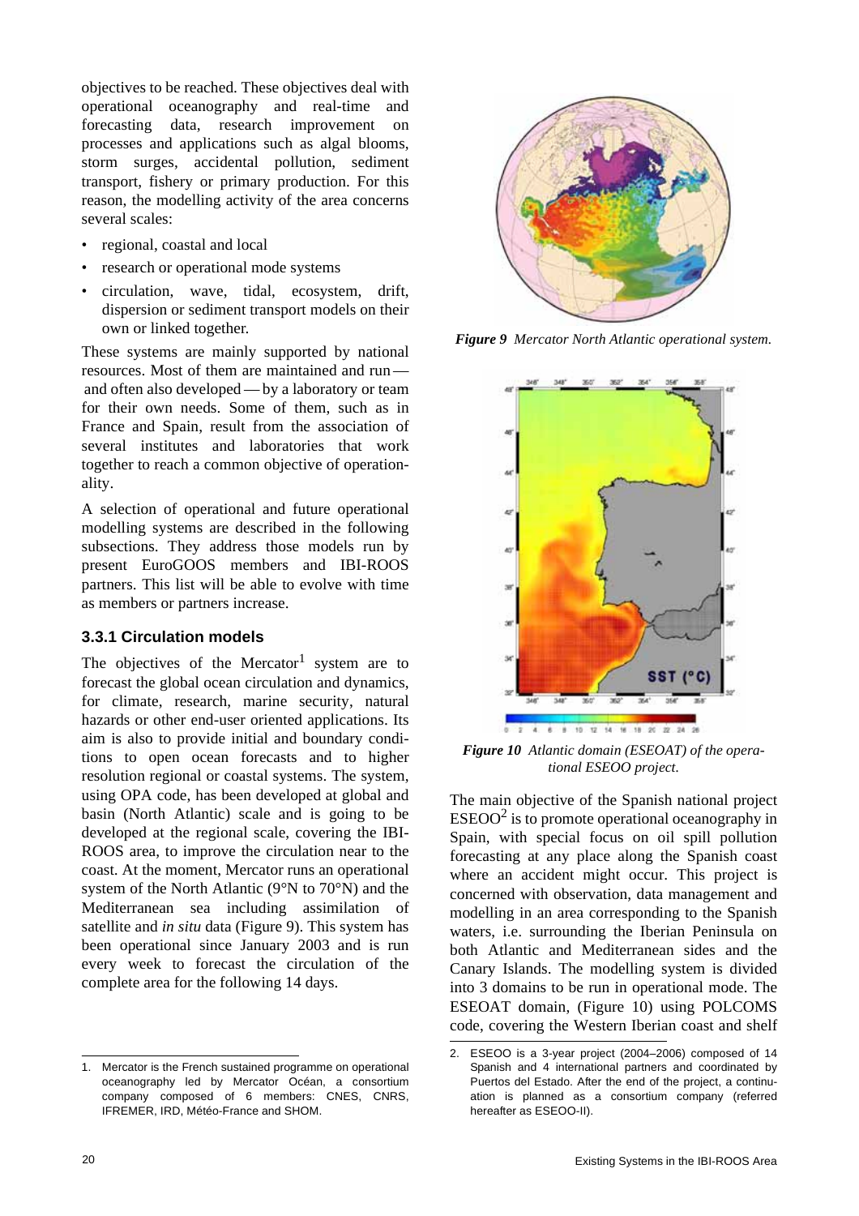objectives to be reached. These objectives deal with operational oceanography and real-time and forecasting data, research improvement on processes and applications such as algal blooms, storm surges, accidental pollution, sediment transport, fishery or primary production. For this reason, the modelling activity of the area concerns several scales:

- regional, coastal and local
- research or operational mode systems
- circulation, wave, tidal, ecosystem, drift, dispersion or sediment transport models on their own or linked together.

These systems are mainly supported by national resources. Most of them are maintained and run — and often also developed — by a laboratory or team for their own needs. Some of them, such as in France and Spain, result from the association of several institutes and laboratories that work together to reach a common objective of operationality.

A selection of operational and future operational modelling systems are described in the following subsections. They address those models run by present EuroGOOS members and IBI-ROOS partners. This list will be able to evolve with time as members or partners increase.

### 3.3.1 Circulation models

The objectives of the Mercator[1] system are to forecast the global ocean circulation and dynamics, for climate, research, marine security, natural hazards or other end-user oriented applications. Its aim is also to provide initial and boundary conditions to open ocean forecasts and to higher resolution regional or coastal systems. The system, using OPA code, has been developed at global and basin (North Atlantic) scale and is going to be developed at the regional scale, covering the IBI-ROOS area, to improve the circulation near to the coast. At the moment, Mercator runs an operational system of the North Atlantic (9°N to 70°N) and the Mediterranean sea including assimilation of satellite and *in situ* data (Figure 9). This system has been operational since January 2003 and is run every week to forecast the circulation of the complete area for the following 14 days.

***Figure 9*** *Mercator North Atlantic operational system.*

***Figure 10*** *Atlantic domain (ESEOAT) of the operational ESEOO project.*

The main objective of the Spanish national project ESEOO[2] is to promote operational oceanography in Spain, with special focus on oil spill pollution forecasting at any place along the Spanish coast where an accident might occur. This project is concerned with observation, data management and modelling in an area corresponding to the Spanish waters, i.e. surrounding the Iberian Peninsula on both Atlantic and Mediterranean sides and the Canary Islands. The modelling system is divided into 3 domains to be run in operational mode. The ESEOAT domain, (Figure 10) using POLCOMS code, covering the Western Iberian coast and shelf

1. Mercator is the French sustained programme on operational oceanography led by Mercator Océan, a consortium company composed of 6 members: CNES, CNRS, IFREMER, IRD, Météo-France and SHOM.

2. ESEOO is a 3-year project (2004–2006) composed of 14 Spanish and 4 international partners and coordinated by Puertos del Estado. After the end of the project, a continuation is planned as a consortium company (referred hereafter as ESEOO-II).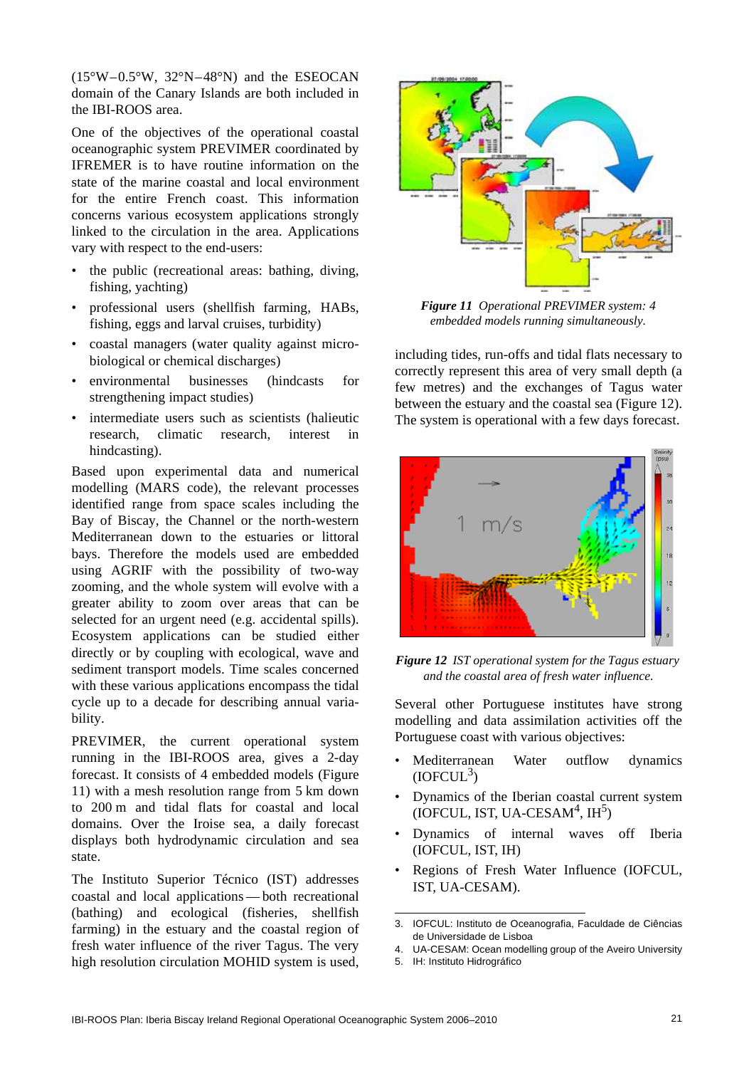(15°W–0.5°W, 32°N–48°N) and the ESEOCAN domain of the Canary Islands are both included in the IBI-ROOS area.

One of the objectives of the operational coastal oceanographic system PREVIMER coordinated by IFREMER is to have routine information on the state of the marine coastal and local environment for the entire French coast. This information concerns various ecosystem applications strongly linked to the circulation in the area. Applications vary with respect to the end-users:

- the public (recreational areas: bathing, diving, fishing, yachting)
- professional users (shellfish farming, HABs, fishing, eggs and larval cruises, turbidity)
- coastal managers (water quality against micro-biological or chemical discharges)
- environmental businesses (hindcasts for strengthening impact studies)
- intermediate users such as scientists (halieutic research, climatic research, interest in hindcasting).

Based upon experimental data and numerical modelling (MARS code), the relevant processes identified range from space scales including the Bay of Biscay, the Channel or the north-western Mediterranean down to the estuaries or littoral bays. Therefore the models used are embedded using AGRIF with the possibility of two-way zooming, and the whole system will evolve with a greater ability to zoom over areas that can be selected for an urgent need (e.g. accidental spills). Ecosystem applications can be studied either directly or by coupling with ecological, wave and sediment transport models. Time scales concerned with these various applications encompass the tidal cycle up to a decade for describing annual variability.

PREVIMER, the current operational system running in the IBI-ROOS area, gives a 2-day forecast. It consists of 4 embedded models (Figure 11) with a mesh resolution range from 5 km down to 200 m and tidal flats for coastal and local domains. Over the Iroise sea, a daily forecast displays both hydrodynamic circulation and sea state.

The Instituto Superior Técnico (IST) addresses coastal and local applications — both recreational (bathing) and ecological (fisheries, shellfish farming) in the estuary and the coastal region of fresh water influence of the river Tagus. The very high resolution circulation MOHID system is used, including tides, run-offs and tidal flats necessary to correctly represent this area of very small depth (a few metres) and the exchanges of Tagus water between the estuary and the coastal sea (Figure 12). The system is operational with a few days forecast.

***Figure 11*** *Operational PREVIMER system: 4 embedded models running simultaneously.*

***Figure 12*** *IST operational system for the Tagus estuary and the coastal area of fresh water influence.*

Several other Portuguese institutes have strong modelling and data assimilation activities off the Portuguese coast with various objectives:

- Mediterranean Water outflow dynamics (IOFCUL[3])
- Dynamics of the Iberian coastal current system (IOFCUL, IST, UA-CESAM[4], IH[5])
- Dynamics of internal waves off Iberia (IOFCUL, IST, IH)
- Regions of Fresh Water Influence (IOFCUL, IST, UA-CESAM).

---

3. IOFCUL: Instituto de Oceanografia, Faculdade de Ciências de Universidade de Lisboa
4. UA-CESAM: Ocean modelling group of the Aveiro University
5. IH: Instituto Hidrográfico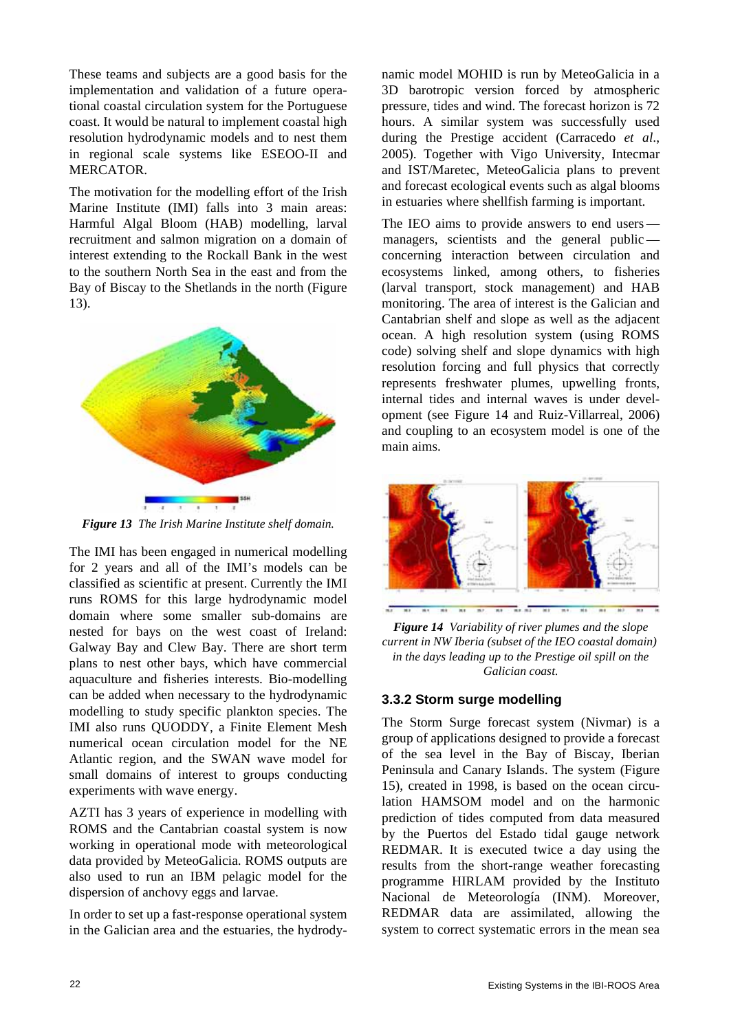These teams and subjects are a good basis for the implementation and validation of a future operational coastal circulation system for the Portuguese coast. It would be natural to implement coastal high resolution hydrodynamic models and to nest them in regional scale systems like ESEOO-II and MERCATOR.

The motivation for the modelling effort of the Irish Marine Institute (IMI) falls into 3 main areas: Harmful Algal Bloom (HAB) modelling, larval recruitment and salmon migration on a domain of interest extending to the Rockall Bank in the west to the southern North Sea in the east and from the Bay of Biscay to the Shetlands in the north (Figure 13).

***Figure 13*** *The Irish Marine Institute shelf domain.*

The IMI has been engaged in numerical modelling for 2 years and all of the IMI's models can be classified as scientific at present. Currently the IMI runs ROMS for this large hydrodynamic model domain where some smaller sub-domains are nested for bays on the west coast of Ireland: Galway Bay and Clew Bay. There are short term plans to nest other bays, which have commercial aquaculture and fisheries interests. Bio-modelling can be added when necessary to the hydrodynamic modelling to study specific plankton species. The IMI also runs QUODDY, a Finite Element Mesh numerical ocean circulation model for the NE Atlantic region, and the SWAN wave model for small domains of interest to groups conducting experiments with wave energy.

AZTI has 3 years of experience in modelling with ROMS and the Cantabrian coastal system is now working in operational mode with meteorological data provided by MeteoGalicia. ROMS outputs are also used to run an IBM pelagic model for the dispersion of anchovy eggs and larvae.

In order to set up a fast-response operational system in the Galician area and the estuaries, the hydrodynamic model MOHID is run by MeteoGalicia in a 3D barotropic version forced by atmospheric pressure, tides and wind. The forecast horizon is 72 hours. A similar system was successfully used during the Prestige accident (Carracedo *et al*., 2005). Together with Vigo University, Intecmar and IST/Maretec, MeteoGalicia plans to prevent and forecast ecological events such as algal blooms in estuaries where shellfish farming is important.

The IEO aims to provide answers to end users — managers, scientists and the general public — concerning interaction between circulation and ecosystems linked, among others, to fisheries (larval transport, stock management) and HAB monitoring. The area of interest is the Galician and Cantabrian shelf and slope as well as the adjacent ocean. A high resolution system (using ROMS code) solving shelf and slope dynamics with high resolution forcing and full physics that correctly represents freshwater plumes, upwelling fronts, internal tides and internal waves is under development (see Figure 14 and Ruiz-Villarreal, 2006) and coupling to an ecosystem model is one of the main aims.

***Figure 14*** *Variability of river plumes and the slope current in NW Iberia (subset of the IEO coastal domain) in the days leading up to the Prestige oil spill on the Galician coast.*

### 3.3.2 Storm surge modelling

The Storm Surge forecast system (Nivmar) is a group of applications designed to provide a forecast of the sea level in the Bay of Biscay, Iberian Peninsula and Canary Islands. The system (Figure 15), created in 1998, is based on the ocean circulation HAMSOM model and on the harmonic prediction of tides computed from data measured by the Puertos del Estado tidal gauge network REDMAR. It is executed twice a day using the results from the short-range weather forecasting programme HIRLAM provided by the Instituto Nacional de Meteorología (INM). Moreover, REDMAR data are assimilated, allowing the system to correct systematic errors in the mean sea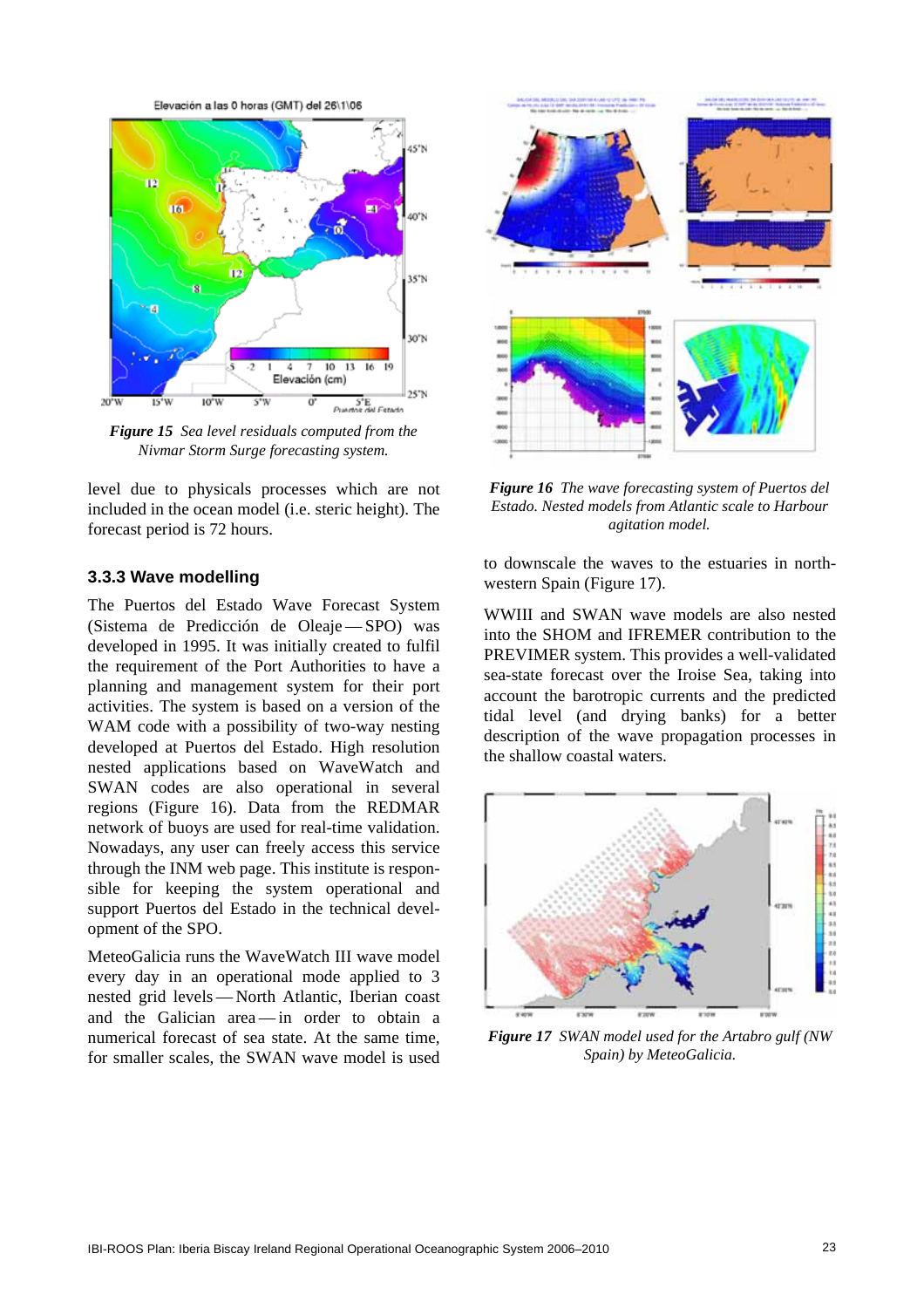*Figure 15 Sea level residuals computed from the Nivmar Storm Surge forecasting system.*

level due to physicals processes which are not included in the ocean model (i.e. steric height). The forecast period is 72 hours.

### 3.3.3 Wave modelling

The Puertos del Estado Wave Forecast System (Sistema de Predicción de Oleaje — SPO) was developed in 1995. It was initially created to fulfil the requirement of the Port Authorities to have a planning and management system for their port activities. The system is based on a version of the WAM code with a possibility of two-way nesting developed at Puertos del Estado. High resolution nested applications based on WaveWatch and SWAN codes are also operational in several regions (Figure 16). Data from the REDMAR network of buoys are used for real-time validation. Nowadays, any user can freely access this service through the INM web page. This institute is responsible for keeping the system operational and support Puertos del Estado in the technical development of the SPO.

MeteoGalicia runs the WaveWatch III wave model every day in an operational mode applied to 3 nested grid levels — North Atlantic, Iberian coast and the Galician area — in order to obtain a numerical forecast of sea state. At the same time, for smaller scales, the SWAN wave model is used to downscale the waves to the estuaries in north-western Spain (Figure 17).

*Figure 16 The wave forecasting system of Puertos del Estado. Nested models from Atlantic scale to Harbour agitation model.*

WWIII and SWAN wave models are also nested into the SHOM and IFREMER contribution to the PREVIMER system. This provides a well-validated sea-state forecast over the Iroise Sea, taking into account the barotropic currents and the predicted tidal level (and drying banks) for a better description of the wave propagation processes in the shallow coastal waters.

*Figure 17 SWAN model used for the Artabro gulf (NW Spain) by MeteoGalicia.*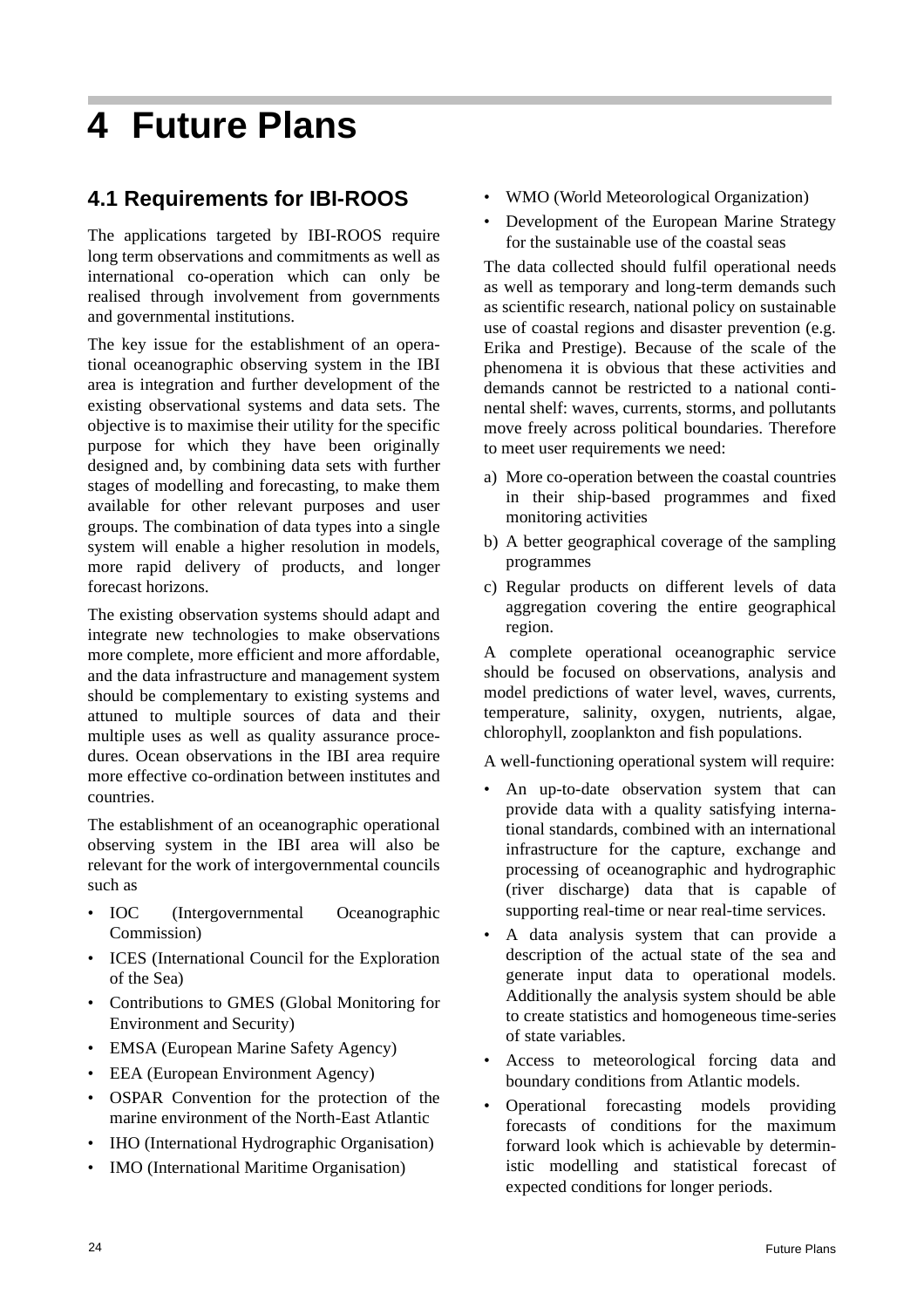# 4 Future Plans

## 4.1 Requirements for IBI-ROOS

The applications targeted by IBI-ROOS require long term observations and commitments as well as international co-operation which can only be realised through involvement from governments and governmental institutions.

The key issue for the establishment of an operational oceanographic observing system in the IBI area is integration and further development of the existing observational systems and data sets. The objective is to maximise their utility for the specific purpose for which they have been originally designed and, by combining data sets with further stages of modelling and forecasting, to make them available for other relevant purposes and user groups. The combination of data types into a single system will enable a higher resolution in models, more rapid delivery of products, and longer forecast horizons.

The existing observation systems should adapt and integrate new technologies to make observations more complete, more efficient and more affordable, and the data infrastructure and management system should be complementary to existing systems and attuned to multiple sources of data and their multiple uses as well as quality assurance procedures. Ocean observations in the IBI area require more effective co-ordination between institutes and countries.

The establishment of an oceanographic operational observing system in the IBI area will also be relevant for the work of intergovernmental councils such as

- IOC (Intergovernmental Oceanographic Commission)
- ICES (International Council for the Exploration of the Sea)
- Contributions to GMES (Global Monitoring for Environment and Security)
- EMSA (European Marine Safety Agency)
- EEA (European Environment Agency)
- OSPAR Convention for the protection of the marine environment of the North-East Atlantic
- IHO (International Hydrographic Organisation)
- IMO (International Maritime Organisation)
- WMO (World Meteorological Organization)
- Development of the European Marine Strategy for the sustainable use of the coastal seas

The data collected should fulfil operational needs as well as temporary and long-term demands such as scientific research, national policy on sustainable use of coastal regions and disaster prevention (e.g. Erika and Prestige). Because of the scale of the phenomena it is obvious that these activities and demands cannot be restricted to a national continental shelf: waves, currents, storms, and pollutants move freely across political boundaries. Therefore to meet user requirements we need:

a) More co-operation between the coastal countries in their ship-based programmes and fixed monitoring activities
b) A better geographical coverage of the sampling programmes
c) Regular products on different levels of data aggregation covering the entire geographical region.

A complete operational oceanographic service should be focused on observations, analysis and model predictions of water level, waves, currents, temperature, salinity, oxygen, nutrients, algae, chlorophyll, zooplankton and fish populations.

A well-functioning operational system will require:

- An up-to-date observation system that can provide data with a quality satisfying international standards, combined with an international infrastructure for the capture, exchange and processing of oceanographic and hydrographic (river discharge) data that is capable of supporting real-time or near real-time services.
- A data analysis system that can provide a description of the actual state of the sea and generate input data to operational models. Additionally the analysis system should be able to create statistics and homogeneous time-series of state variables.
- Access to meteorological forcing data and boundary conditions from Atlantic models.
- Operational forecasting models providing forecasts of conditions for the maximum forward look which is achievable by deterministic modelling and statistical forecast of expected conditions for longer periods.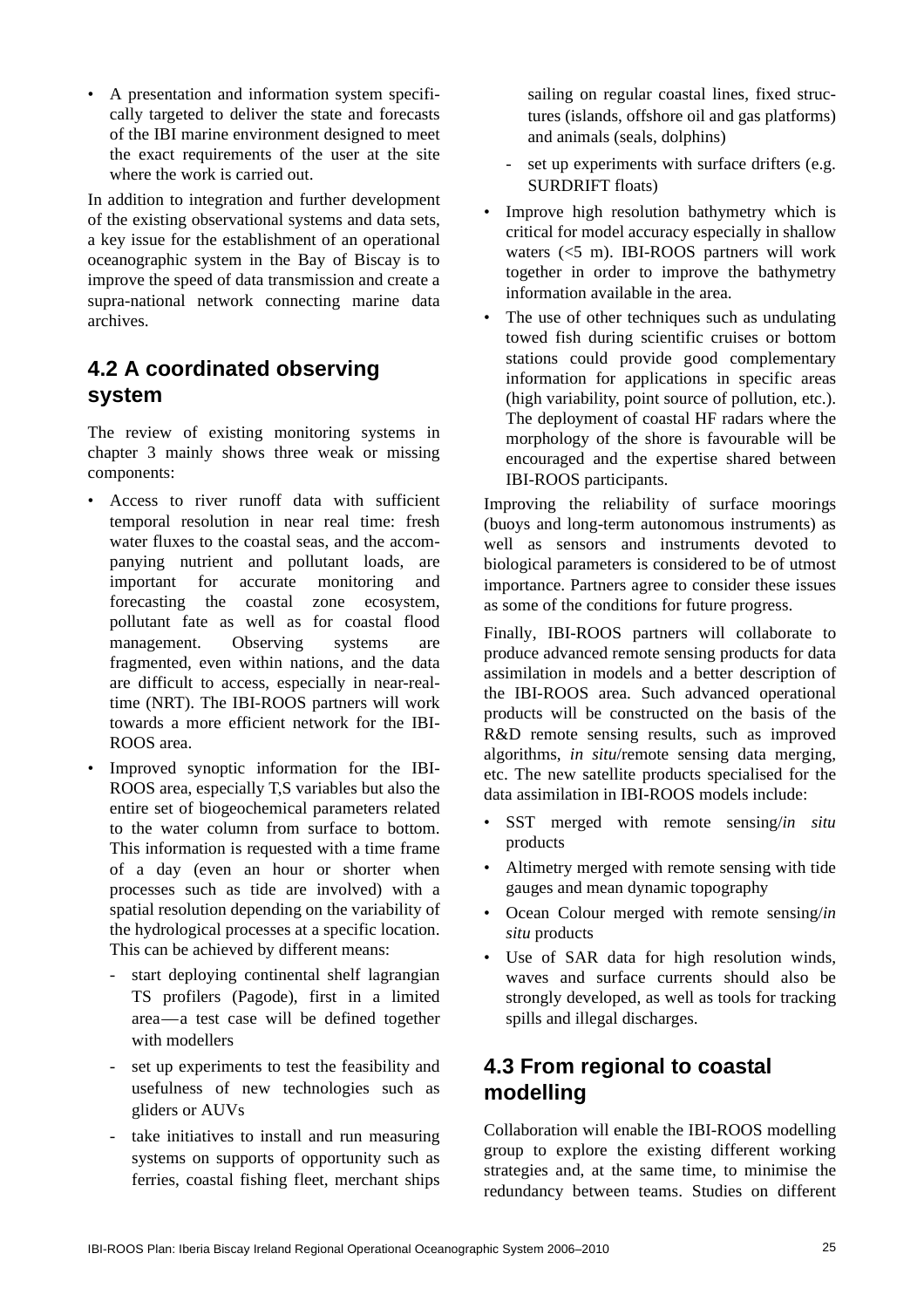- A presentation and information system specifically targeted to deliver the state and forecasts of the IBI marine environment designed to meet the exact requirements of the user at the site where the work is carried out.

In addition to integration and further development of the existing observational systems and data sets, a key issue for the establishment of an operational oceanographic system in the Bay of Biscay is to improve the speed of data transmission and create a supra-national network connecting marine data archives.

## 4.2 A coordinated observing system

The review of existing monitoring systems in chapter 3 mainly shows three weak or missing components:

- Access to river runoff data with sufficient temporal resolution in near real time: fresh water fluxes to the coastal seas, and the accompanying nutrient and pollutant loads, are important for accurate monitoring and forecasting the coastal zone ecosystem, pollutant fate as well as for coastal flood management. Observing systems are fragmented, even within nations, and the data are difficult to access, especially in near-real-time (NRT). The IBI-ROOS partners will work towards a more efficient network for the IBI-ROOS area.
- Improved synoptic information for the IBI-ROOS area, especially T,S variables but also the entire set of biogeochemical parameters related to the water column from surface to bottom. This information is requested with a time frame of a day (even an hour or shorter when processes such as tide are involved) with a spatial resolution depending on the variability of the hydrological processes at a specific location. This can be achieved by different means:
  - start deploying continental shelf lagrangian TS profilers (Pagode), first in a limited area — a test case will be defined together with modellers
  - set up experiments to test the feasibility and usefulness of new technologies such as gliders or AUVs
  - take initiatives to install and run measuring systems on supports of opportunity such as ferries, coastal fishing fleet, merchant ships sailing on regular coastal lines, fixed structures (islands, offshore oil and gas platforms) and animals (seals, dolphins)
  - set up experiments with surface drifters (e.g. SURDRIFT floats)
- Improve high resolution bathymetry which is critical for model accuracy especially in shallow waters (<5 m). IBI-ROOS partners will work together in order to improve the bathymetry information available in the area.
- The use of other techniques such as undulating towed fish during scientific cruises or bottom stations could provide good complementary information for applications in specific areas (high variability, point source of pollution, etc.). The deployment of coastal HF radars where the morphology of the shore is favourable will be encouraged and the expertise shared between IBI-ROOS participants.

Improving the reliability of surface moorings (buoys and long-term autonomous instruments) as well as sensors and instruments devoted to biological parameters is considered to be of utmost importance. Partners agree to consider these issues as some of the conditions for future progress.

Finally, IBI-ROOS partners will collaborate to produce advanced remote sensing products for data assimilation in models and a better description of the IBI-ROOS area. Such advanced operational products will be constructed on the basis of the R&D remote sensing results, such as improved algorithms, *in situ*/remote sensing data merging, etc. The new satellite products specialised for the data assimilation in IBI-ROOS models include:

- SST merged with remote sensing/*in situ* products
- Altimetry merged with remote sensing with tide gauges and mean dynamic topography
- Ocean Colour merged with remote sensing/*in situ* products
- Use of SAR data for high resolution winds, waves and surface currents should also be strongly developed, as well as tools for tracking spills and illegal discharges.

## 4.3 From regional to coastal modelling

Collaboration will enable the IBI-ROOS modelling group to explore the existing different working strategies and, at the same time, to minimise the redundancy between teams. Studies on different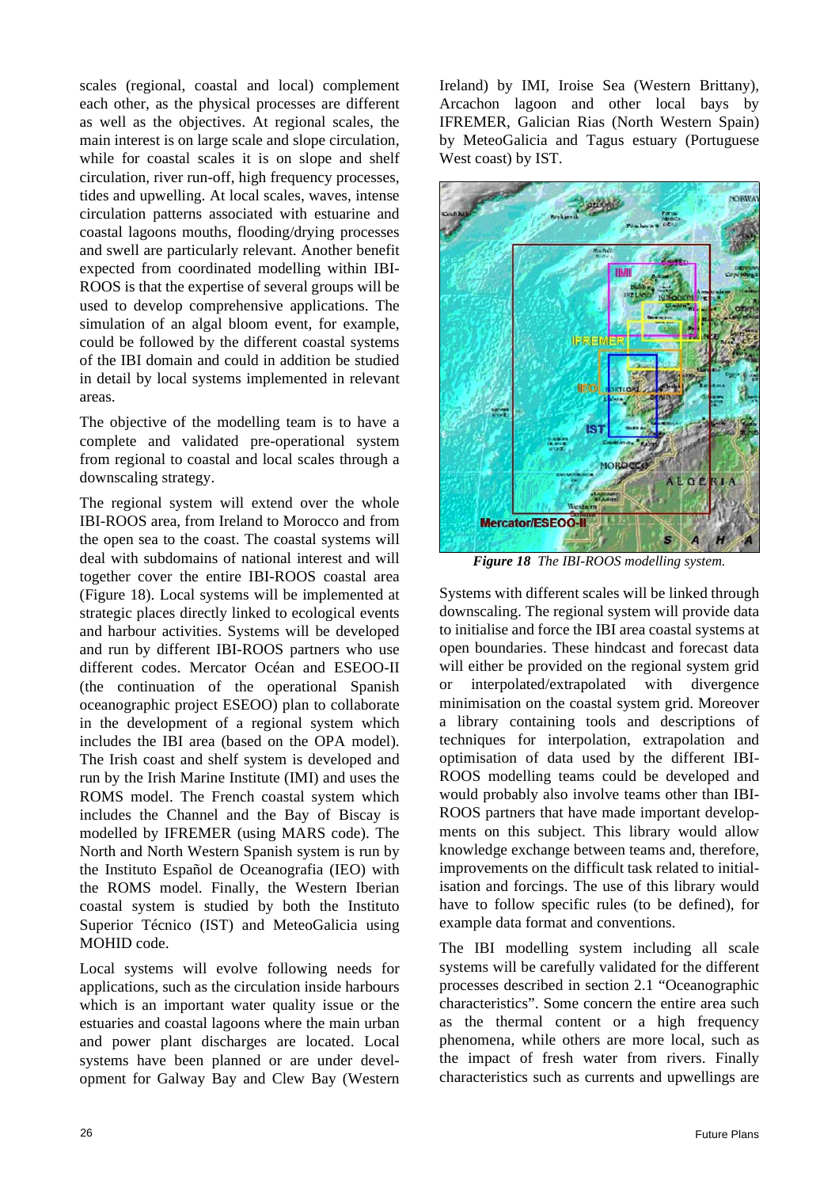scales (regional, coastal and local) complement each other, as the physical processes are different as well as the objectives. At regional scales, the main interest is on large scale and slope circulation, while for coastal scales it is on slope and shelf circulation, river run-off, high frequency processes, tides and upwelling. At local scales, waves, intense circulation patterns associated with estuarine and coastal lagoons mouths, flooding/drying processes and swell are particularly relevant. Another benefit expected from coordinated modelling within IBI-ROOS is that the expertise of several groups will be used to develop comprehensive applications. The simulation of an algal bloom event, for example, could be followed by the different coastal systems of the IBI domain and could in addition be studied in detail by local systems implemented in relevant areas.

The objective of the modelling team is to have a complete and validated pre-operational system from regional to coastal and local scales through a downscaling strategy.

The regional system will extend over the whole IBI-ROOS area, from Ireland to Morocco and from the open sea to the coast. The coastal systems will deal with subdomains of national interest and will together cover the entire IBI-ROOS coastal area (Figure 18). Local systems will be implemented at strategic places directly linked to ecological events and harbour activities. Systems will be developed and run by different IBI-ROOS partners who use different codes. Mercator Océan and ESEOO-II (the continuation of the operational Spanish oceanographic project ESEOO) plan to collaborate in the development of a regional system which includes the IBI area (based on the OPA model). The Irish coast and shelf system is developed and run by the Irish Marine Institute (IMI) and uses the ROMS model. The French coastal system which includes the Channel and the Bay of Biscay is modelled by IFREMER (using MARS code). The North and North Western Spanish system is run by the Instituto Español de Oceanografia (IEO) with the ROMS model. Finally, the Western Iberian coastal system is studied by both the Instituto Superior Técnico (IST) and MeteoGalicia using MOHID code.

Local systems will evolve following needs for applications, such as the circulation inside harbours which is an important water quality issue or the estuaries and coastal lagoons where the main urban and power plant discharges are located. Local systems have been planned or are under development for Galway Bay and Clew Bay (Western Ireland) by IMI, Iroise Sea (Western Brittany), Arcachon lagoon and other local bays by IFREMER, Galician Rias (North Western Spain) by MeteoGalicia and Tagus estuary (Portuguese West coast) by IST.

***Figure 18*** *The IBI-ROOS modelling system.*

Systems with different scales will be linked through downscaling. The regional system will provide data to initialise and force the IBI area coastal systems at open boundaries. These hindcast and forecast data will either be provided on the regional system grid or interpolated/extrapolated with divergence minimisation on the coastal system grid. Moreover a library containing tools and descriptions of techniques for interpolation, extrapolation and optimisation of data used by the different IBI-ROOS modelling teams could be developed and would probably also involve teams other than IBI-ROOS partners that have made important developments on this subject. This library would allow knowledge exchange between teams and, therefore, improvements on the difficult task related to initialisation and forcings. The use of this library would have to follow specific rules (to be defined), for example data format and conventions.

The IBI modelling system including all scale systems will be carefully validated for the different processes described in section 2.1 "Oceanographic characteristics". Some concern the entire area such as the thermal content or a high frequency phenomena, while others are more local, such as the impact of fresh water from rivers. Finally characteristics such as currents and upwellings are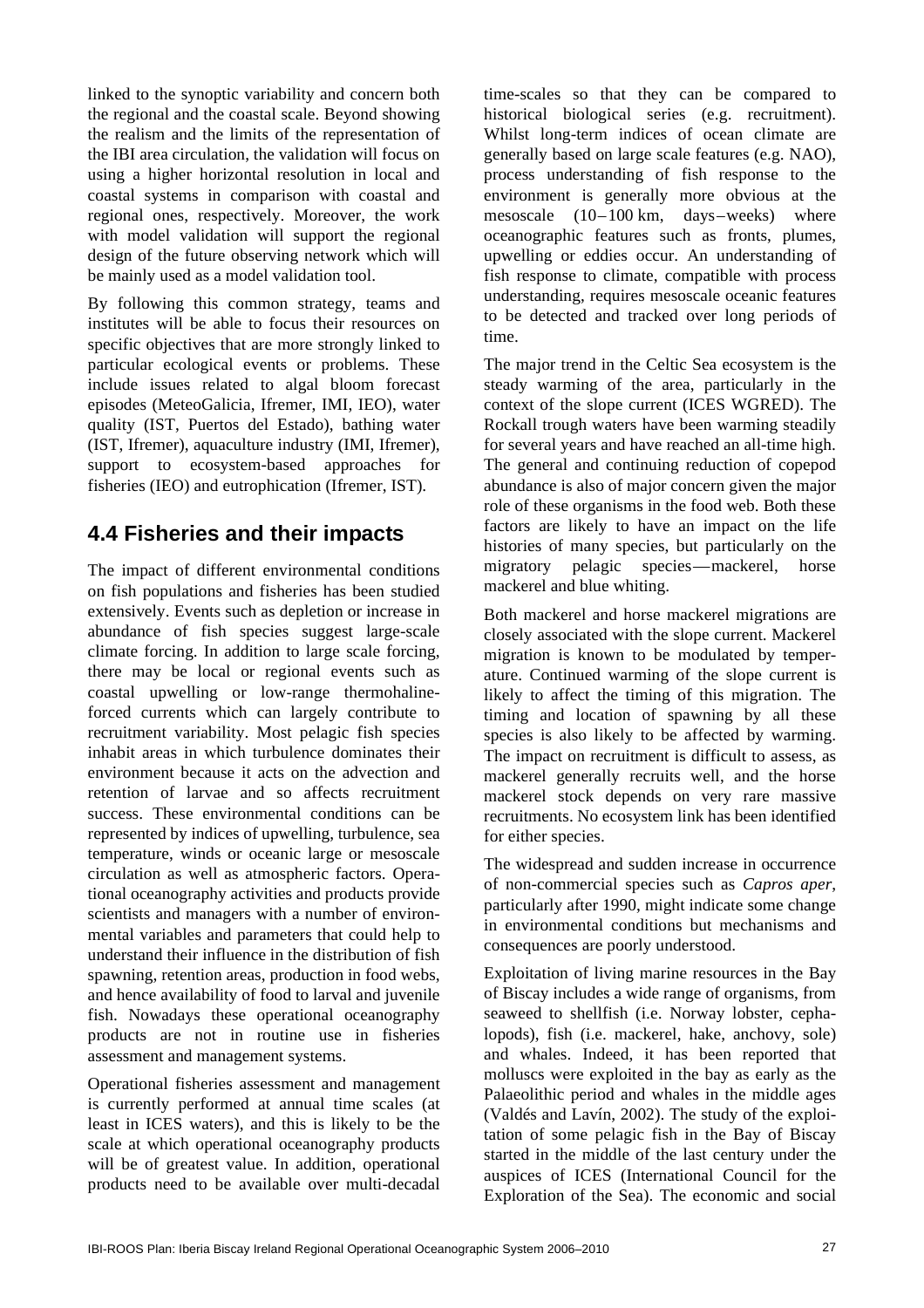linked to the synoptic variability and concern both the regional and the coastal scale. Beyond showing the realism and the limits of the representation of the IBI area circulation, the validation will focus on using a higher horizontal resolution in local and coastal systems in comparison with coastal and regional ones, respectively. Moreover, the work with model validation will support the regional design of the future observing network which will be mainly used as a model validation tool.

By following this common strategy, teams and institutes will be able to focus their resources on specific objectives that are more strongly linked to particular ecological events or problems. These include issues related to algal bloom forecast episodes (MeteoGalicia, Ifremer, IMI, IEO), water quality (IST, Puertos del Estado), bathing water (IST, Ifremer), aquaculture industry (IMI, Ifremer), support to ecosystem-based approaches for fisheries (IEO) and eutrophication (Ifremer, IST).

## 4.4 Fisheries and their impacts

The impact of different environmental conditions on fish populations and fisheries has been studied extensively. Events such as depletion or increase in abundance of fish species suggest large-scale climate forcing. In addition to large scale forcing, there may be local or regional events such as coastal upwelling or low-range thermohaline-forced currents which can largely contribute to recruitment variability. Most pelagic fish species inhabit areas in which turbulence dominates their environment because it acts on the advection and retention of larvae and so affects recruitment success. These environmental conditions can be represented by indices of upwelling, turbulence, sea temperature, winds or oceanic large or mesoscale circulation as well as atmospheric factors. Operational oceanography activities and products provide scientists and managers with a number of environmental variables and parameters that could help to understand their influence in the distribution of fish spawning, retention areas, production in food webs, and hence availability of food to larval and juvenile fish. Nowadays these operational oceanography products are not in routine use in fisheries assessment and management systems.

Operational fisheries assessment and management is currently performed at annual time scales (at least in ICES waters), and this is likely to be the scale at which operational oceanography products will be of greatest value. In addition, operational products need to be available over multi-decadal time-scales so that they can be compared to historical biological series (e.g. recruitment). Whilst long-term indices of ocean climate are generally based on large scale features (e.g. NAO), process understanding of fish response to the environment is generally more obvious at the mesoscale (10–100 km, days–weeks) where oceanographic features such as fronts, plumes, upwelling or eddies occur. An understanding of fish response to climate, compatible with process understanding, requires mesoscale oceanic features to be detected and tracked over long periods of time.

The major trend in the Celtic Sea ecosystem is the steady warming of the area, particularly in the context of the slope current (ICES WGRED). The Rockall trough waters have been warming steadily for several years and have reached an all-time high. The general and continuing reduction of copepod abundance is also of major concern given the major role of these organisms in the food web. Both these factors are likely to have an impact on the life histories of many species, but particularly on the migratory pelagic species—mackerel, horse mackerel and blue whiting.

Both mackerel and horse mackerel migrations are closely associated with the slope current. Mackerel migration is known to be modulated by temperature. Continued warming of the slope current is likely to affect the timing of this migration. The timing and location of spawning by all these species is also likely to be affected by warming. The impact on recruitment is difficult to assess, as mackerel generally recruits well, and the horse mackerel stock depends on very rare massive recruitments. No ecosystem link has been identified for either species.

The widespread and sudden increase in occurrence of non-commercial species such as *Capros aper*, particularly after 1990, might indicate some change in environmental conditions but mechanisms and consequences are poorly understood.

Exploitation of living marine resources in the Bay of Biscay includes a wide range of organisms, from seaweed to shellfish (i.e. Norway lobster, cephalopods), fish (i.e. mackerel, hake, anchovy, sole) and whales. Indeed, it has been reported that molluscs were exploited in the bay as early as the Palaeolithic period and whales in the middle ages (Valdés and Lavín, 2002). The study of the exploitation of some pelagic fish in the Bay of Biscay started in the middle of the last century under the auspices of ICES (International Council for the Exploration of the Sea). The economic and social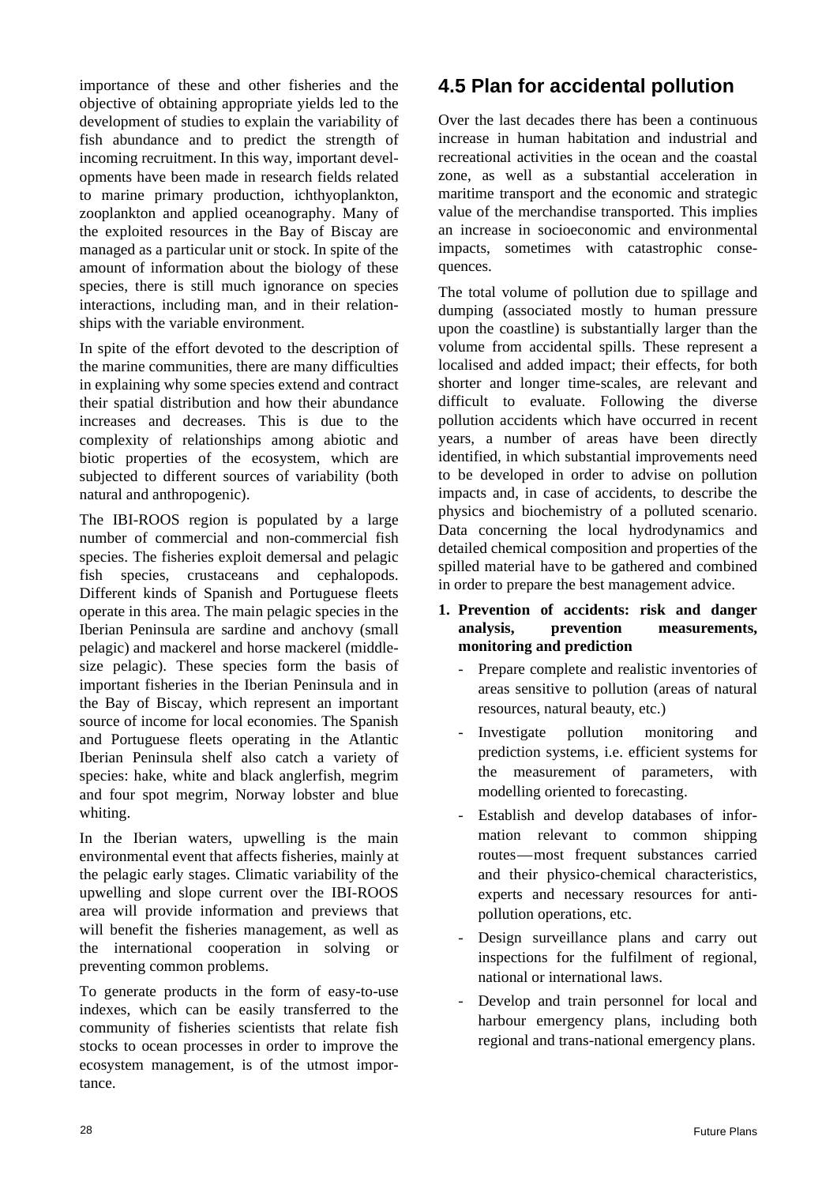importance of these and other fisheries and the objective of obtaining appropriate yields led to the development of studies to explain the variability of fish abundance and to predict the strength of incoming recruitment. In this way, important developments have been made in research fields related to marine primary production, ichthyoplankton, zooplankton and applied oceanography. Many of the exploited resources in the Bay of Biscay are managed as a particular unit or stock. In spite of the amount of information about the biology of these species, there is still much ignorance on species interactions, including man, and in their relationships with the variable environment.

In spite of the effort devoted to the description of the marine communities, there are many difficulties in explaining why some species extend and contract their spatial distribution and how their abundance increases and decreases. This is due to the complexity of relationships among abiotic and biotic properties of the ecosystem, which are subjected to different sources of variability (both natural and anthropogenic).

The IBI-ROOS region is populated by a large number of commercial and non-commercial fish species. The fisheries exploit demersal and pelagic fish species, crustaceans and cephalopods. Different kinds of Spanish and Portuguese fleets operate in this area. The main pelagic species in the Iberian Peninsula are sardine and anchovy (small pelagic) and mackerel and horse mackerel (middle-size pelagic). These species form the basis of important fisheries in the Iberian Peninsula and in the Bay of Biscay, which represent an important source of income for local economies. The Spanish and Portuguese fleets operating in the Atlantic Iberian Peninsula shelf also catch a variety of species: hake, white and black anglerfish, megrim and four spot megrim, Norway lobster and blue whiting.

In the Iberian waters, upwelling is the main environmental event that affects fisheries, mainly at the pelagic early stages. Climatic variability of the upwelling and slope current over the IBI-ROOS area will provide information and previews that will benefit the fisheries management, as well as the international cooperation in solving or preventing common problems.

To generate products in the form of easy-to-use indexes, which can be easily transferred to the community of fisheries scientists that relate fish stocks to ocean processes in order to improve the ecosystem management, is of the utmost importance.

## 4.5 Plan for accidental pollution

Over the last decades there has been a continuous increase in human habitation and industrial and recreational activities in the ocean and the coastal zone, as well as a substantial acceleration in maritime transport and the economic and strategic value of the merchandise transported. This implies an increase in socioeconomic and environmental impacts, sometimes with catastrophic consequences.

The total volume of pollution due to spillage and dumping (associated mostly to human pressure upon the coastline) is substantially larger than the volume from accidental spills. These represent a localised and added impact; their effects, for both shorter and longer time-scales, are relevant and difficult to evaluate. Following the diverse pollution accidents which have occurred in recent years, a number of areas have been directly identified, in which substantial improvements need to be developed in order to advise on pollution impacts and, in case of accidents, to describe the physics and biochemistry of a polluted scenario. Data concerning the local hydrodynamics and detailed chemical composition and properties of the spilled material have to be gathered and combined in order to prepare the best management advice.

1. **Prevention of accidents: risk and danger analysis, prevention measurements, monitoring and prediction**
   - Prepare complete and realistic inventories of areas sensitive to pollution (areas of natural resources, natural beauty, etc.)
   - Investigate pollution monitoring and prediction systems, i.e. efficient systems for the measurement of parameters, with modelling oriented to forecasting.
   - Establish and develop databases of information relevant to common shipping routes—most frequent substances carried and their physico-chemical characteristics, experts and necessary resources for anti-pollution operations, etc.
   - Design surveillance plans and carry out inspections for the fulfilment of regional, national or international laws.
   - Develop and train personnel for local and harbour emergency plans, including both regional and trans-national emergency plans.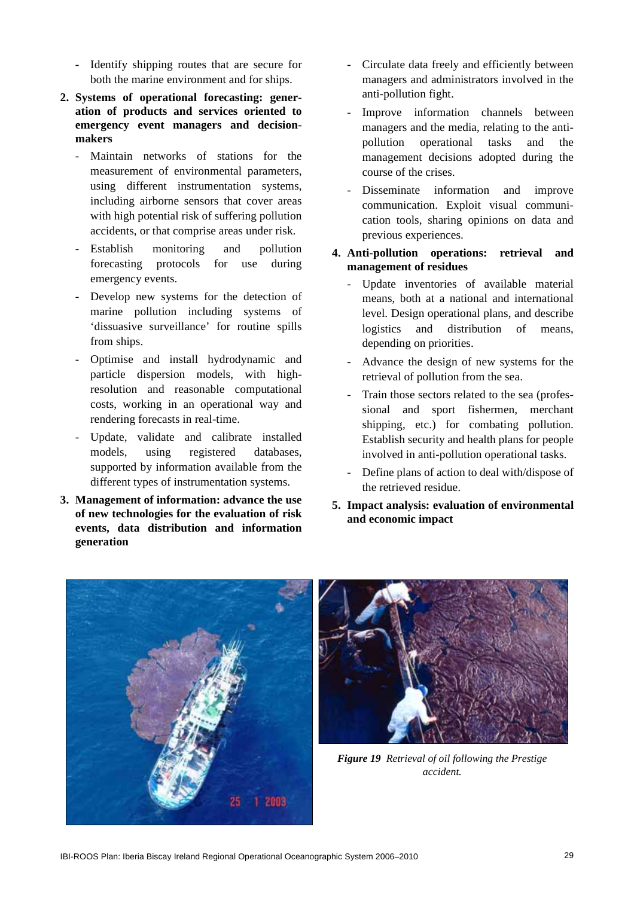- Identify shipping routes that are secure for both the marine environment and for ships.

**2. Systems of operational forecasting: generation of products and services oriented to emergency event managers and decision-makers**

- Maintain networks of stations for the measurement of environmental parameters, using different instrumentation systems, including airborne sensors that cover areas with high potential risk of suffering pollution accidents, or that comprise areas under risk.
- Establish monitoring and pollution forecasting protocols for use during emergency events.
- Develop new systems for the detection of marine pollution including systems of 'dissuasive surveillance' for routine spills from ships.
- Optimise and install hydrodynamic and particle dispersion models, with high-resolution and reasonable computational costs, working in an operational way and rendering forecasts in real-time.
- Update, validate and calibrate installed models, using registered databases, supported by information available from the different types of instrumentation systems.

**3. Management of information: advance the use of new technologies for the evaluation of risk events, data distribution and information generation**

- Circulate data freely and efficiently between managers and administrators involved in the anti-pollution fight.
- Improve information channels between managers and the media, relating to the anti-pollution operational tasks and the management decisions adopted during the course of the crises.
- Disseminate information and improve communication. Exploit visual communication tools, sharing opinions on data and previous experiences.

**4. Anti-pollution operations: retrieval and management of residues**

- Update inventories of available material means, both at a national and international level. Design operational plans, and describe logistics and distribution of means, depending on priorities.
- Advance the design of new systems for the retrieval of pollution from the sea.
- Train those sectors related to the sea (professional and sport fishermen, merchant shipping, etc.) for combating pollution. Establish security and health plans for people involved in anti-pollution operational tasks.
- Define plans of action to deal with/dispose of the retrieved residue.

**5. Impact analysis: evaluation of environmental and economic impact**

***Figure 19*** *Retrieval of oil following the Prestige accident.*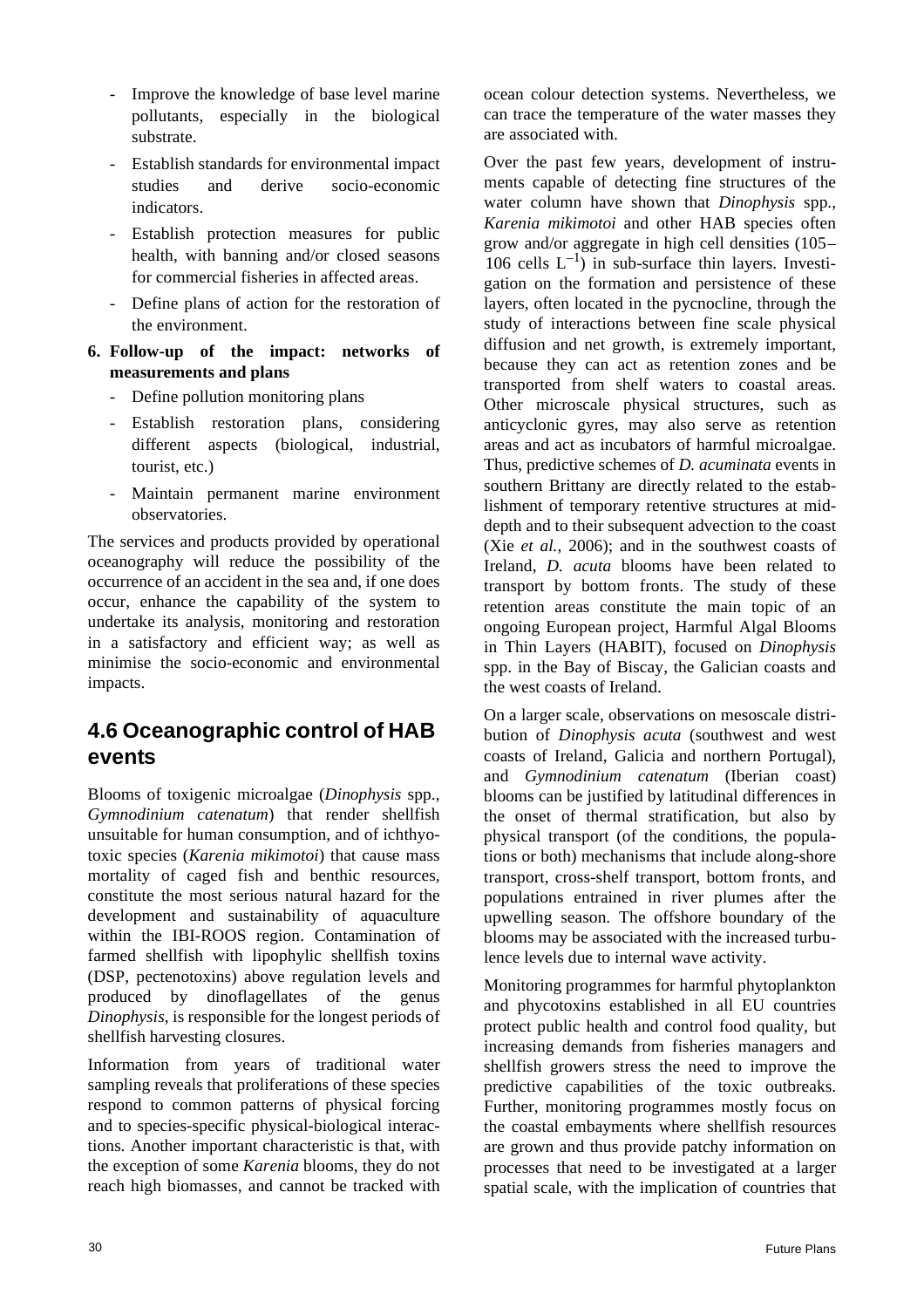- Improve the knowledge of base level marine pollutants, especially in the biological substrate.
- Establish standards for environmental impact studies and derive socio-economic indicators.
- Establish protection measures for public health, with banning and/or closed seasons for commercial fisheries in affected areas.
- Define plans of action for the restoration of the environment.

**6. Follow-up of the impact: networks of measurements and plans**

- Define pollution monitoring plans
- Establish restoration plans, considering different aspects (biological, industrial, tourist, etc.)
- Maintain permanent marine environment observatories.

The services and products provided by operational oceanography will reduce the possibility of the occurrence of an accident in the sea and, if one does occur, enhance the capability of the system to undertake its analysis, monitoring and restoration in a satisfactory and efficient way; as well as minimise the socio-economic and environmental impacts.

## 4.6 Oceanographic control of HAB events

Blooms of toxigenic microalgae (*Dinophysis* spp., *Gymnodinium catenatum*) that render shellfish unsuitable for human consumption, and of ichthyotoxic species (*Karenia mikimotoi*) that cause mass mortality of caged fish and benthic resources, constitute the most serious natural hazard for the development and sustainability of aquaculture within the IBI-ROOS region. Contamination of farmed shellfish with lipophylic shellfish toxins (DSP, pectenotoxins) above regulation levels and produced by dinoflagellates of the genus *Dinophysis*, is responsible for the longest periods of shellfish harvesting closures.

Information from years of traditional water sampling reveals that proliferations of these species respond to common patterns of physical forcing and to species-specific physical-biological interactions. Another important characteristic is that, with the exception of some *Karenia* blooms, they do not reach high biomasses, and cannot be tracked with ocean colour detection systems. Nevertheless, we can trace the temperature of the water masses they are associated with.

Over the past few years, development of instruments capable of detecting fine structures of the water column have shown that *Dinophysis* spp., *Karenia mikimotoi* and other HAB species often grow and/or aggregate in high cell densities (105–106 cells $L^{-1}$) in sub-surface thin layers. Investigation on the formation and persistence of these layers, often located in the pycnocline, through the study of interactions between fine scale physical diffusion and net growth, is extremely important, because they can act as retention zones and be transported from shelf waters to coastal areas. Other microscale physical structures, such as anticyclonic gyres, may also serve as retention areas and act as incubators of harmful microalgae. Thus, predictive schemes of *D. acuminata* events in southern Brittany are directly related to the establishment of temporary retentive structures at mid-depth and to their subsequent advection to the coast (Xie *et al.*, 2006); and in the southwest coasts of Ireland, *D. acuta* blooms have been related to transport by bottom fronts. The study of these retention areas constitute the main topic of an ongoing European project, Harmful Algal Blooms in Thin Layers (HABIT), focused on *Dinophysis* spp. in the Bay of Biscay, the Galician coasts and the west coasts of Ireland.

On a larger scale, observations on mesoscale distribution of *Dinophysis acuta* (southwest and west coasts of Ireland, Galicia and northern Portugal), and *Gymnodinium catenatum* (Iberian coast) blooms can be justified by latitudinal differences in the onset of thermal stratification, but also by physical transport (of the conditions, the populations or both) mechanisms that include along-shore transport, cross-shelf transport, bottom fronts, and populations entrained in river plumes after the upwelling season. The offshore boundary of the blooms may be associated with the increased turbulence levels due to internal wave activity.

Monitoring programmes for harmful phytoplankton and phycotoxins established in all EU countries protect public health and control food quality, but increasing demands from fisheries managers and shellfish growers stress the need to improve the predictive capabilities of the toxic outbreaks. Further, monitoring programmes mostly focus on the coastal embayments where shellfish resources are grown and thus provide patchy information on processes that need to be investigated at a larger spatial scale, with the implication of countries that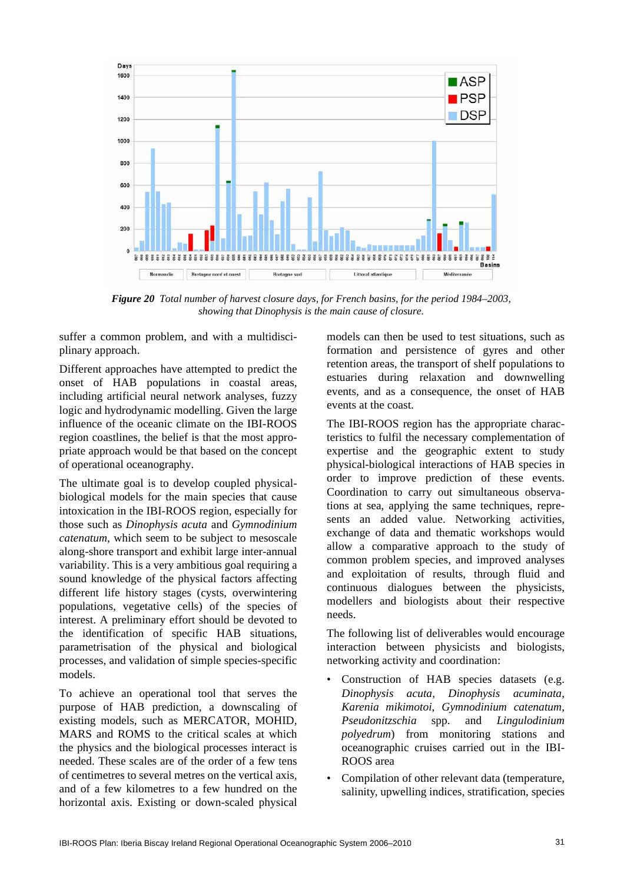*Figure 20 Total number of harvest closure days, for French basins, for the period 1984–2003, showing that Dinophysis is the main cause of closure.*

suffer a common problem, and with a multidisciplinary approach.

Different approaches have attempted to predict the onset of HAB populations in coastal areas, including artificial neural network analyses, fuzzy logic and hydrodynamic modelling. Given the large influence of the oceanic climate on the IBI-ROOS region coastlines, the belief is that the most appropriate approach would be that based on the concept of operational oceanography.

The ultimate goal is to develop coupled physical-biological models for the main species that cause intoxication in the IBI-ROOS region, especially for those such as *Dinophysis acuta* and *Gymnodinium catenatum*, which seem to be subject to mesoscale along-shore transport and exhibit large inter-annual variability. This is a very ambitious goal requiring a sound knowledge of the physical factors affecting different life history stages (cysts, overwintering populations, vegetative cells) of the species of interest. A preliminary effort should be devoted to the identification of specific HAB situations, parametrisation of the physical and biological processes, and validation of simple species-specific models.

To achieve an operational tool that serves the purpose of HAB prediction, a downscaling of existing models, such as MERCATOR, MOHID, MARS and ROMS to the critical scales at which the physics and the biological processes interact is needed. These scales are of the order of a few tens of centimetres to several metres on the vertical axis, and of a few kilometres to a few hundred on the horizontal axis. Existing or down-scaled physical models can then be used to test situations, such as formation and persistence of gyres and other retention areas, the transport of shelf populations to estuaries during relaxation and downwelling events, and as a consequence, the onset of HAB events at the coast.

The IBI-ROOS region has the appropriate characteristics to fulfil the necessary complementation of expertise and the geographic extent to study physical-biological interactions of HAB species in order to improve prediction of these events. Coordination to carry out simultaneous observations at sea, applying the same techniques, represents an added value. Networking activities, exchange of data and thematic workshops would allow a comparative approach to the study of common problem species, and improved analyses and exploitation of results, through fluid and continuous dialogues between the physicists, modellers and biologists about their respective needs.

The following list of deliverables would encourage interaction between physicists and biologists, networking activity and coordination:

- Construction of HAB species datasets (e.g. *Dinophysis acuta*, *Dinophysis acuminata*, *Karenia mikimotoi*, *Gymnodinium catenatum*, *Pseudonitzschia* spp. and *Lingulodinium polyedrum*) from monitoring stations and oceanographic cruises carried out in the IBI-ROOS area
- Compilation of other relevant data (temperature, salinity, upwelling indices, stratification, species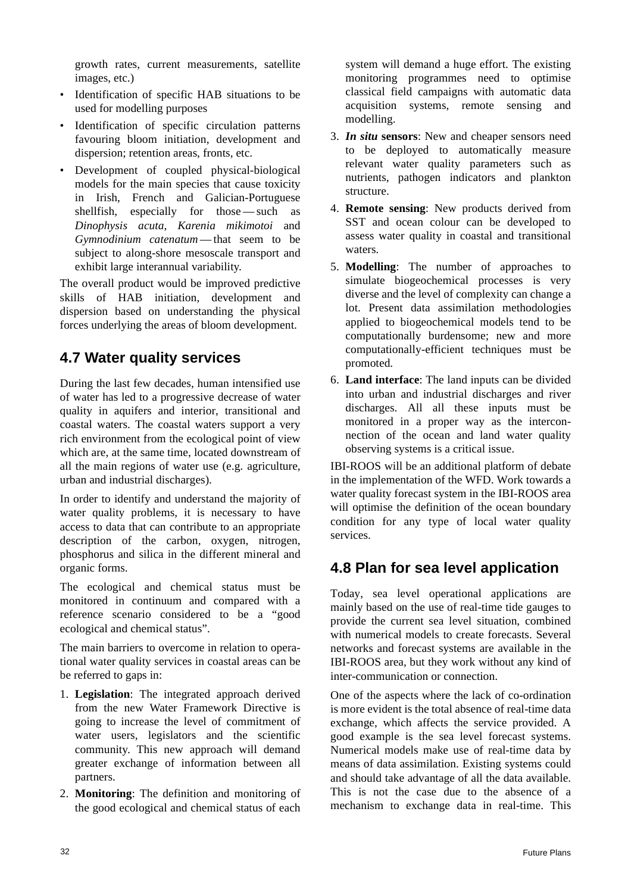growth rates, current measurements, satellite images, etc.)

- Identification of specific HAB situations to be used for modelling purposes
- Identification of specific circulation patterns favouring bloom initiation, development and dispersion; retention areas, fronts, etc.
- Development of coupled physical-biological models for the main species that cause toxicity in Irish, French and Galician-Portuguese shellfish, especially for those — such as *Dinophysis acuta, Karenia mikimotoi* and *Gymnodinium catenatum* — that seem to be subject to along-shore mesoscale transport and exhibit large interannual variability.

The overall product would be improved predictive skills of HAB initiation, development and dispersion based on understanding the physical forces underlying the areas of bloom development.

## 4.7 Water quality services

During the last few decades, human intensified use of water has led to a progressive decrease of water quality in aquifers and interior, transitional and coastal waters. The coastal waters support a very rich environment from the ecological point of view which are, at the same time, located downstream of all the main regions of water use (e.g. agriculture, urban and industrial discharges).

In order to identify and understand the majority of water quality problems, it is necessary to have access to data that can contribute to an appropriate description of the carbon, oxygen, nitrogen, phosphorus and silica in the different mineral and organic forms.

The ecological and chemical status must be monitored in continuum and compared with a reference scenario considered to be a "good ecological and chemical status".

The main barriers to overcome in relation to operational water quality services in coastal areas can be be referred to gaps in:

1. **Legislation**: The integrated approach derived from the new Water Framework Directive is going to increase the level of commitment of water users, legislators and the scientific community. This new approach will demand greater exchange of information between all partners.
2. **Monitoring**: The definition and monitoring of the good ecological and chemical status of each system will demand a huge effort. The existing monitoring programmes need to optimise classical field campaigns with automatic data acquisition systems, remote sensing and modelling.
3. ***In situ* sensors**: New and cheaper sensors need to be deployed to automatically measure relevant water quality parameters such as nutrients, pathogen indicators and plankton structure.
4. **Remote sensing**: New products derived from SST and ocean colour can be developed to assess water quality in coastal and transitional waters.
5. **Modelling**: The number of approaches to simulate biogeochemical processes is very diverse and the level of complexity can change a lot. Present data assimilation methodologies applied to biogeochemical models tend to be computationally burdensome; new and more computationally-efficient techniques must be promoted.
6. **Land interface**: The land inputs can be divided into urban and industrial discharges and river discharges. All all these inputs must be monitored in a proper way as the interconnection of the ocean and land water quality observing systems is a critical issue.

IBI-ROOS will be an additional platform of debate in the implementation of the WFD. Work towards a water quality forecast system in the IBI-ROOS area will optimise the definition of the ocean boundary condition for any type of local water quality services.

## 4.8 Plan for sea level application

Today, sea level operational applications are mainly based on the use of real-time tide gauges to provide the current sea level situation, combined with numerical models to create forecasts. Several networks and forecast systems are available in the IBI-ROOS area, but they work without any kind of inter-communication or connection.

One of the aspects where the lack of co-ordination is more evident is the total absence of real-time data exchange, which affects the service provided. A good example is the sea level forecast systems. Numerical models make use of real-time data by means of data assimilation. Existing systems could and should take advantage of all the data available. This is not the case due to the absence of a mechanism to exchange data in real-time. This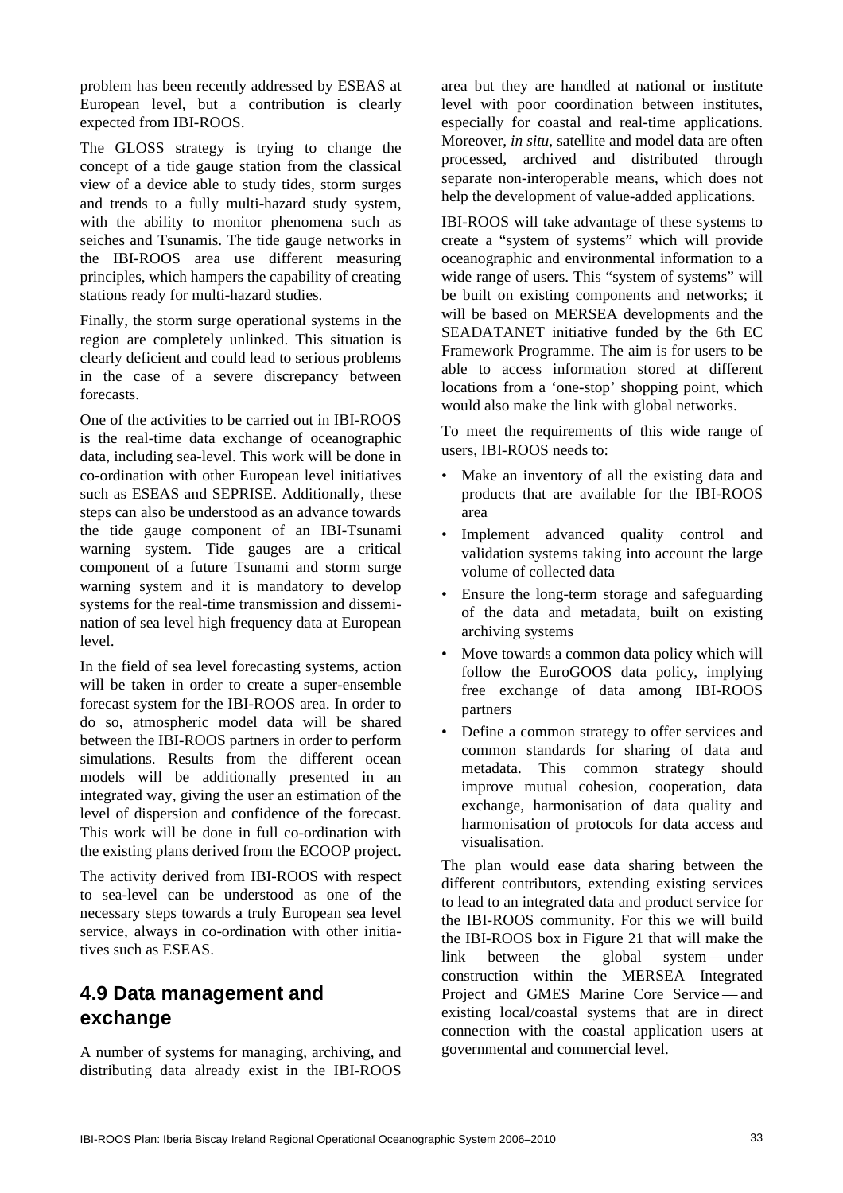problem has been recently addressed by ESEAS at European level, but a contribution is clearly expected from IBI-ROOS.

The GLOSS strategy is trying to change the concept of a tide gauge station from the classical view of a device able to study tides, storm surges and trends to a fully multi-hazard study system, with the ability to monitor phenomena such as seiches and Tsunamis. The tide gauge networks in the IBI-ROOS area use different measuring principles, which hampers the capability of creating stations ready for multi-hazard studies.

Finally, the storm surge operational systems in the region are completely unlinked. This situation is clearly deficient and could lead to serious problems in the case of a severe discrepancy between forecasts.

One of the activities to be carried out in IBI-ROOS is the real-time data exchange of oceanographic data, including sea-level. This work will be done in co-ordination with other European level initiatives such as ESEAS and SEPRISE. Additionally, these steps can also be understood as an advance towards the tide gauge component of an IBI-Tsunami warning system. Tide gauges are a critical component of a future Tsunami and storm surge warning system and it is mandatory to develop systems for the real-time transmission and dissemination of sea level high frequency data at European level.

In the field of sea level forecasting systems, action will be taken in order to create a super-ensemble forecast system for the IBI-ROOS area. In order to do so, atmospheric model data will be shared between the IBI-ROOS partners in order to perform simulations. Results from the different ocean models will be additionally presented in an integrated way, giving the user an estimation of the level of dispersion and confidence of the forecast. This work will be done in full co-ordination with the existing plans derived from the ECOOP project.

The activity derived from IBI-ROOS with respect to sea-level can be understood as one of the necessary steps towards a truly European sea level service, always in co-ordination with other initiatives such as ESEAS.

## 4.9 Data management and exchange

A number of systems for managing, archiving, and distributing data already exist in the IBI-ROOS area but they are handled at national or institute level with poor coordination between institutes, especially for coastal and real-time applications. Moreover, *in situ*, satellite and model data are often processed, archived and distributed through separate non-interoperable means, which does not help the development of value-added applications.

IBI-ROOS will take advantage of these systems to create a "system of systems" which will provide oceanographic and environmental information to a wide range of users. This "system of systems" will be built on existing components and networks; it will be based on MERSEA developments and the SEADATANET initiative funded by the 6th EC Framework Programme. The aim is for users to be able to access information stored at different locations from a 'one-stop' shopping point, which would also make the link with global networks.

To meet the requirements of this wide range of users, IBI-ROOS needs to:

- Make an inventory of all the existing data and products that are available for the IBI-ROOS area
- Implement advanced quality control and validation systems taking into account the large volume of collected data
- Ensure the long-term storage and safeguarding of the data and metadata, built on existing archiving systems
- Move towards a common data policy which will follow the EuroGOOS data policy, implying free exchange of data among IBI-ROOS partners
- Define a common strategy to offer services and common standards for sharing of data and metadata. This common strategy should improve mutual cohesion, cooperation, data exchange, harmonisation of data quality and harmonisation of protocols for data access and visualisation.

The plan would ease data sharing between the different contributors, extending existing services to lead to an integrated data and product service for the IBI-ROOS community. For this we will build the IBI-ROOS box in Figure 21 that will make the link between the global system — under construction within the MERSEA Integrated Project and GMES Marine Core Service — and existing local/coastal systems that are in direct connection with the coastal application users at governmental and commercial level.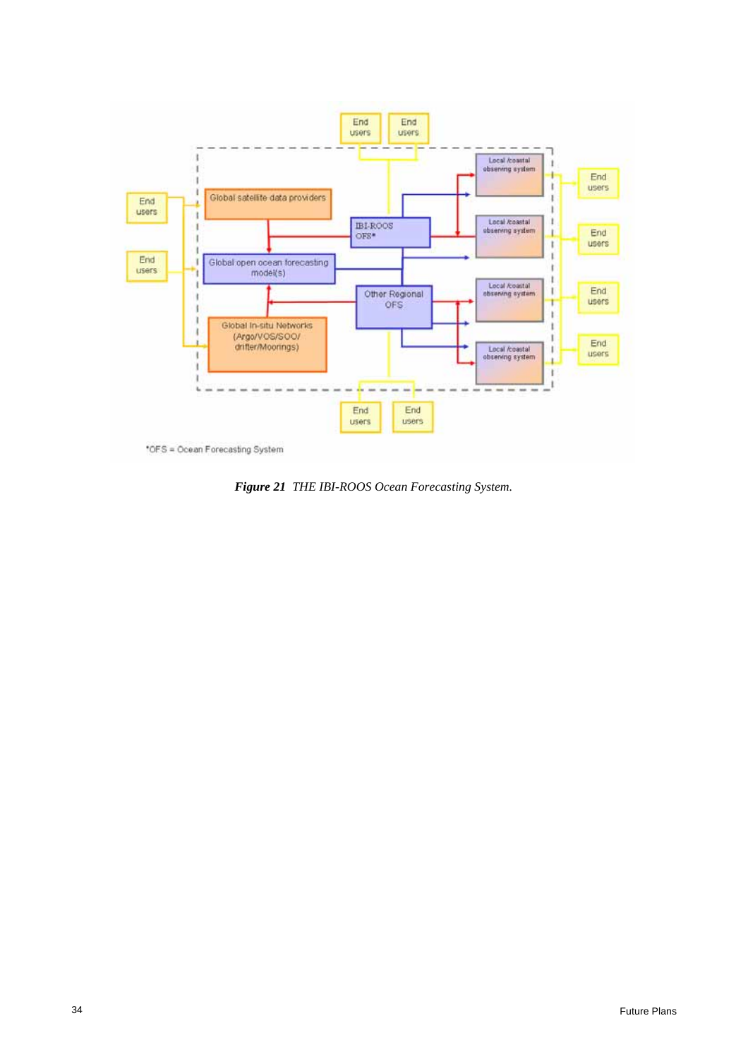End users

End users

End users

End users

Global satellite data providers

IBI-ROOS OFS*

Global open ocean forecasting model(s)

Other Regional OFS

Global In-situ Networks (Argo/VOS/SOO/ drifter/Moorings)

Local /coastal observing system

Local /coastal observing system

Local /coastal observing system

Local /coastal observing system

End users

End users

End users

End users

End users

End users

*OFS = Ocean Forecasting System

***Figure 21*** *THE IBI-ROOS Ocean Forecasting System.*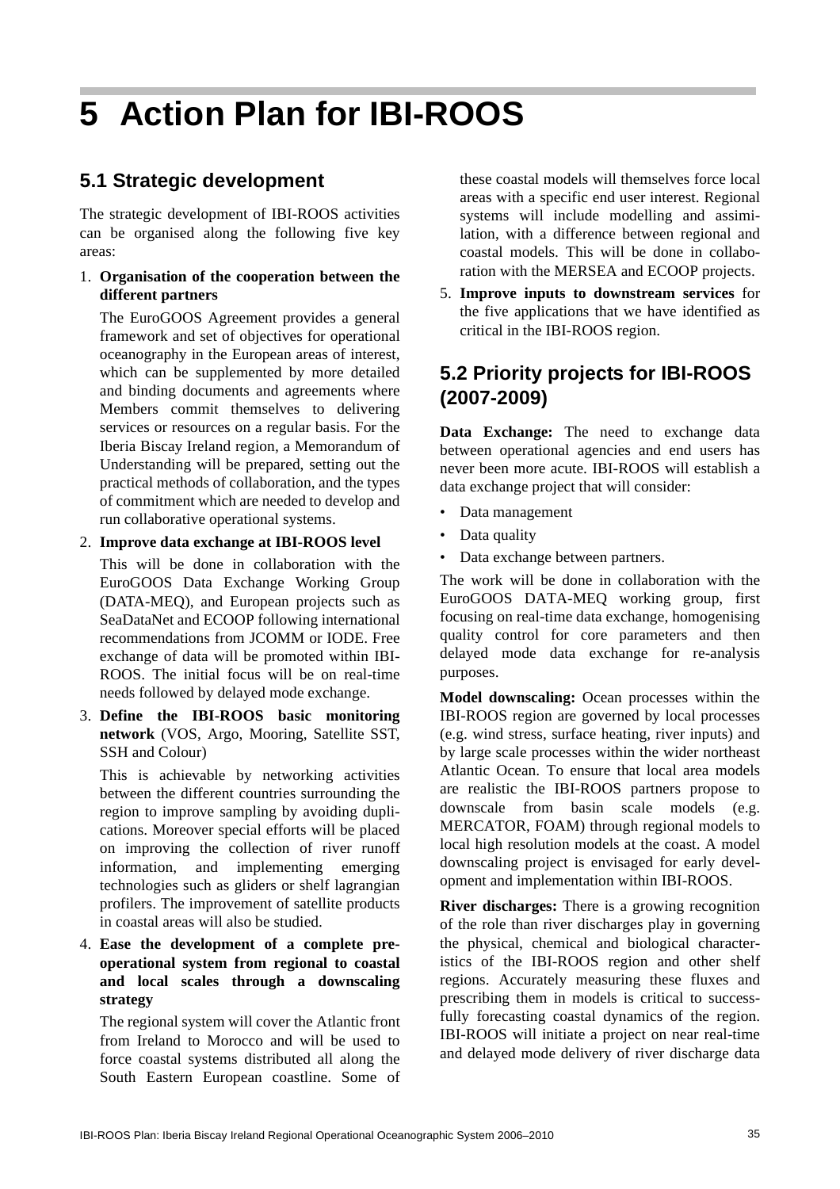# 5 Action Plan for IBI-ROOS

## 5.1 Strategic development

The strategic development of IBI-ROOS activities can be organised along the following five key areas:

1. **Organisation of the cooperation between the different partners**

   The EuroGOOS Agreement provides a general framework and set of objectives for operational oceanography in the European areas of interest, which can be supplemented by more detailed and binding documents and agreements where Members commit themselves to delivering services or resources on a regular basis. For the Iberia Biscay Ireland region, a Memorandum of Understanding will be prepared, setting out the practical methods of collaboration, and the types of commitment which are needed to develop and run collaborative operational systems.

2. **Improve data exchange at IBI-ROOS level**

   This will be done in collaboration with the EuroGOOS Data Exchange Working Group (DATA-MEQ), and European projects such as SeaDataNet and ECOOP following international recommendations from JCOMM or IODE. Free exchange of data will be promoted within IBI-ROOS. The initial focus will be on real-time needs followed by delayed mode exchange.

3. **Define the IBI-ROOS basic monitoring network** (VOS, Argo, Mooring, Satellite SST, SSH and Colour)

   This is achievable by networking activities between the different countries surrounding the region to improve sampling by avoiding duplications. Moreover special efforts will be placed on improving the collection of river runoff information, and implementing emerging technologies such as gliders or shelf lagrangian profilers. The improvement of satellite products in coastal areas will also be studied.

4. **Ease the development of a complete pre-operational system from regional to coastal and local scales through a downscaling strategy**

   The regional system will cover the Atlantic front from Ireland to Morocco and will be used to force coastal systems distributed all along the South Eastern European coastline. Some of these coastal models will themselves force local areas with a specific end user interest. Regional systems will include modelling and assimilation, with a difference between regional and coastal models. This will be done in collaboration with the MERSEA and ECOOP projects.

5. **Improve inputs to downstream services** for the five applications that we have identified as critical in the IBI-ROOS region.

## 5.2 Priority projects for IBI-ROOS (2007-2009)

**Data Exchange:** The need to exchange data between operational agencies and end users has never been more acute. IBI-ROOS will establish a data exchange project that will consider:

- Data management
- Data quality
- Data exchange between partners.

The work will be done in collaboration with the EuroGOOS DATA-MEQ working group, first focusing on real-time data exchange, homogenising quality control for core parameters and then delayed mode data exchange for re-analysis purposes.

**Model downscaling:** Ocean processes within the IBI-ROOS region are governed by local processes (e.g. wind stress, surface heating, river inputs) and by large scale processes within the wider northeast Atlantic Ocean. To ensure that local area models are realistic the IBI-ROOS partners propose to downscale from basin scale models (e.g. MERCATOR, FOAM) through regional models to local high resolution models at the coast. A model downscaling project is envisaged for early development and implementation within IBI-ROOS.

**River discharges:** There is a growing recognition of the role than river discharges play in governing the physical, chemical and biological characteristics of the IBI-ROOS region and other shelf regions. Accurately measuring these fluxes and prescribing them in models is critical to successfully forecasting coastal dynamics of the region. IBI-ROOS will initiate a project on near real-time and delayed mode delivery of river discharge data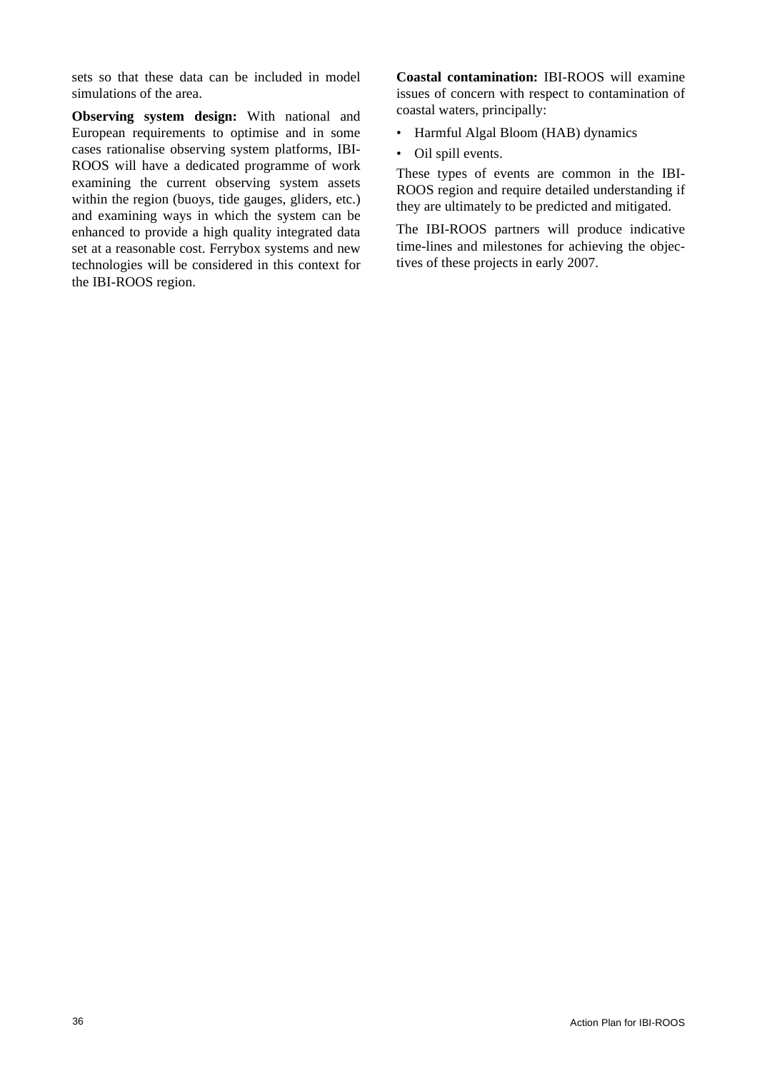sets so that these data can be included in model simulations of the area.

**Observing system design:** With national and European requirements to optimise and in some cases rationalise observing system platforms, IBI-ROOS will have a dedicated programme of work examining the current observing system assets within the region (buoys, tide gauges, gliders, etc.) and examining ways in which the system can be enhanced to provide a high quality integrated data set at a reasonable cost. Ferrybox systems and new technologies will be considered in this context for the IBI-ROOS region.

**Coastal contamination:** IBI-ROOS will examine issues of concern with respect to contamination of coastal waters, principally:

- Harmful Algal Bloom (HAB) dynamics
- Oil spill events.

These types of events are common in the IBI-ROOS region and require detailed understanding if they are ultimately to be predicted and mitigated.

The IBI-ROOS partners will produce indicative time-lines and milestones for achieving the objectives of these projects in early 2007.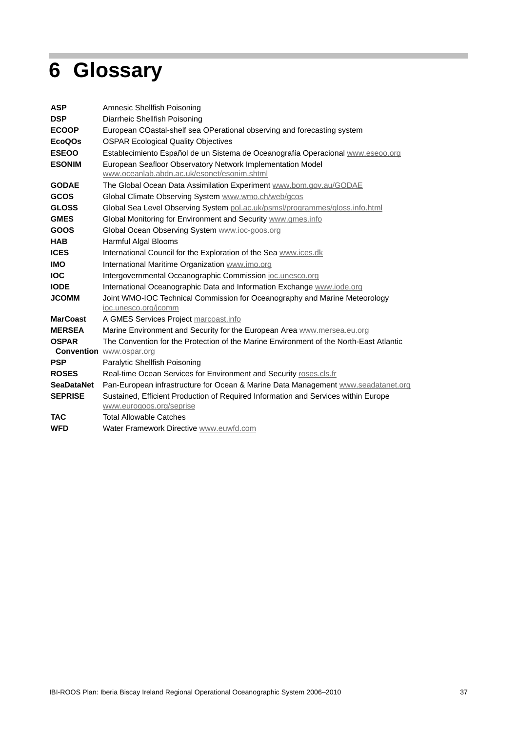# 6 Glossary

| | |
|---|---|
| **ASP** | Amnesic Shellfish Poisoning |
| **DSP** | Diarrheic Shellfish Poisoning |
| **ECOOP** | European COastal-shelf sea OPerational observing and forecasting system |
| **EcoQOs** | OSPAR Ecological Quality Objectives |
| **ESEOO** | Establecimiento Español de un Sistema de Oceanografía Operacional www.eseoo.org |
| **ESONIM** | European Seafloor Observatory Network Implementation Model www.oceanlab.abdn.ac.uk/esonet/esonim.shtml |
| **GODAE** | The Global Ocean Data Assimilation Experiment www.bom.gov.au/GODAE |
| **GCOS** | Global Climate Observing System www.wmo.ch/web/gcos |
| **GLOSS** | Global Sea Level Observing System pol.ac.uk/psmsl/programmes/gloss.info.html |
| **GMES** | Global Monitoring for Environment and Security www.gmes.info |
| **GOOS** | Global Ocean Observing System www.ioc-goos.org |
| **HAB** | Harmful Algal Blooms |
| **ICES** | International Council for the Exploration of the Sea www.ices.dk |
| **IMO** | International Maritime Organization www.imo.org |
| **IOC** | Intergovernmental Oceanographic Commission ioc.unesco.org |
| **IODE** | International Oceanographic Data and Information Exchange www.iode.org |
| **JCOMM** | Joint WMO-IOC Technical Commission for Oceanography and Marine Meteorology ioc.unesco.org/jcomm |
| **MarCoast** | A GMES Services Project marcoast.info |
| **MERSEA** | Marine Environment and Security for the European Area www.mersea.eu.org |
| **OSPAR Convention** | The Convention for the Protection of the Marine Environment of the North-East Atlantic www.ospar.org |
| **PSP** | Paralytic Shellfish Poisoning |
| **ROSES** | Real-time Ocean Services for Environment and Security roses.cls.fr |
| **SeaDataNet** | Pan-European infrastructure for Ocean & Marine Data Management www.seadatanet.org |
| **SEPRISE** | Sustained, Efficient Production of Required Information and Services within Europe www.eurogoos.org/seprise |
| **TAC** | Total Allowable Catches |
| **WFD** | Water Framework Directive www.euwfd.com |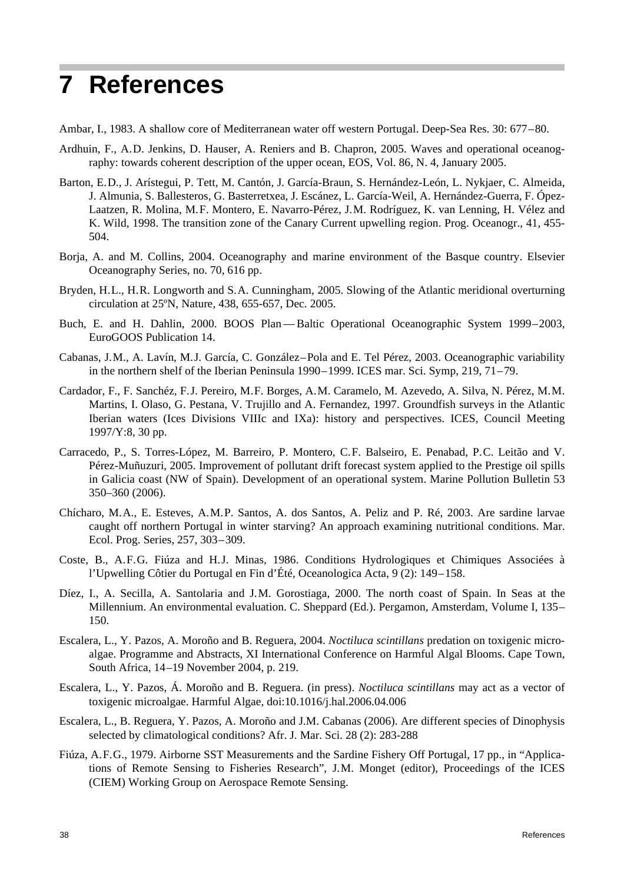# 7 References

Ambar, I., 1983. A shallow core of Mediterranean water off western Portugal. Deep-Sea Res. 30: 677–80.

Ardhuin, F., A.D. Jenkins, D. Hauser, A. Reniers and B. Chapron, 2005. Waves and operational oceanography: towards coherent description of the upper ocean, EOS, Vol. 86, N. 4, January 2005.

Barton, E.D., J. Arístegui, P. Tett, M. Cantón, J. García-Braun, S. Hernández-León, L. Nykjaer, C. Almeida, J. Almunia, S. Ballesteros, G. Basterretxea, J. Escánez, L. García-Weil, A. Hernández-Guerra, F. Ópez-Laatzen, R. Molina, M.F. Montero, E. Navarro-Pérez, J.M. Rodríguez, K. van Lenning, H. Vélez and K. Wild, 1998. The transition zone of the Canary Current upwelling region. Prog. Oceanogr., 41, 455-504.

Borja, A. and M. Collins, 2004. Oceanography and marine environment of the Basque country. Elsevier Oceanography Series, no. 70, 616 pp.

Bryden, H.L., H.R. Longworth and S.A. Cunningham, 2005. Slowing of the Atlantic meridional overturning circulation at 25ºN, Nature, 438, 655-657, Dec. 2005.

Buch, E. and H. Dahlin, 2000. BOOS Plan — Baltic Operational Oceanographic System 1999–2003, EuroGOOS Publication 14.

Cabanas, J.M., A. Lavín, M.J. García, C. González–Pola and E. Tel Pérez, 2003. Oceanographic variability in the northern shelf of the Iberian Peninsula 1990–1999. ICES mar. Sci. Symp, 219, 71–79.

Cardador, F., F. Sanchéz, F.J. Pereiro, M.F. Borges, A.M. Caramelo, M. Azevedo, A. Silva, N. Pérez, M.M. Martins, I. Olaso, G. Pestana, V. Trujillo and A. Fernandez, 1997. Groundfish surveys in the Atlantic Iberian waters (Ices Divisions VIIIc and IXa): history and perspectives. ICES, Council Meeting 1997/Y:8, 30 pp.

Carracedo, P., S. Torres-López, M. Barreiro, P. Montero, C.F. Balseiro, E. Penabad, P.C. Leitão and V. Pérez-Muñuzuri, 2005. Improvement of pollutant drift forecast system applied to the Prestige oil spills in Galicia coast (NW of Spain). Development of an operational system. Marine Pollution Bulletin 53 350–360 (2006).

Chícharo, M.A., E. Esteves, A.M.P. Santos, A. dos Santos, A. Peliz and P. Ré, 2003. Are sardine larvae caught off northern Portugal in winter starving? An approach examining nutritional conditions. Mar. Ecol. Prog. Series, 257, 303–309.

Coste, B., A.F.G. Fiúza and H.J. Minas, 1986. Conditions Hydrologiques et Chimiques Associées à l'Upwelling Côtier du Portugal en Fin d'Été, Oceanologica Acta, 9 (2): 149–158.

Díez, I., A. Secilla, A. Santolaria and J.M. Gorostiaga, 2000. The north coast of Spain. In Seas at the Millennium. An environmental evaluation. C. Sheppard (Ed.). Pergamon, Amsterdam, Volume I, 135–150.

Escalera, L., Y. Pazos, A. Moroño and B. Reguera, 2004. *Noctiluca scintillans* predation on toxigenic microalgae. Programme and Abstracts, XI International Conference on Harmful Algal Blooms. Cape Town, South Africa, 14–19 November 2004, p. 219.

Escalera, L., Y. Pazos, Á. Moroño and B. Reguera. (in press). *Noctiluca scintillans* may act as a vector of toxigenic microalgae. Harmful Algae, doi:10.1016/j.hal.2006.04.006

Escalera, L., B. Reguera, Y. Pazos, A. Moroño and J.M. Cabanas (2006). Are different species of Dinophysis selected by climatological conditions? Afr. J. Mar. Sci. 28 (2): 283-288

Fiúza, A.F.G., 1979. Airborne SST Measurements and the Sardine Fishery Off Portugal, 17 pp., in "Applications of Remote Sensing to Fisheries Research", J.M. Monget (editor), Proceedings of the ICES (CIEM) Working Group on Aerospace Remote Sensing.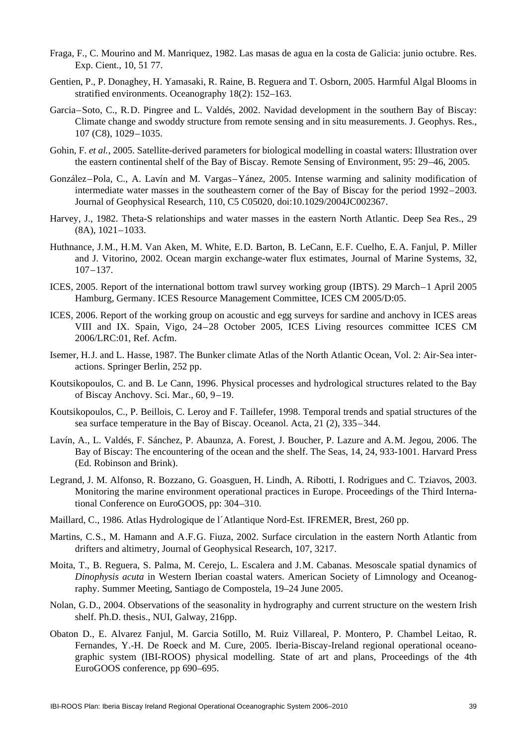Fraga, F., C. Mourino and M. Manriquez, 1982. Las masas de agua en la costa de Galicia: junio octubre. Res. Exp. Cient., 10, 51 77.

Gentien, P., P. Donaghey, H. Yamasaki, R. Raine, B. Reguera and T. Osborn, 2005. Harmful Algal Blooms in stratified environments. Oceanography 18(2): 152–163.

Garcia–Soto, C., R.D. Pingree and L. Valdés, 2002. Navidad development in the southern Bay of Biscay: Climate change and swoddy structure from remote sensing and in situ measurements. J. Geophys. Res., 107 (C8), 1029–1035.

Gohin, F. *et al.*, 2005. Satellite-derived parameters for biological modelling in coastal waters: Illustration over the eastern continental shelf of the Bay of Biscay. Remote Sensing of Environment, 95: 29–46, 2005.

González–Pola, C., A. Lavín and M. Vargas–Yánez, 2005. Intense warming and salinity modification of intermediate water masses in the southeastern corner of the Bay of Biscay for the period 1992–2003. Journal of Geophysical Research, 110, C5 C05020, doi:10.1029/2004JC002367.

Harvey, J., 1982. Theta-S relationships and water masses in the eastern North Atlantic. Deep Sea Res., 29 (8A), 1021–1033.

Huthnance, J.M., H.M. Van Aken, M. White, E.D. Barton, B. LeCann, E.F. Cuelho, E.A. Fanjul, P. Miller and J. Vitorino, 2002. Ocean margin exchange-water flux estimates, Journal of Marine Systems, 32, 107–137.

ICES, 2005. Report of the international bottom trawl survey working group (IBTS). 29 March–1 April 2005 Hamburg, Germany. ICES Resource Management Committee, ICES CM 2005/D:05.

ICES, 2006. Report of the working group on acoustic and egg surveys for sardine and anchovy in ICES areas VIII and IX. Spain, Vigo, 24–28 October 2005, ICES Living resources committee ICES CM 2006/LRC:01, Ref. Acfm.

Isemer, H.J. and L. Hasse, 1987. The Bunker climate Atlas of the North Atlantic Ocean, Vol. 2: Air-Sea interactions. Springer Berlin, 252 pp.

Koutsikopoulos, C. and B. Le Cann, 1996. Physical processes and hydrological structures related to the Bay of Biscay Anchovy. Sci. Mar., 60, 9–19.

Koutsikopoulos, C., P. Beillois, C. Leroy and F. Taillefer, 1998. Temporal trends and spatial structures of the sea surface temperature in the Bay of Biscay. Oceanol. Acta, 21 (2), 335–344.

Lavín, A., L. Valdés, F. Sánchez, P. Abaunza, A. Forest, J. Boucher, P. Lazure and A.M. Jegou, 2006. The Bay of Biscay: The encountering of the ocean and the shelf. The Seas, 14, 24, 933-1001. Harvard Press (Ed. Robinson and Brink).

Legrand, J. M. Alfonso, R. Bozzano, G. Goasguen, H. Lindh, A. Ribotti, I. Rodrigues and C. Tziavos, 2003. Monitoring the marine environment operational practices in Europe. Proceedings of the Third International Conference on EuroGOOS, pp: 304–310.

Maillard, C., 1986. Atlas Hydrologique de l´Atlantique Nord-Est. IFREMER, Brest, 260 pp.

Martins, C.S., M. Hamann and A.F.G. Fiuza, 2002. Surface circulation in the eastern North Atlantic from drifters and altimetry, Journal of Geophysical Research, 107, 3217.

Moita, T., B. Reguera, S. Palma, M. Cerejo, L. Escalera and J.M. Cabanas. Mesoscale spatial dynamics of *Dinophysis acuta* in Western Iberian coastal waters. American Society of Limnology and Oceanography. Summer Meeting, Santiago de Compostela, 19–24 June 2005.

Nolan, G.D., 2004. Observations of the seasonality in hydrography and current structure on the western Irish shelf. Ph.D. thesis., NUI, Galway, 216pp.

Obaton D., E. Alvarez Fanjul, M. Garcia Sotillo, M. Ruiz Villareal, P. Montero, P. Chambel Leitao, R. Fernandes, Y.-H. De Roeck and M. Cure, 2005. Iberia-Biscay-Ireland regional operational oceanographic system (IBI-ROOS) physical modelling. State of art and plans, Proceedings of the 4th EuroGOOS conference, pp 690–695.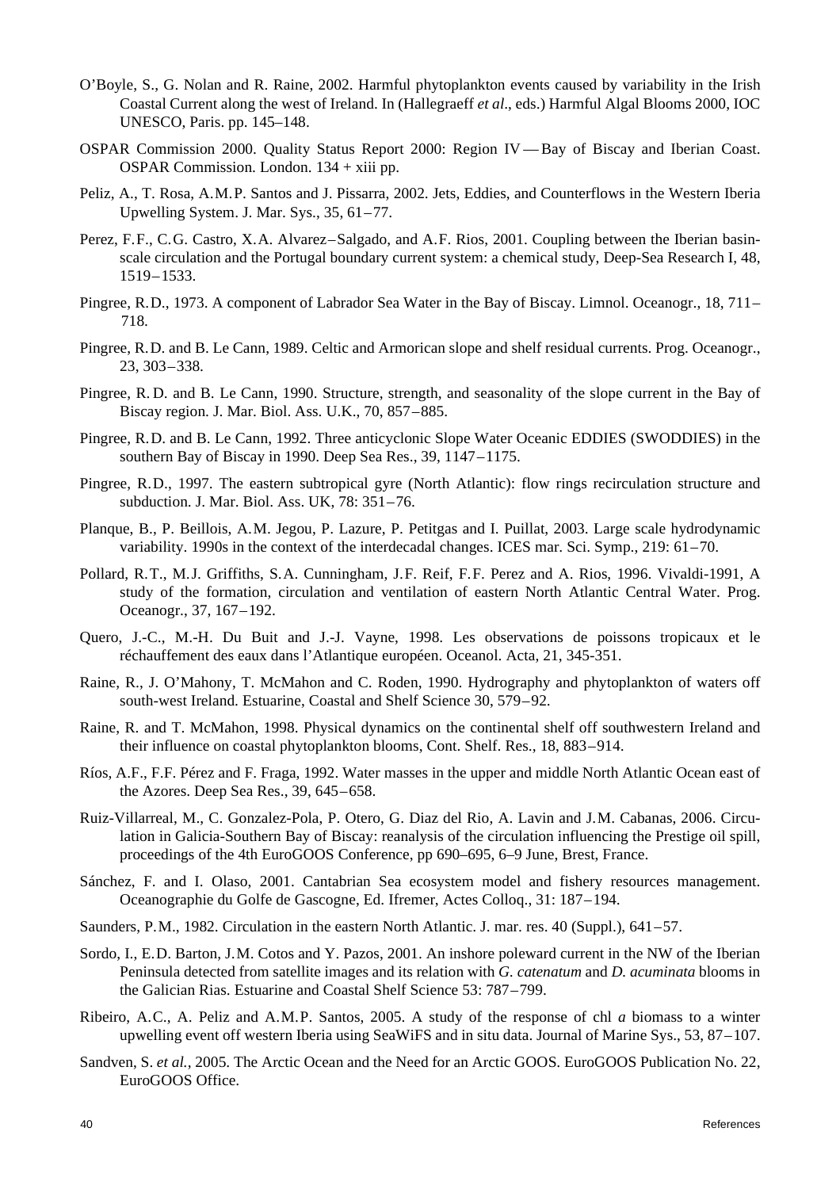O'Boyle, S., G. Nolan and R. Raine, 2002. Harmful phytoplankton events caused by variability in the Irish Coastal Current along the west of Ireland. In (Hallegraeff *et al*., eds.) Harmful Algal Blooms 2000, IOC UNESCO, Paris. pp. 145–148.

OSPAR Commission 2000. Quality Status Report 2000: Region IV — Bay of Biscay and Iberian Coast. OSPAR Commission. London. 134 + xiii pp.

Peliz, A., T. Rosa, A.M.P. Santos and J. Pissarra, 2002. Jets, Eddies, and Counterflows in the Western Iberia Upwelling System. J. Mar. Sys., 35, 61–77.

Perez, F.F., C.G. Castro, X.A. Alvarez–Salgado, and A.F. Rios, 2001. Coupling between the Iberian basin-scale circulation and the Portugal boundary current system: a chemical study, Deep-Sea Research I, 48, 1519–1533.

Pingree, R.D., 1973. A component of Labrador Sea Water in the Bay of Biscay. Limnol. Oceanogr., 18, 711–718.

Pingree, R.D. and B. Le Cann, 1989. Celtic and Armorican slope and shelf residual currents. Prog. Oceanogr., 23, 303–338.

Pingree, R.D. and B. Le Cann, 1990. Structure, strength, and seasonality of the slope current in the Bay of Biscay region. J. Mar. Biol. Ass. U.K., 70, 857–885.

Pingree, R.D. and B. Le Cann, 1992. Three anticyclonic Slope Water Oceanic EDDIES (SWODDIES) in the southern Bay of Biscay in 1990. Deep Sea Res., 39, 1147–1175.

Pingree, R.D., 1997. The eastern subtropical gyre (North Atlantic): flow rings recirculation structure and subduction. J. Mar. Biol. Ass. UK, 78: 351–76.

Planque, B., P. Beillois, A.M. Jegou, P. Lazure, P. Petitgas and I. Puillat, 2003. Large scale hydrodynamic variability. 1990s in the context of the interdecadal changes. ICES mar. Sci. Symp., 219: 61–70.

Pollard, R.T., M.J. Griffiths, S.A. Cunningham, J.F. Reif, F.F. Perez and A. Rios, 1996. Vivaldi-1991, A study of the formation, circulation and ventilation of eastern North Atlantic Central Water. Prog. Oceanogr., 37, 167–192.

Quero, J.-C., M.-H. Du Buit and J.-J. Vayne, 1998. Les observations de poissons tropicaux et le réchauffement des eaux dans l'Atlantique européen. Oceanol. Acta, 21, 345-351.

Raine, R., J. O'Mahony, T. McMahon and C. Roden, 1990. Hydrography and phytoplankton of waters off south-west Ireland. Estuarine, Coastal and Shelf Science 30, 579–92.

Raine, R. and T. McMahon, 1998. Physical dynamics on the continental shelf off southwestern Ireland and their influence on coastal phytoplankton blooms, Cont. Shelf. Res., 18, 883–914.

Ríos, A.F., F.F. Pérez and F. Fraga, 1992. Water masses in the upper and middle North Atlantic Ocean east of the Azores. Deep Sea Res., 39, 645–658.

Ruiz-Villarreal, M., C. Gonzalez-Pola, P. Otero, G. Diaz del Rio, A. Lavin and J.M. Cabanas, 2006. Circulation in Galicia-Southern Bay of Biscay: reanalysis of the circulation influencing the Prestige oil spill, proceedings of the 4th EuroGOOS Conference, pp 690–695, 6–9 June, Brest, France.

Sánchez, F. and I. Olaso, 2001. Cantabrian Sea ecosystem model and fishery resources management. Oceanographie du Golfe de Gascogne, Ed. Ifremer, Actes Colloq., 31: 187–194.

Saunders, P.M., 1982. Circulation in the eastern North Atlantic. J. mar. res. 40 (Suppl.), 641–57.

Sordo, I., E.D. Barton, J.M. Cotos and Y. Pazos, 2001. An inshore poleward current in the NW of the Iberian Peninsula detected from satellite images and its relation with *G. catenatum* and *D. acuminata* blooms in the Galician Rias. Estuarine and Coastal Shelf Science 53: 787–799.

Ribeiro, A.C., A. Peliz and A.M.P. Santos, 2005. A study of the response of chl *a* biomass to a winter upwelling event off western Iberia using SeaWiFS and in situ data. Journal of Marine Sys., 53, 87–107.

Sandven, S. *et al.*, 2005. The Arctic Ocean and the Need for an Arctic GOOS. EuroGOOS Publication No. 22, EuroGOOS Office.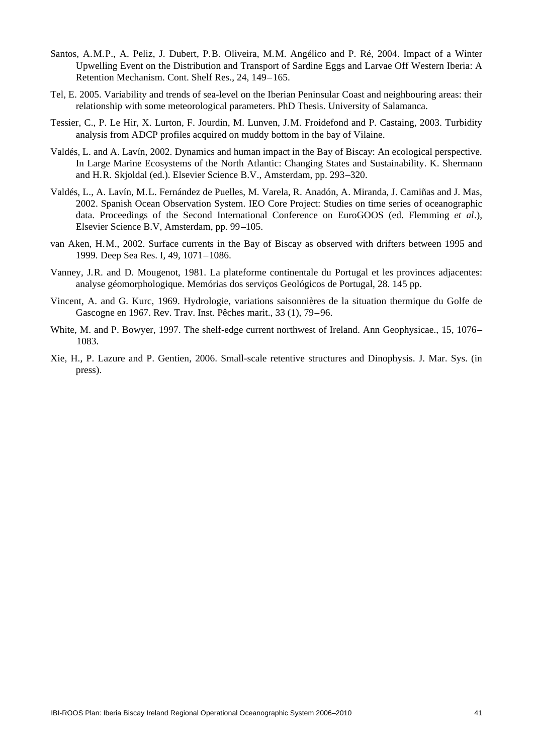Santos, A.M.P., A. Peliz, J. Dubert, P.B. Oliveira, M.M. Angélico and P. Ré, 2004. Impact of a Winter Upwelling Event on the Distribution and Transport of Sardine Eggs and Larvae Off Western Iberia: A Retention Mechanism. Cont. Shelf Res., 24, 149–165.

Tel, E. 2005. Variability and trends of sea-level on the Iberian Peninsular Coast and neighbouring areas: their relationship with some meteorological parameters. PhD Thesis. University of Salamanca.

Tessier, C., P. Le Hir, X. Lurton, F. Jourdin, M. Lunven, J.M. Froidefond and P. Castaing, 2003. Turbidity analysis from ADCP profiles acquired on muddy bottom in the bay of Vilaine.

Valdés, L. and A. Lavín, 2002. Dynamics and human impact in the Bay of Biscay: An ecological perspective. In Large Marine Ecosystems of the North Atlantic: Changing States and Sustainability. K. Shermann and H.R. Skjoldal (ed.). Elsevier Science B.V., Amsterdam, pp. 293–320.

Valdés, L., A. Lavín, M.L. Fernández de Puelles, M. Varela, R. Anadón, A. Miranda, J. Camiñas and J. Mas, 2002. Spanish Ocean Observation System. IEO Core Project: Studies on time series of oceanographic data. Proceedings of the Second International Conference on EuroGOOS (ed. Flemming *et al*.), Elsevier Science B.V, Amsterdam, pp. 99–105.

van Aken, H.M., 2002. Surface currents in the Bay of Biscay as observed with drifters between 1995 and 1999. Deep Sea Res. I, 49, 1071–1086.

Vanney, J.R. and D. Mougenot, 1981. La plateforme continentale du Portugal et les provinces adjacentes: analyse géomorphologique. Memórias dos serviços Geológicos de Portugal, 28. 145 pp.

Vincent, A. and G. Kurc, 1969. Hydrologie, variations saisonnières de la situation thermique du Golfe de Gascogne en 1967. Rev. Trav. Inst. Pêches marit., 33 (1), 79–96.

White, M. and P. Bowyer, 1997. The shelf-edge current northwest of Ireland. Ann Geophysicae., 15, 1076–1083.

Xie, H., P. Lazure and P. Gentien, 2006. Small-scale retentive structures and Dinophysis. J. Mar. Sys. (in press).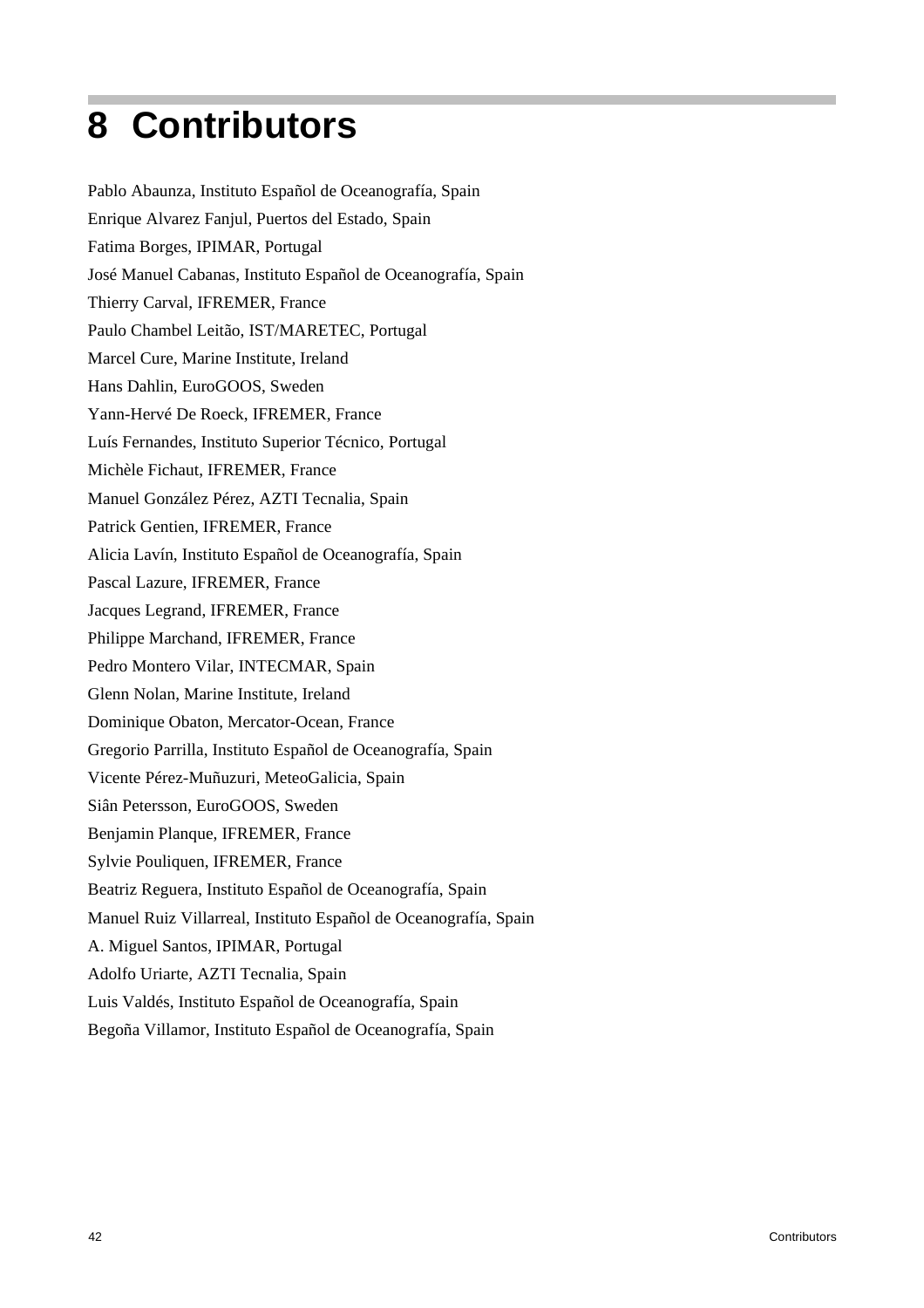# 8 Contributors

Pablo Abaunza, Instituto Español de Oceanografía, Spain

Enrique Alvarez Fanjul, Puertos del Estado, Spain

Fatima Borges, IPIMAR, Portugal

José Manuel Cabanas, Instituto Español de Oceanografía, Spain

Thierry Carval, IFREMER, France

Paulo Chambel Leitão, IST/MARETEC, Portugal

Marcel Cure, Marine Institute, Ireland

Hans Dahlin, EuroGOOS, Sweden

Yann-Hervé De Roeck, IFREMER, France

Luís Fernandes, Instituto Superior Técnico, Portugal

Michèle Fichaut, IFREMER, France

Manuel González Pérez, AZTI Tecnalia, Spain

Patrick Gentien, IFREMER, France

Alicia Lavín, Instituto Español de Oceanografía, Spain

Pascal Lazure, IFREMER, France

Jacques Legrand, IFREMER, France

Philippe Marchand, IFREMER, France

Pedro Montero Vilar, INTECMAR, Spain

Glenn Nolan, Marine Institute, Ireland

Dominique Obaton, Mercator-Ocean, France

Gregorio Parrilla, Instituto Español de Oceanografía, Spain

Vicente Pérez-Muñuzuri, MeteoGalicia, Spain

Siân Petersson, EuroGOOS, Sweden

Benjamin Planque, IFREMER, France

Sylvie Pouliquen, IFREMER, France

Beatriz Reguera, Instituto Español de Oceanografía, Spain

Manuel Ruiz Villarreal, Instituto Español de Oceanografía, Spain

A. Miguel Santos, IPIMAR, Portugal

Adolfo Uriarte, AZTI Tecnalia, Spain

Luis Valdés, Instituto Español de Oceanografía, Spain

Begoña Villamor, Instituto Español de Oceanografía, Spain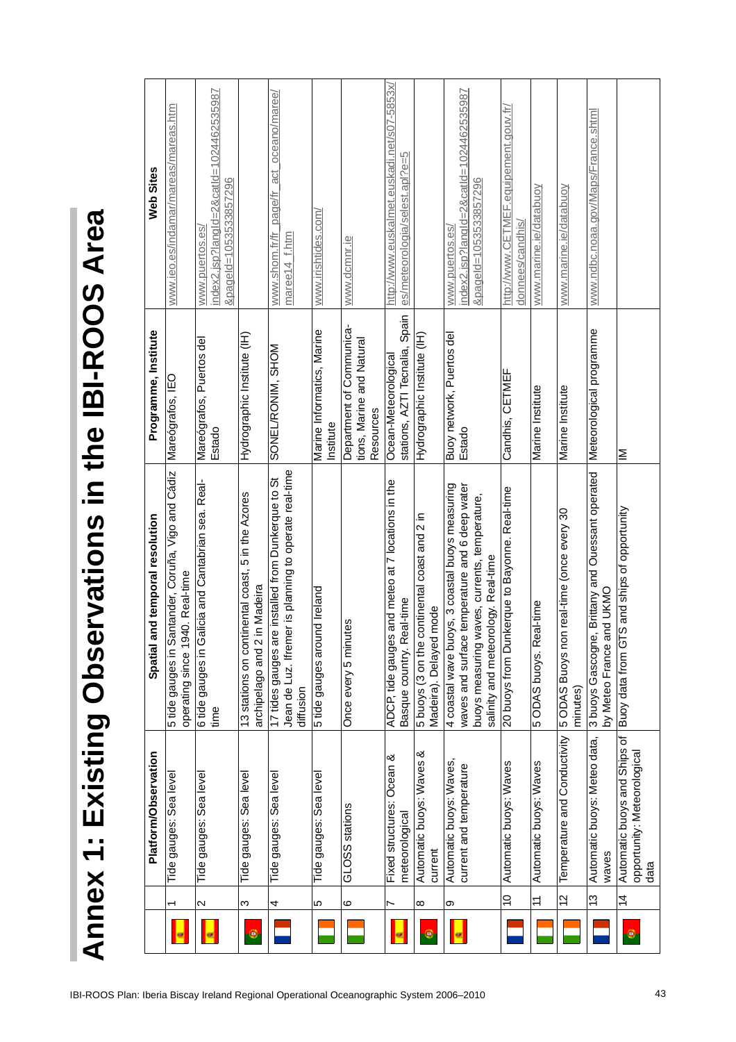# Annex 1: Existing Observations in the IBI-ROOS Area

| | | Platform/Observation | Spatial and temporal resolution | Programme, Institute | Web Sites |
|---|---|---|---|---|---|
| | 1 | Tide gauges: Sea level | 5 tide gauges in Santander, Coruña, Vigo and Cádiz operating since 1940. Real-time | Mareógrafos, IEO | www.ieo.es/indamar/mareas/mareas.htm |
| | 2 | Tide gauges: Sea level | 6 tide gauges in Galicia and Cantabrian sea. Real-time | Mareógrafos, Puertos del Estado | www.puertos.es/index2.jsp?langId=2&catId=1024462535987&pageId=1053533857296 |
| | 3 | Tide gauges: Sea level | 13 stations on continental coast, 5 in the Azores archipelago and 2 in Madeira | Hydrographic Institute (IH) | |
| | 4 | Tide gauges: Sea level | 17 tides gauges are installed from Dunkerque to St Jean de Luz. Ifremer is planning to operate real-time diffusion | SONEL/RONIM, SHOM | www.shom.fr/fr_page/fr_act_oceano/maree/maree14_f.htm |
| | 5 | Tide gauges: Sea level | 5 tide gauges around Ireland | Marine Informatics, Marine Institute | www.irishtides.com/ |
| | 6 | GLOSS stations | Once every 5 minutes | Department of Communications, Marine and Natural Resources | www.dcmnr.ie |
| | 7 | Fixed structures: Ocean & meteorological | ADCP, tide gauges and meteo at 7 locations in the Basque country. Real-time | Ocean-Meteorological stations, AZTI Tecnalia, Spain | http://www.euskalmet.euskadi.net/s07-5853x/es/meteorologia/selest.apl?e=5 |
| | 8 | Automatic buoys: Waves & current | 5 buoys (3 on the continental coast and 2 in Madeira). Delayed mode | Hydrographic Institute (IH) | |
| | 9 | Automatic buoys: Waves, current and temperature | 4 coastal wave buoys, 3 coastal buoys measuring waves and surface temperature and 6 deep water buoys measuring waves, currents, temperature, salinity and meteorology. Real-time | Buoy network, Puertos del Estado | www.puertos.es/index2.jsp?langId=2&catId=1024462535987&pageId=1053533857296 |
| | 10 | Automatic buoys: Waves | 20 buoys from Dunkerque to Bayonne. Real-time | Candhis, CETMEF | http://www.CETMEF.equipement.gouv.fr/donnees/candhis/ |
| | 11 | Automatic buoys: Waves | 5 ODAS buoys. Real-time | Marine Institute | www.marine.ie/databuoy |
| | 12 | Temperature and Conductivity | 5 ODAS Buoys non real-time (once every 30 minutes) | Marine Institute | www.marine.ie/databuoy |
| | 13 | Automatic buoys: Meteo data, waves | 3 buoys Gascogne, Brittany and Ouessant operated by Meteo France and UKMO | Meteorological programme | www.ndbc.noaa.gov/Maps/France.shtml |
| | 14 | Automatic buoys and Ships of opportunity: Meteorological data | Buoy data from GTS and ships of opportunity | IM | |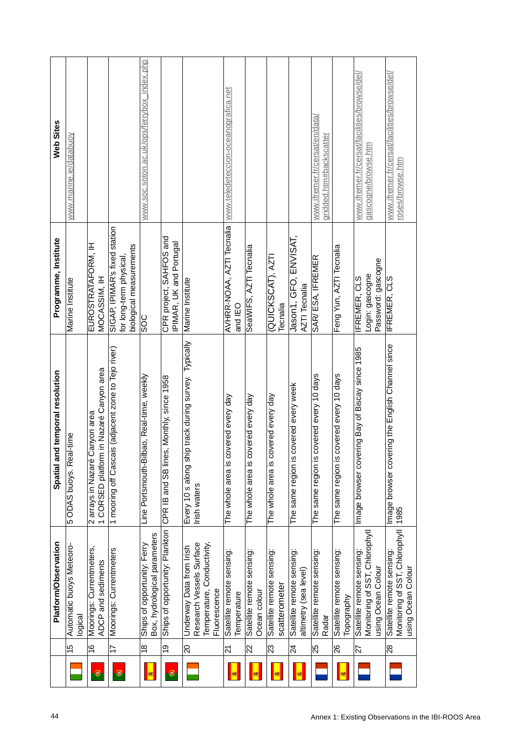| | | Platform/Observation | Spatial and temporal resolution | Programme, Institute | Web Sites |
|---|---|---|---|---|---|
| | 15 | Automatic buoys Meteorological | 5 ODAS buoys. Real-time | Marine Institute | www.marine.ie/databuoy |
| | 16 | Moorings: Currentmeters, ADCP and sediments | 2 arrays in Nazaré Canyon area<br>1 CORSED platform in Nazaré Canyon area | EUROSTRATAFORM, IH<br>MOCASSIM, IH | |
| | 17 | Moorings: Currentmeters | 1 mooring off Cascais (adjacent zone to Tejo river) | SIGAP, IPIMAR's fixed station for long-term physical, biological measurements | |
| | 18 | Ships of opportunity: Ferry Box, hydrological parameters | Line Portsmouth-Bilbao, Real-time, weekly | SOC | www.soc.soton.ac.uk/ops/ferrybox_index.php |
| | 19 | Ships of opportunity: Plankton | CPR IB and SB lines, Monthly, since 1958 | CPR project, SAHFOS and IPIMAR, UK and Portugal | |
| | 20 | Underway Data from Irish Research Vessels Surface Temperature, Conductivity, Fluorescence | Every 10 s along ship track during survey. Typically Irish waters | Marine Institute | |
| | 21 | Satellite remote sensing: Temperature | The whole area is covered every day | AVHRR-NOAA, AZTI Tecnalia and IEO | www.teledeteccion-oceanografica.net |
| | 22 | Satellite remote sensing: Ocean colour | The whole area is covered every day | SeaWIFS, AZTI Tecnalia | |
| | 23 | Satellite remote sensing: scatterometer | The whole area is covered every day | (QUICKSCAT), AZTI Tecnalia | |
| | 24 | Satellite remote sensing: altimetry (sea level) | The same region is covered every week | Jason1, GFO, ENVISAT, AZTI Tecnalia | |
| | 25 | Satellite remote sensing: Radar | The same region is covered every 10 days | SAR/ ESA, IFREMER | www.ifremer.fr/cersat/en/data/gridded.htm#backscatter |
| | 26 | Satellite remote sensing: Topography | The same region is covered every 10 days | Feng Yun, AZTI Tecnalia | |
| | 27 | Satellite remote sensing: Monitoring of SST, Chlorophyll using Ocean Colour | Image browser covering Bay of Biscay since 1985 | IFREMER, CLS<br>Login: gascogne<br>Password: gascogne | www.ifremer.fr/cersat/facilities/browse/del/gascogne/browse.htm |
| | 28 | Satellite remote sensing: Monitoring of SST, Chlorophyll using Ocean Colour | Image browser covering the English Channel since 1985 | IFREMER, CLS | www.ifremer.fr/cersat/facilities/browse/del/roses/browse.htm |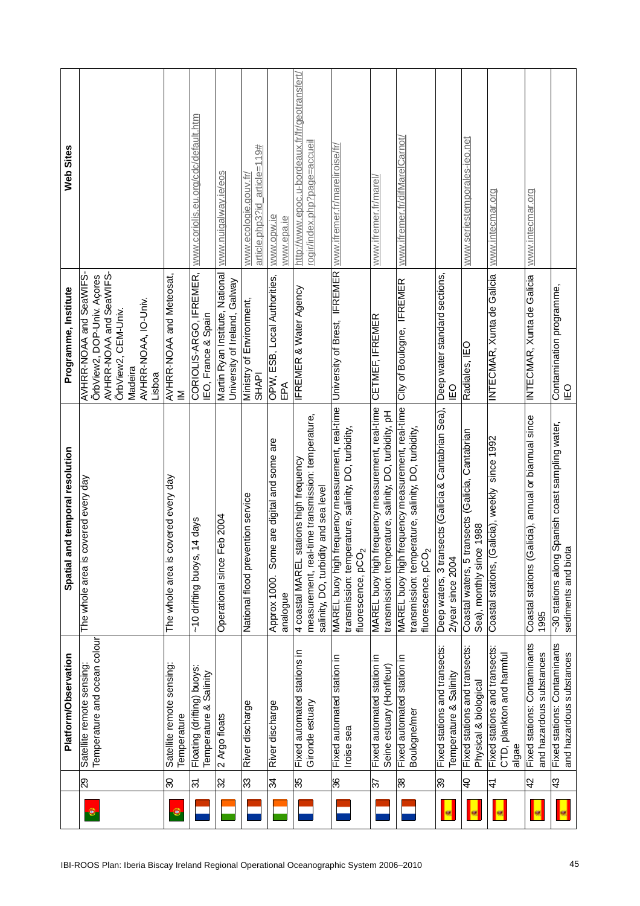| | | Platform/Observation | Spatial and temporal resolution | Programme, Institute | Web Sites |
|---|---|---|---|---|---|
| | 29 | Satellite remote sensing: Temperature and ocean colour | The whole area is covered every day | AVHRR-NOAA and SeaWIFS-ÕrbView2, DOP-Univ. Açores AVHRR-NOAA and SeaWIFS-ÕrbView2, CEM-Univ. Madeira AVHRR-NOAA, IO-Univ. Lisboa | |
| | 30 | Satellite remote sensing: Temperature | The whole area is covered every day | AVHRR-NOAA and Meteosat, IM | |
| | 31 | Floating (drifting) buoys: Temperature & Salinity | ~10 drifting buoys, 14 days | CORIOLIS-ARGO, IFREMER, IEO, France & Spain | www.coriolis.eu.org/cdc/default.htm |
| | 32 | 2 Argo floats | Operational since Feb 2004 | Martin Ryan Institute, National University of Ireland, Galway | www.nuigalway.ie/eos |
| | 33 | River discharge | National flood prevention service | Ministry of Environment, SHAPI | www.ecologie.gouv.fr/article.php3?id_article=119# |
| | 34 | River discharge | Approx 1000. Some are digital and some are analogue | OPW, ESB, Local Authorities, EPA | www.opw.ie www.epa.ie |
| | 35 | Fixed automated stations in Gironde estuary | 4 coastal MAREL stations high frequency measurement, real-time transmission: temperature, salinity, DO, turbidity and sea level | IFREMER & Water Agency | http://www.epoc.u-bordeaux.fr/fr/geotransfert/rogir/index.php?page=accueil |
| | 36 | Fixed automated station in Iroise sea | MAREL buoy high frequency measurement, real-time transmission: temperature, salinity, DO, turbidity, fluorescence, $pCO_2$ | University of Brest, IFREMER | www.ifremer.fr/mareliroise/fr/ |
| | 37 | Fixed automated station in Seine estuary (Honfleur) | MAREL buoy high frequency measurement, real-time transmission: temperature, salinity, DO, turbidity, pH | CETMEF, IFREMER | www.ifremer.fr/marel/ |
| | 38 | Fixed automated station in Boulogne/mer | MAREL buoy high frequency measurement, real-time transmission: temperature, salinity, DO, turbidity, fluorescence, $pCO_2$ | City of Boulogne, IFREMER | www.ifremer.fr/difMarelCarnot/ |
| | 39 | Fixed stations and transects: Temperature & Salinity | Deep waters, 3 transects (Galicia & Cantabrian Sea), 2/year since 2004 | Deep water standard sections, IEO | |
| | 40 | Fixed stations and transects: Physical & biological | Coastal waters, 5 transects (Galicia, Cantabrian Sea), monthly since 1988 | Radiales, IEO | www.seriestemporales-ieo.net |
| | 41 | Fixed stations and transects: CTD, plankton and harmful algae | Coastal stations, (Galicia), weekly since 1992 | INTECMAR, Xunta de Galicia | www.intecmar.org |
| | 42 | Fixed stations: Contaminants and hazardous substances | Coastal stations (Galicia), annual or biannual since 1995 | INTECMAR, Xunta de Galicia | www.intecmar.org |
| | 43 | Fixed stations: Contaminants and hazardous substances | ~30 stations along Spanish coast sampling water, sediments and biota | Contamination programme, IEO | |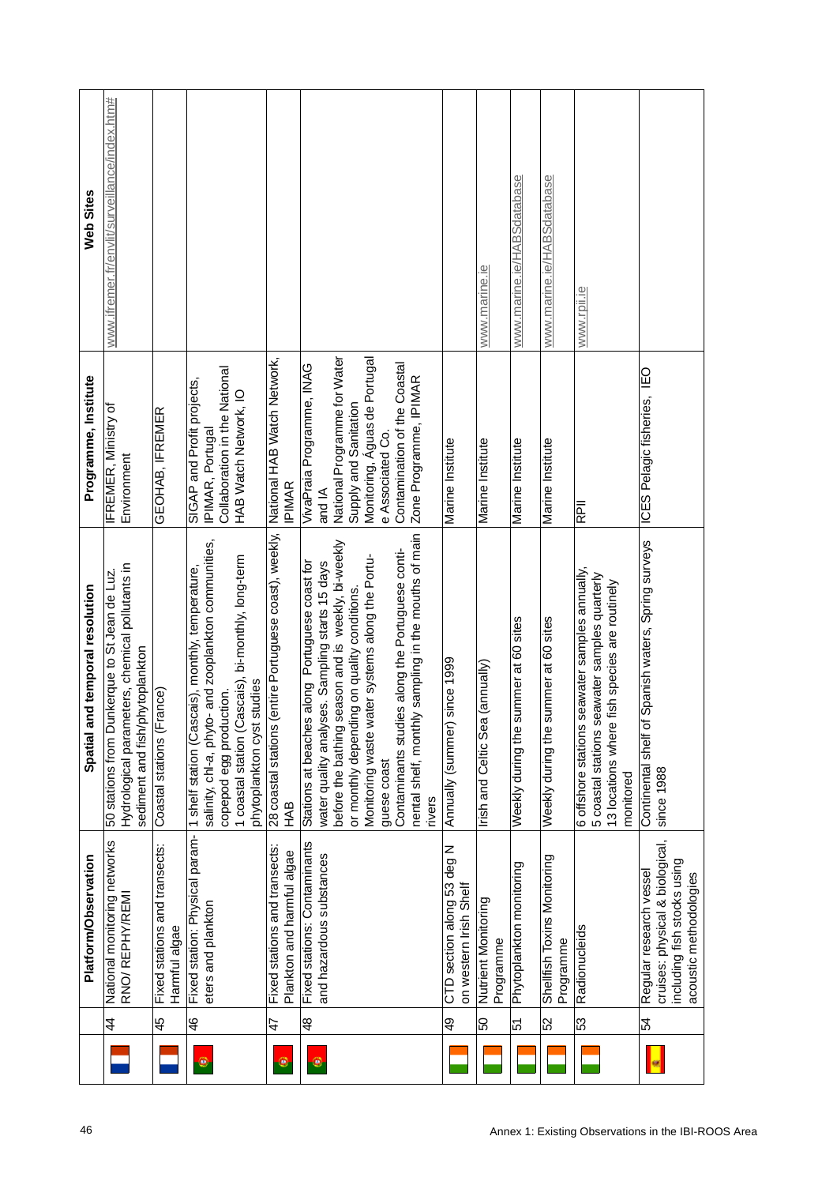| | | Platform/Observation | Spatial and temporal resolution | Programme, Institute | Web Sites |
|---|---|---|---|---|---|
| | 44 | National monitoring networks RNO/ REPHY/REMI | 50 stations from Dunkerque to St Jean de Luz. Hydrological parameters, chemical pollutants in sediment and fish/phytoplankton | IFREMER, Ministry of Environment | www.ifremer.fr/envlit/surveillance/index.htm# |
| | 45 | Fixed stations and transects: Harmful algae | Coastal stations (France) | GEOHAB, IFREMER | |
| | 46 | Fixed station: Physical parameters and plankton | 1 shelf station (Cascais), monthly, temperature, salinity, chl-a, phyto- and zooplankton communities, copepod egg production. 1 coastal station (Cascais), bi-monthly, long-term phytoplankton cyst studies | SIGAP and Profit projects, IPIMAR, Portugal Collaboration in the National HAB Watch Network, IO | |
| | 47 | Fixed stations and transects: Plankton and harmful algae | 28 coastal stations (entire Portuguese coast), weekly, HAB | National HAB Watch Network, IPIMAR | |
| | 48 | Fixed stations: Contaminants and hazardous substances | Stations at beaches along Portuguese coast for water quality analyses. Sampling starts 15 days before the bathing season and is weekly, bi-weekly or monthly depending on quality conditions. Monitoring waste water systems along the Portuguese coast Contaminants studies along the Portuguese continental shelf, monthly sampling in the mouths of main rivers | VivaPraia Programme, INAG and IA National Programme for Water Supply and Sanitation Monitoring, Águas de Portugal e Associated Co. Contamination of the Coastal Zone Programme, IPIMAR | |
| | 49 | CTD section along 53 deg N on western Irish Shelf | Annually (summer) since 1999 | Marine Institute | |
| | 50 | Nutrient Monitoring Programme | Irish and Celtic Sea (annually) | Marine Institute | www.marine.ie |
| | 51 | Phytoplankton monitoring | Weekly during the summer at 60 sites | Marine Institute | www.marine.ie/HABSdatabase |
| | 52 | Shellfish Toxins Monitoring Programme | Weekly during the summer at 60 sites | Marine Institute | www.marine.ie/HABSdatabase |
| | 53 | Radionucleids | 6 offshore stations seawater samples annually, 5 coastal stations seawater samples quarterly 13 locations where fish species are routinely monitored | RPII | www.rpii.ie |
| | 54 | Regular research vessel cruises: physical & biological, including fish stocks using acoustic methodologies | Continental shelf of Spanish waters, Spring surveys since 1988 | ICES Pelagic fisheries, IEO | |

Annex 1: Existing Observations in the IBI-ROOS Area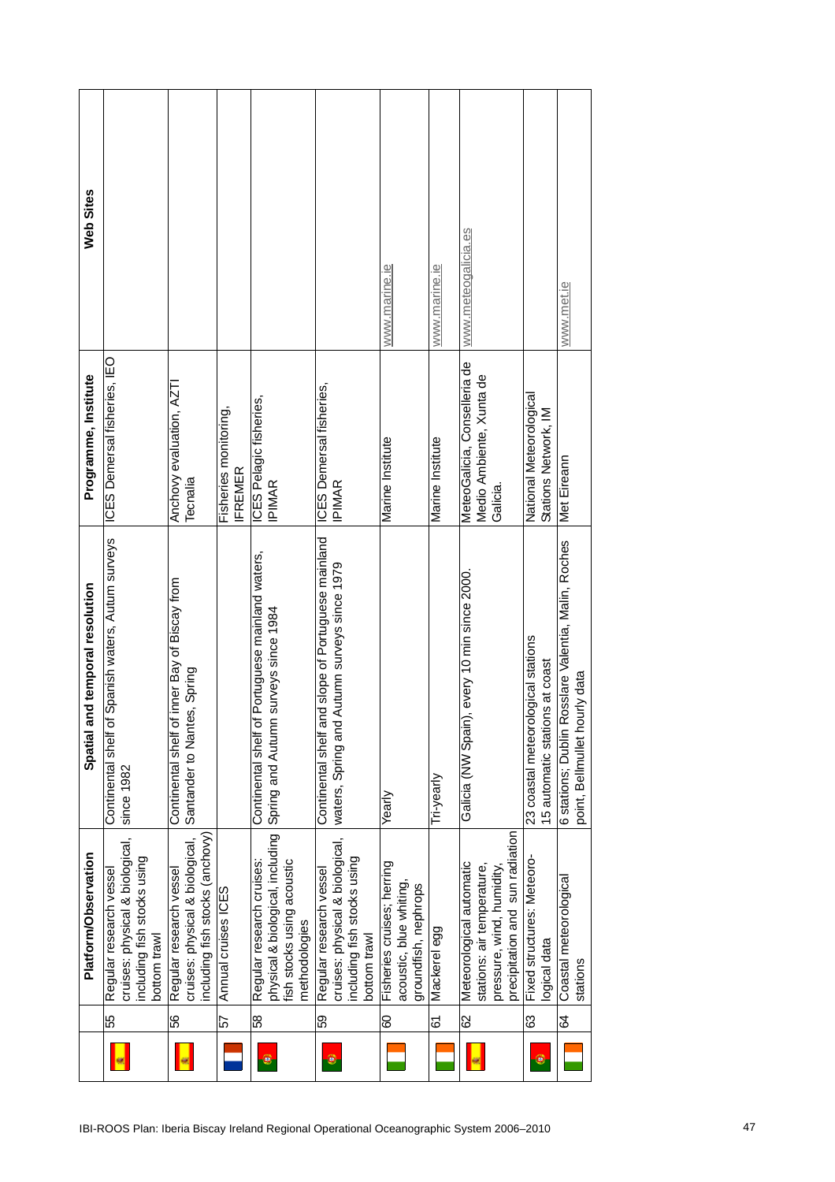|  |  | Platform/Observation | Spatial and temporal resolution | Programme, Institute | Web Sites |
|---|---|---|---|---|---|
|  | 55 | Regular research vessel cruises: physical & biological, including fish stocks using bottom trawl | Continental shelf of Spanish waters, Autum surveys since 1982 | ICES Demersal fisheries, IEO |  |
|  | 56 | Regular research vessel cruises: physical & biological, including fish stocks (anchovy) | Continental shelf of inner Bay of Biscay from Santander to Nantes, Spring | Anchovy evaluation, AZTI Tecnalia |  |
|  | 57 | Annual cruises ICES |  | Fisheries monitoring, IFREMER |  |
|  | 58 | Regular research cruises: physical & biological, including fish stocks using acoustic methodologies | Continental shelf of Portuguese mainland waters, Spring and Autumn surveys since 1984 | ICES Pelagic fisheries, IPIMAR |  |
|  | 59 | Regular research vessel cruises: physical & biological, including fish stocks using bottom trawl | Continental shelf and slope of Portuguese mainland waters, Spring and Autumn surveys since 1979 | ICES Demersal fisheries, IPIMAR |  |
|  | 60 | Fisheries cruises; herring acoustic, blue whiting, groundfish, nephrops | Yearly | Marine Institute | www.marine.ie |
|  | 61 | Mackerel egg | Tri-yearly | Marine Institute | www.marine.ie |
|  | 62 | Meteorological automatic stations: air temperature, pressure, wind, humidity, precipitation and sun radiation | Galicia (NW Spain), every 10 min since 2000. | MeteoGalicia, Conselleria de Medio Ambiente, Xunta de Galicia. | www.meteogalicia.es |
|  | 63 | Fixed structures: Meteorological data | 23 coastal meteorological stations<br>15 automatic stations at coast | National Meteorological Stations Network, IM |  |
|  | 64 | Coastal meteorological stations | 6 stations; Dublin Rosslare Valentia, Malin, Roches point, Bellmullet hourly data | Met Eireann | www.met.ie |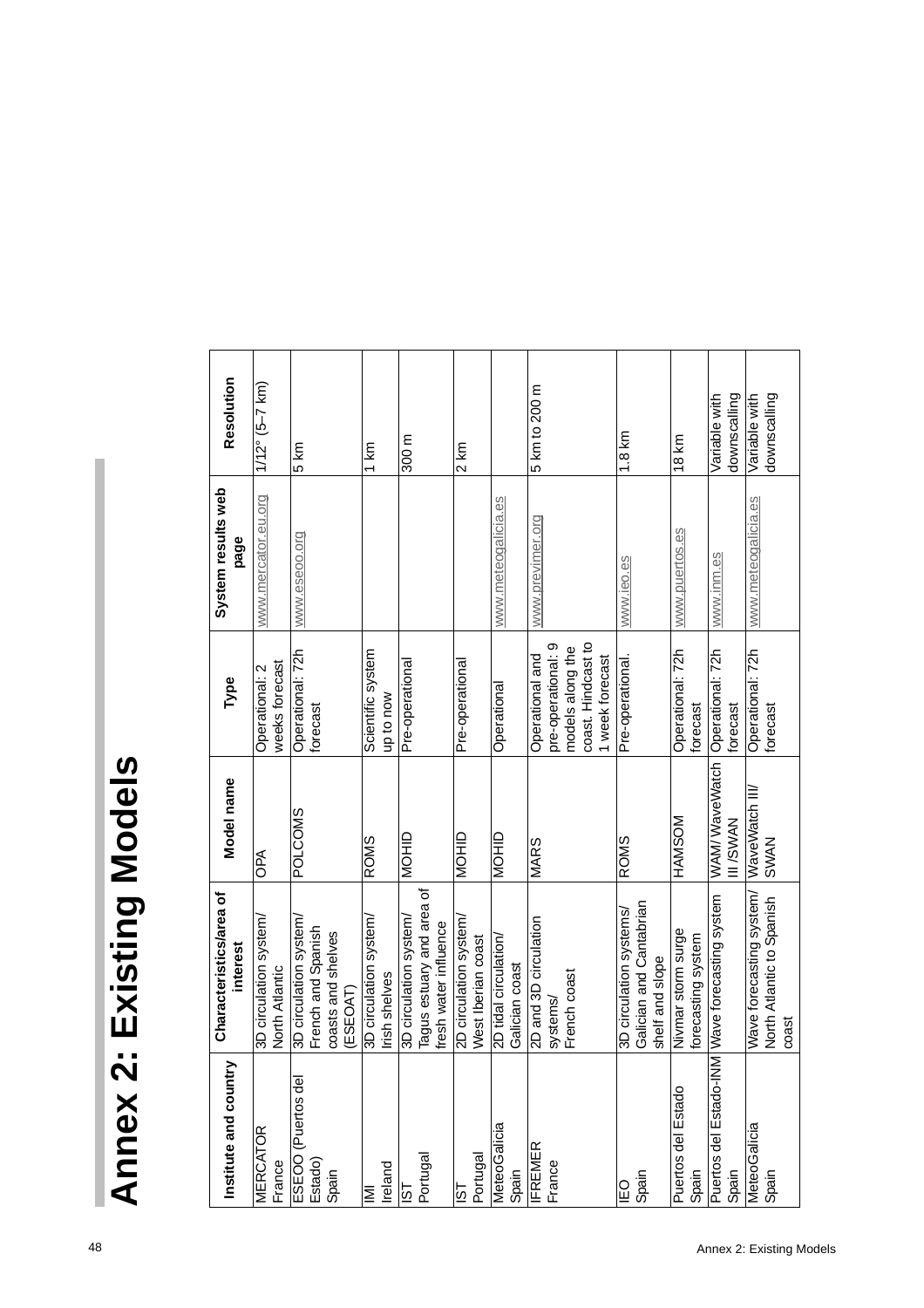# Annex 2: Existing Models

| Institute and country | Characteristics/area of interest | Model name | Type | System results web page | Resolution |
|---|---|---|---|---|---|
| MERCATOR France | 3D circulation system/ North Atlantic | OPA | Operational: 2 weeks forecast | www.mercator.eu.org | 1/12° (5–7 km) |
| ESEOO (Puertos del Estado) Spain | 3D circulation system/ French and Spanish coasts and shelves (ESEOAT) | POLCOMS | Operational: 72h forecast | www.eseoo.org | 5 km |
| IMI Ireland | 3D circulation system/ Irish shelves | ROMS | Scientific system up to now | | 1 km |
| IST Portugal | 3D circulation system/ Tagus estuary and area of fresh water influence | MOHID | Pre-operational | | 300 m |
| IST Portugal | 2D circulation system/ West Iberian coast | MOHID | Pre-operational | | 2 km |
| MeteoGalicia Spain | 2D tidal circulation/ Galician coast | MOHID | Operational | www.meteogalicia.es | |
| IFREMER France | 2D and 3D circulation systems/ French coast | MARS | Operational and pre-operational: 9 models along the coast. Hindcast to 1 week forecast | www.previmer.org | 5 km to 200 m |
| IEO Spain | 3D circulation systems/ Galician and Cantabrian shelf and slope | ROMS | Pre-operational. | www.ieo.es | 1.8 km |
| Puertos del Estado Spain | Nivmar storm surge forecasting system | HAMSOM | Operational: 72h forecast | www.puertos.es | 18 km |
| Puertos del Estado-INM Spain | Wave forecasting system | WAM/ WaveWatch III /SWAN | Operational: 72h forecast | www.inm.es | Variable with downscalling |
| MeteoGalicia Spain | Wave forecasting system/ North Atlantic to Spanish coast | WaveWatch III/ SWAN | Operational: 72h forecast | www.meteogalicia.es | Variable with downscalling |